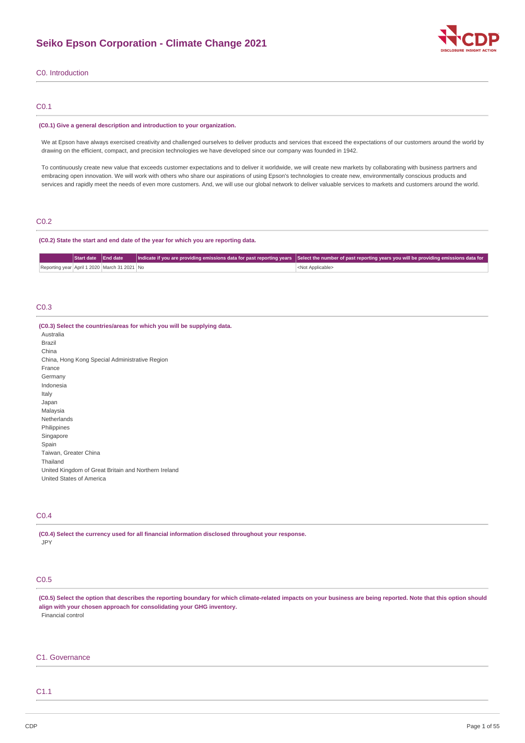# Seiko Epson Corporation - Climate Change 2021

## C0. Introduction

### C0.1

**(C0.1) Give a general description and introduction to your organization.**

We at Epson have always exercised creativity and challenged ourselves to deliver products and services that exceed the expectations of our customers around the world by drawing on the efficient, compact, and precision technologies we have developed since our company was founded in 1942.

To continuously create new value that exceeds customer expectations and to deliver it worldwide, we will create new markets by collaborating with business partners and embracing open innovation. We will work with others who share our aspirations of using Epson's technologies to create new, environmentally conscious products and services and rapidly meet the needs of even more customers. And, we will use our global network to deliver valuable services to markets and customers around the world.

### C0.2

**(C0.2) State the start and end date of the year for which you are reporting data.**

| | Start date | End date | Indicate if you are providing emissions data for past reporting years | Select the number of past reporting years you will be providing emissions data for |
|---|---|---|---|---|
| Reporting year | April 1 2020 | March 31 2021 | No | <Not Applicable> |

### C0.3

**(C0.3) Select the countries/areas for which you will be supplying data.**

Australia
Brazil
China
China, Hong Kong Special Administrative Region
France
Germany
Indonesia
Italy
Japan
Malaysia
Netherlands
Philippines
Singapore
Spain
Taiwan, Greater China
Thailand
United Kingdom of Great Britain and Northern Ireland
United States of America

### C0.4

**(C0.4) Select the currency used for all financial information disclosed throughout your response.**

JPY

### C0.5

**(C0.5) Select the option that describes the reporting boundary for which climate-related impacts on your business are being reported. Note that this option should align with your chosen approach for consolidating your GHG inventory.**

Financial control

## C1. Governance

### C1.1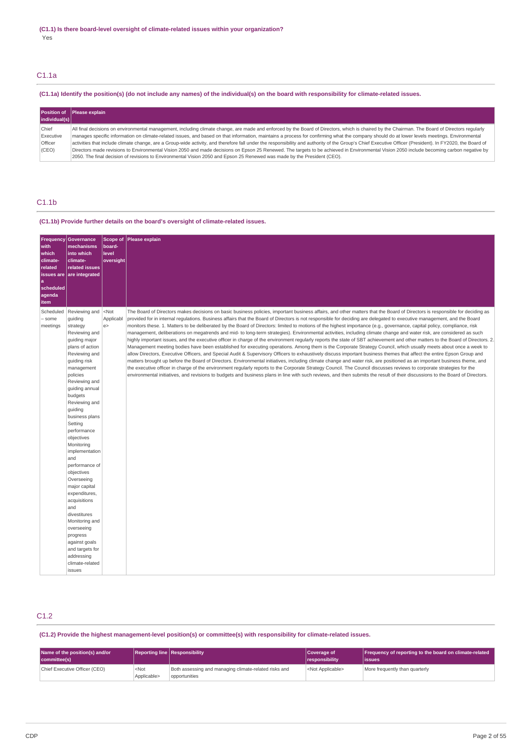**(C1.1) Is there board-level oversight of climate-related issues within your organization?**

Yes

## C1.1a

**(C1.1a) Identify the position(s) (do not include any names) of the individual(s) on the board with responsibility for climate-related issues.**

| Position of individual(s) | Please explain |
| --- | --- |
| Chief Executive Officer (CEO) | All final decisions on environmental management, including climate change, are made and enforced by the Board of Directors, which is chaired by the Chairman. The Board of Directors regularly manages specific information on climate-related issues, and based on that information, maintains a process for confirming what the company should do at lower levels meetings. Environmental activities that include climate change, are a Group-wide activity, and therefore fall under the responsibility and authority of the Group's Chief Executive Officer (President). In FY2020, the Board of Directors made revisions to Environmental Vision 2050 and made decisions on Epson 25 Renewed. The targets to be achieved in Environmental Vision 2050 include becoming carbon negative by 2050. The final decision of revisions to Environmental Vision 2050 and Epson 25 Renewed was made by the President (CEO). |

## C1.1b

**(C1.1b) Provide further details on the board's oversight of climate-related issues.**

| Frequency with which climate-related issues are a scheduled agenda item | Governance mechanisms into which climate-related issues are integrated | Scope of board-level oversight | Please explain |
| --- | --- | --- | --- |
| Scheduled – some meetings | Reviewing and guiding strategy<br>Reviewing and guiding major plans of action<br>Reviewing and guiding risk management policies<br>Reviewing and guiding annual budgets<br>Reviewing and guiding business plans<br>Setting performance objectives<br>Monitoring implementation and performance of objectives<br>Overseeing major capital expenditures, acquisitions and divestitures<br>Monitoring and overseeing progress against goals and targets for addressing climate-related issues | <Not Applicable> | The Board of Directors makes decisions on basic business policies, important business affairs, and other matters that the Board of Directors is responsible for deciding as provided for in internal regulations. Business affairs that the Board of Directors is not responsible for deciding are delegated to executive management, and the Board monitors these. 1. Matters to be deliberated by the Board of Directors: limited to motions of the highest importance (e.g., governance, capital policy, compliance, risk management, deliberations on megatrends and mid- to long-term strategies). Environmental activities, including climate change and water risk, are considered as such highly important issues, and the executive officer in charge of the environment regularly reports the state of SBT achievement and other matters to the Board of Directors. 2. Management meeting bodies have been established for executing operations. Among them is the Corporate Strategy Council, which usually meets about once a week to allow Directors, Executive Officers, and Special Audit & Supervisory Officers to exhaustively discuss important business themes that affect the entire Epson Group and matters brought up before the Board of Directors. Environmental initiatives, including climate change and water risk, are positioned as an important business theme, and the executive officer in charge of the environment regularly reports to the Corporate Strategy Council. The Council discusses reviews to corporate strategies for the environmental initiatives, and revisions to budgets and business plans in line with such reviews, and then submits the result of their discussions to the Board of Directors. |

## C1.2

**(C1.2) Provide the highest management-level position(s) or committee(s) with responsibility for climate-related issues.**

| Name of the position(s) and/or committee(s) | Reporting line | Responsibility | Coverage of responsibility | Frequency of reporting to the board on climate-related issues |
| --- | --- | --- | --- | --- |
| Chief Executive Officer (CEO) | <Not Applicable> | Both assessing and managing climate-related risks and opportunities | <Not Applicable> | More frequently than quarterly |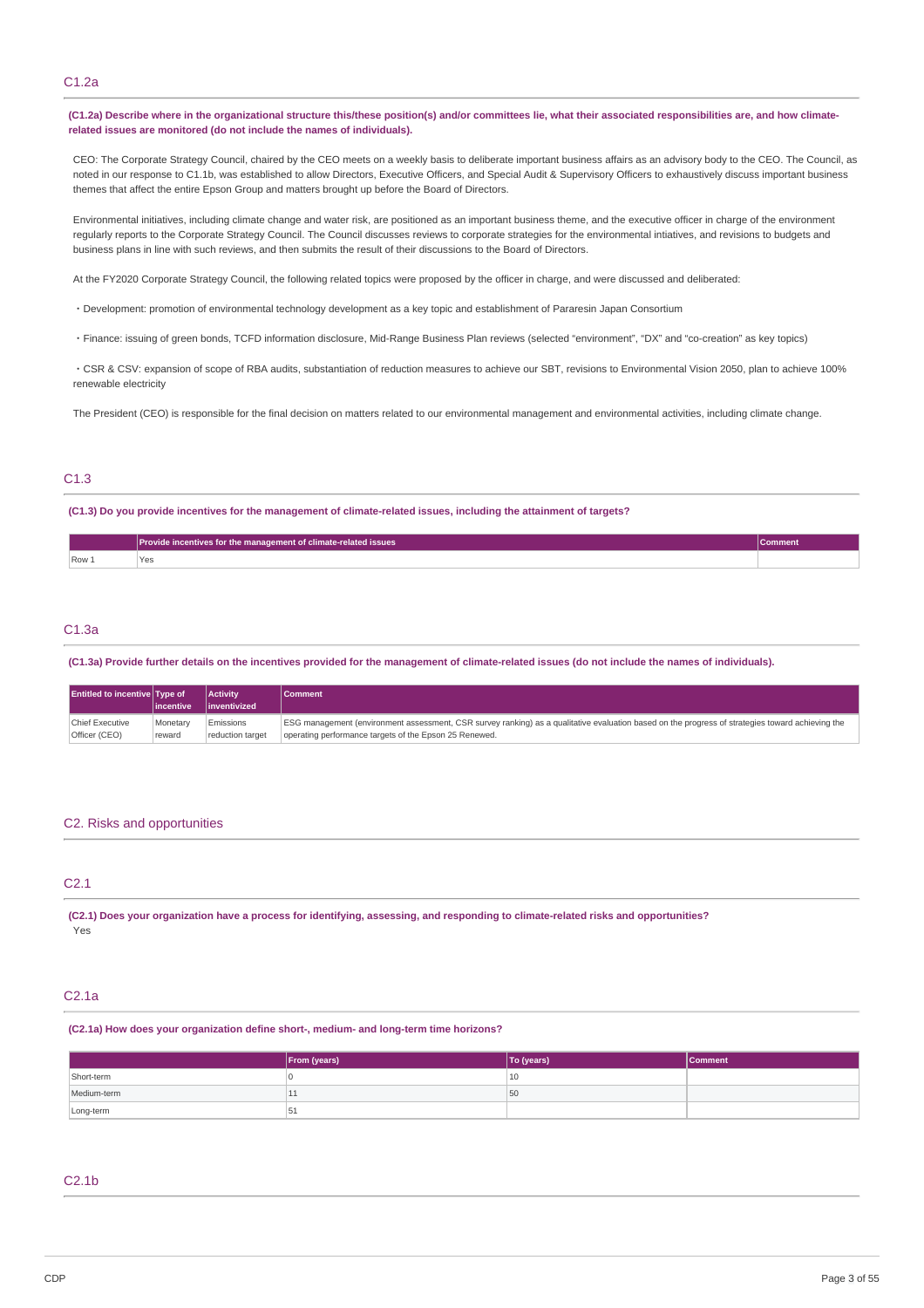## C1.2a

**(C1.2a) Describe where in the organizational structure this/these position(s) and/or committees lie, what their associated responsibilities are, and how climate-related issues are monitored (do not include the names of individuals).**

CEO: The Corporate Strategy Council, chaired by the CEO meets on a weekly basis to deliberate important business affairs as an advisory body to the CEO. The Council, as noted in our response to C1.1b, was established to allow Directors, Executive Officers, and Special Audit & Supervisory Officers to exhaustively discuss important business themes that affect the entire Epson Group and matters brought up before the Board of Directors.

Environmental initiatives, including climate change and water risk, are positioned as an important business theme, and the executive officer in charge of the environment regularly reports to the Corporate Strategy Council. The Council discusses reviews to corporate strategies for the environmental intiatives, and revisions to budgets and business plans in line with such reviews, and then submits the result of their discussions to the Board of Directors.

At the FY2020 Corporate Strategy Council, the following related topics were proposed by the officer in charge, and were discussed and deliberated:

・Development: promotion of environmental technology development as a key topic and establishment of Pararesin Japan Consortium

・Finance: issuing of green bonds, TCFD information disclosure, Mid-Range Business Plan reviews (selected “environment”, “DX” and “co-creation” as key topics)

・CSR & CSV: expansion of scope of RBA audits, substantiation of reduction measures to achieve our SBT, revisions to Environmental Vision 2050, plan to achieve 100% renewable electricity

The President (CEO) is responsible for the final decision on matters related to our environmental management and environmental activities, including climate change.

## C1.3

**(C1.3) Do you provide incentives for the management of climate-related issues, including the attainment of targets?**

| | Provide incentives for the management of climate-related issues | Comment |
|---|---|---|
| Row 1 | Yes | |

## C1.3a

**(C1.3a) Provide further details on the incentives provided for the management of climate-related issues (do not include the names of individuals).**

| Entitled to incentive | Type of incentive | Activity inventivized | Comment |
|---|---|---|---|
| Chief Executive Officer (CEO) | Monetary reward | Emissions reduction target | ESG management (environment assessment, CSR survey ranking) as a qualitative evaluation based on the progress of strategies toward achieving the operating performance targets of the Epson 25 Renewed. |

# C2. Risks and opportunities

## C2.1

**(C2.1) Does your organization have a process for identifying, assessing, and responding to climate-related risks and opportunities?**

Yes

## C2.1a

**(C2.1a) How does your organization define short-, medium- and long-term time horizons?**

| | From (years) | To (years) | Comment |
|---|---|---|---|
| Short-term | 0 | 10 | |
| Medium-term | 11 | 50 | |
| Long-term | 51 | | |

## C2.1b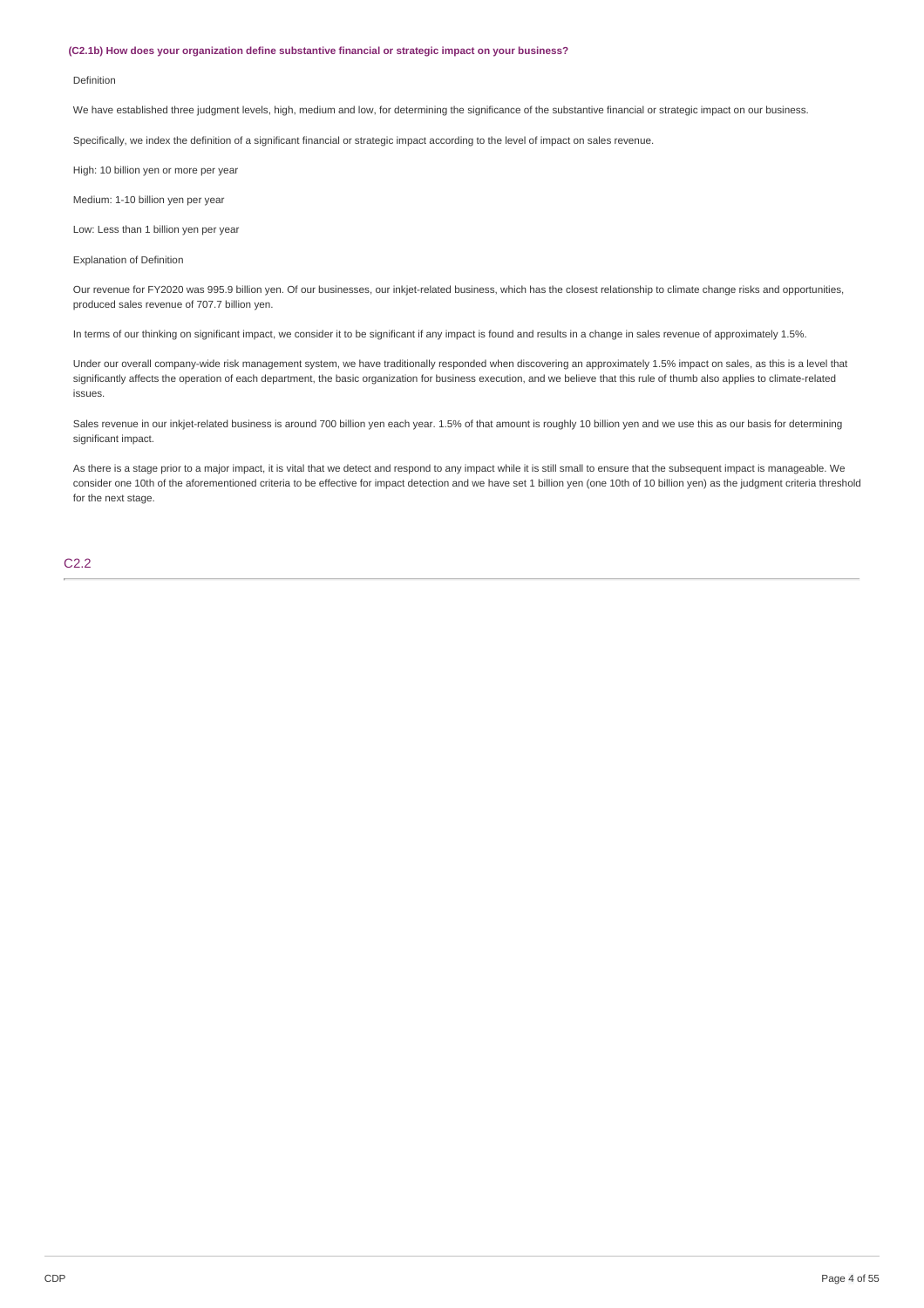### (C2.1b) How does your organization define substantive financial or strategic impact on your business?

Definition

We have established three judgment levels, high, medium and low, for determining the significance of the substantive financial or strategic impact on our business.

Specifically, we index the definition of a significant financial or strategic impact according to the level of impact on sales revenue.

High: 10 billion yen or more per year

Medium: 1-10 billion yen per year

Low: Less than 1 billion yen per year

Explanation of Definition

Our revenue for FY2020 was 995.9 billion yen. Of our businesses, our inkjet-related business, which has the closest relationship to climate change risks and opportunities, produced sales revenue of 707.7 billion yen.

In terms of our thinking on significant impact, we consider it to be significant if any impact is found and results in a change in sales revenue of approximately 1.5%.

Under our overall company-wide risk management system, we have traditionally responded when discovering an approximately 1.5% impact on sales, as this is a level that significantly affects the operation of each department, the basic organization for business execution, and we believe that this rule of thumb also applies to climate-related issues.

Sales revenue in our inkjet-related business is around 700 billion yen each year. 1.5% of that amount is roughly 10 billion yen and we use this as our basis for determining significant impact.

As there is a stage prior to a major impact, it is vital that we detect and respond to any impact while it is still small to ensure that the subsequent impact is manageable. We consider one 10th of the aforementioned criteria to be effective for impact detection and we have set 1 billion yen (one 10th of 10 billion yen) as the judgment criteria threshold for the next stage.

## C2.2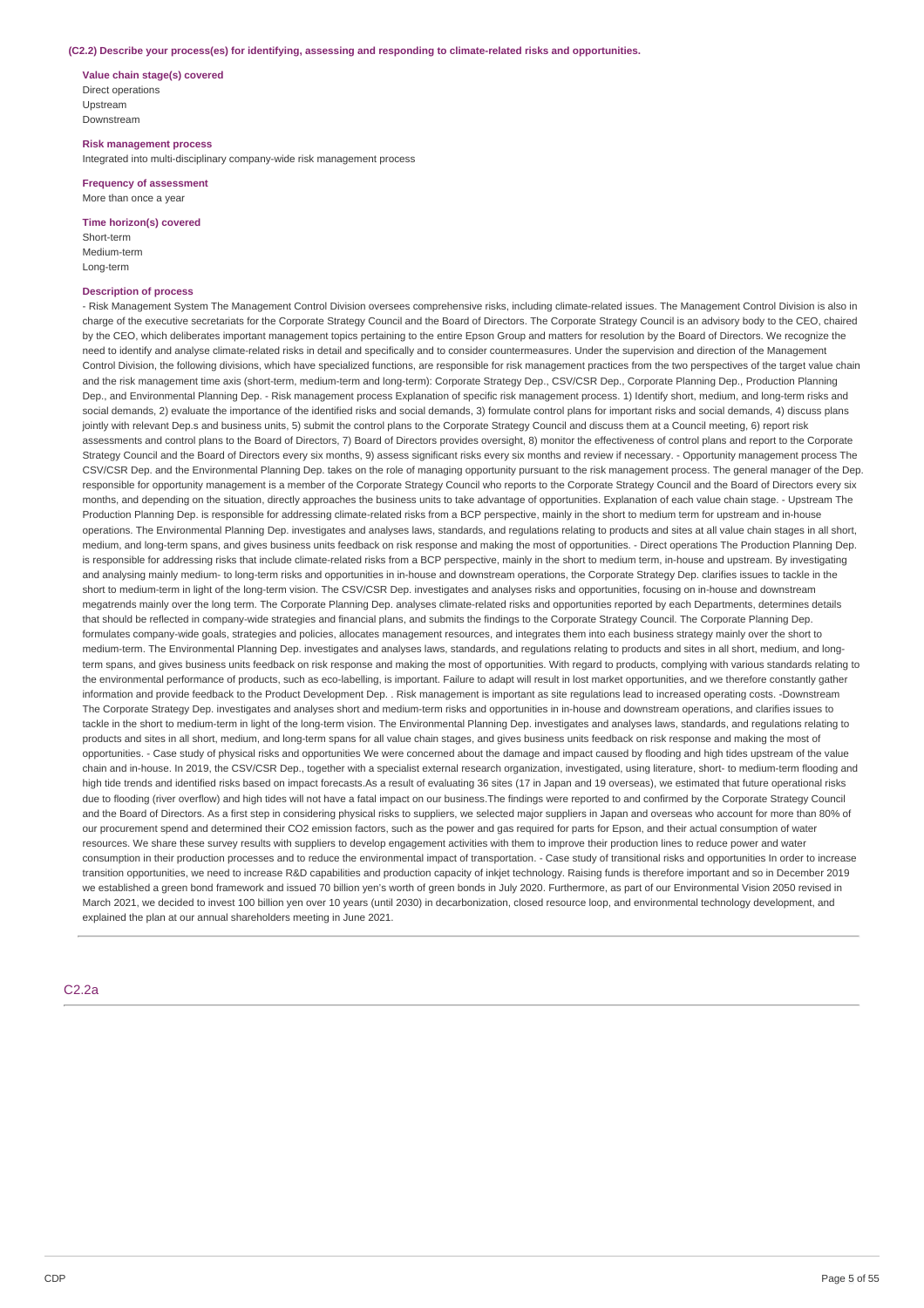**(C2.2) Describe your process(es) for identifying, assessing and responding to climate-related risks and opportunities.**

**Value chain stage(s) covered**
Direct operations
Upstream
Downstream

**Risk management process**
Integrated into multi-disciplinary company-wide risk management process

**Frequency of assessment**
More than once a year

**Time horizon(s) covered**
Short-term
Medium-term
Long-term

**Description of process**
- Risk Management System The Management Control Division oversees comprehensive risks, including climate-related issues. The Management Control Division is also in charge of the executive secretariats for the Corporate Strategy Council and the Board of Directors. The Corporate Strategy Council is an advisory body to the CEO, chaired by the CEO, which deliberates important management topics pertaining to the entire Epson Group and matters for resolution by the Board of Directors. We recognize the need to identify and analyse climate-related risks in detail and specifically and to consider countermeasures. Under the supervision and direction of the Management Control Division, the following divisions, which have specialized functions, are responsible for risk management practices from the two perspectives of the target value chain and the risk management time axis (short-term, medium-term and long-term): Corporate Strategy Dep., CSV/CSR Dep., Corporate Planning Dep., Production Planning Dep., and Environmental Planning Dep. - Risk management process Explanation of specific risk management process. 1) Identify short, medium, and long-term risks and social demands, 2) evaluate the importance of the identified risks and social demands, 3) formulate control plans for important risks and social demands, 4) discuss plans jointly with relevant Dep.s and business units, 5) submit the control plans to the Corporate Strategy Council and discuss them at a Council meeting, 6) report risk assessments and control plans to the Board of Directors, 7) Board of Directors provides oversight, 8) monitor the effectiveness of control plans and report to the Corporate Strategy Council and the Board of Directors every six months, 9) assess significant risks every six months and review if necessary. - Opportunity management process The CSV/CSR Dep. and the Environmental Planning Dep. takes on the role of managing opportunity pursuant to the risk management process. The general manager of the Dep. responsible for opportunity management is a member of the Corporate Strategy Council who reports to the Corporate Strategy Council and the Board of Directors every six months, and depending on the situation, directly approaches the business units to take advantage of opportunities. Explanation of each value chain stage. - Upstream The Production Planning Dep. is responsible for addressing climate-related risks from a BCP perspective, mainly in the short to medium term for upstream and in-house operations. The Environmental Planning Dep. investigates and analyses laws, standards, and regulations relating to products and sites at all value chain stages in all short, medium, and long-term spans, and gives business units feedback on risk response and making the most of opportunities. - Direct operations The Production Planning Dep. is responsible for addressing risks that include climate-related risks from a BCP perspective, mainly in the short to medium term, in-house and upstream. By investigating and analysing mainly medium- to long-term risks and opportunities in in-house and downstream operations, the Corporate Strategy Dep. clarifies issues to tackle in the short to medium-term in light of the long-term vision. The CSV/CSR Dep. investigates and analyses risks and opportunities, focusing on in-house and downstream megatrends mainly over the long term. The Corporate Planning Dep. analyses climate-related risks and opportunities reported by each Departments, determines details that should be reflected in company-wide strategies and financial plans, and submits the findings to the Corporate Strategy Council. The Corporate Planning Dep. formulates company-wide goals, strategies and policies, allocates management resources, and integrates them into each business strategy mainly over the short to medium-term. The Environmental Planning Dep. investigates and analyses laws, standards, and regulations relating to products and sites in all short, medium, and long-term spans, and gives business units feedback on risk response and making the most of opportunities. With regard to products, complying with various standards relating to the environmental performance of products, such as eco-labelling, is important. Failure to adapt will result in lost market opportunities, and we therefore constantly gather information and provide feedback to the Product Development Dep. . Risk management is important as site regulations lead to increased operating costs. -Downstream The Corporate Strategy Dep. investigates and analyses short and medium-term risks and opportunities in in-house and downstream operations, and clarifies issues to tackle in the short to medium-term in light of the long-term vision. The Environmental Planning Dep. investigates and analyses laws, standards, and regulations relating to products and sites in all short, medium, and long-term spans for all value chain stages, and gives business units feedback on risk response and making the most of opportunities. - Case study of physical risks and opportunities We were concerned about the damage and impact caused by flooding and high tides upstream of the value chain and in-house. In 2019, the CSV/CSR Dep., together with a specialist external research organization, investigated, using literature, short- to medium-term flooding and high tide trends and identified risks based on impact forecasts.As a result of evaluating 36 sites (17 in Japan and 19 overseas), we estimated that future operational risks due to flooding (river overflow) and high tides will not have a fatal impact on our business.The findings were reported to and confirmed by the Corporate Strategy Council and the Board of Directors. As a first step in considering physical risks to suppliers, we selected major suppliers in Japan and overseas who account for more than 80% of our procurement spend and determined their $CO_2$ emission factors, such as the power and gas required for parts for Epson, and their actual consumption of water resources. We share these survey results with suppliers to develop engagement activities with them to improve their production lines to reduce power and water consumption in their production processes and to reduce the environmental impact of transportation. - Case study of transitional risks and opportunities In order to increase transition opportunities, we need to increase R&D capabilities and production capacity of inkjet technology. Raising funds is therefore important and so in December 2019 we established a green bond framework and issued 70 billion yen's worth of green bonds in July 2020. Furthermore, as part of our Environmental Vision 2050 revised in March 2021, we decided to invest 100 billion yen over 10 years (until 2030) in decarbonization, closed resource loop, and environmental technology development, and explained the plan at our annual shareholders meeting in June 2021.

## C2.2a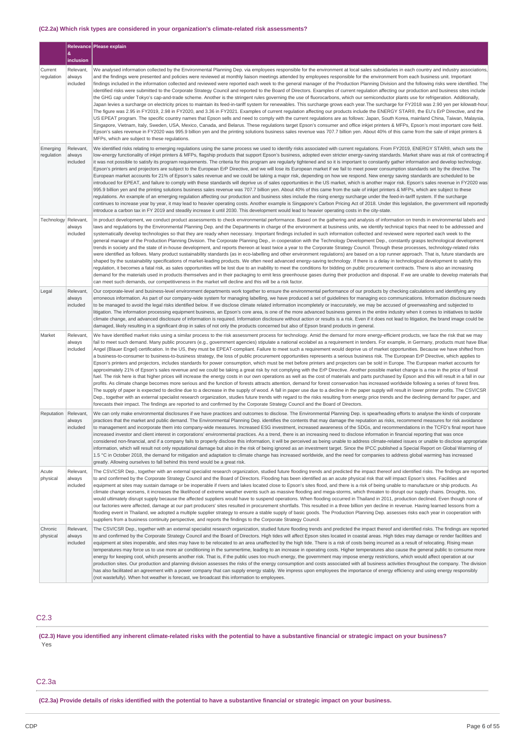### (C2.2a) Which risk types are considered in your organization's climate-related risk assessments?

| | Relevance & inclusion | Please explain |
|---|---|---|
| Current regulation | Relevant, always included | We analysed information collected by the Environmental Planning Dep. via employees responsible for the environment at local sales subsidiaries in each country and industry associations, and the findings were presented and policies were reviewed at monthly liaison meetings attended by employees responsible for the environment from each business unit. Important findings included in the information collected and reviewed were reported each week to the general manager of the Production Planning Division and the following risks were identified. The identified risks were submitted to the Corporate Strategy Council and reported to the Board of Directors. Examples of current regulation affecting our production and business sites include the GHG cap under Tokyo's cap-and-trade scheme. Another is the stringent rules governing the use of fluorocarbons, which our semiconductor plants use for refrigeration. Additionally, Japan levies a surcharge on electricity prices to maintain its feed-in-tariff system for renewables. This surcharge grows each year.The surcharge for FY2018 was 2.90 yen per kilowatt-hour. The figure was 2.95 in FY2019, 2.98 in FY2020, and 3.36 in FY2021. Examples of current regulation affecting our products include the ENERGY STAR®, the EU's ErP Directive, and the US EPEAT program. The specific country names that Epson sells and need to comply with the current regulations are as follows: Japan, South Korea, mainland China, Taiwan, Malaysia, Singapore, Vietnam, Italy, Sweden, USA, Mexico, Canada, and Belarus. These regulations target Epson's consumer and office inkjet printers & MFPs, Epson's most important core field. Epson's sales revenue in FY2020 was 995.9 billion yen and the printing solutions business sales revenue was 707.7 billion yen. About 40% of this came from the sale of inkjet printers & MFPs, which are subject to these regulations. |
| Emerging regulation | Relevant, always included | We identified risks relating to emerging regulations using the same process we used to identify risks associated with current regulations. From FY2019, ENERGY STAR®, which sets the low-energy functionality of inkjet printers & MFPs, flagship products that support Epson's business, adopted even stricter energy-saving standards. Market share was at risk of contracting if it was not possible to satisfy its program requirements. The criteria for this program are regularly tightened and so it is important to constantly gather information and develop technology. Epson's printers and projectors are subject to the European ErP Directive, and we will lose its European market if we fail to meet power consumption standards set by the directive. The European market accounts for 21% of Epson's sales revenue and we could be taking a major risk, depending on how we respond. New energy saving standards are scheduled to be introduced for EPEAT, and failure to comply with these standards will deprive us of sales opportunities in the US market, which is another major risk. Epson's sales revenue in FY2020 was 995.9 billion yen and the printing solutions business sales revenue was 707.7 billion yen. About 40% of this came from the sale of inkjet printers & MFPs, which are subject to these regulations. An example of an emerging regulation affecting our production and business sites include the rising energy surcharge under the feed-in-tariff system. If the surcharge continues to increase year by year, it may lead to heavier operating costs. Another example is Singapore's Carbon Pricing Act of 2018. Under this legislation, the government will reportedly introduce a carbon tax in FY 2019 and steadily increase it until 2030. This development would lead to heavier operating costs in the city-state. |
| Technology | Relevant, always included | In product development, we conduct product assessments to check environmental performance. Based on the gathering and analysis of information on trends in environmental labels and laws and regulations by the Environmental Planning Dep. and the Departments in charge of the environment at business units, we identify technical topics that need to be addressed and systematically develop technologies so that they are ready when necessary. Important findings included in such information collected and reviewed were reported each week to the general manager of the Production Planning Division. The Corporate Planning Dep., in cooperation with the Technology Development Dep., constantly grasps technological development trends in society and the state of in-house development, and reports thereon at least twice a year to the Corporate Strategy Council. Through these processes, technology-related risks were identified as follows. Many product sustainability standards (as in eco-labelling and other environment regulations) are based on a top runner approach. That is, future standards are shaped by the sustainability specifications of market-leading products. We often need advanced energy-saving technology. If there is a delay in technological development to satisfy this regulation, it becomes a fatal risk, as sales opportunities will be lost due to an inability to meet the conditions for bidding on public procurement contracts. There is also an increasing demand for the materials used in products themselves and in their packaging to emit less greenhouse gases during their production and disposal. If we are unable to develop materials that can meet such demands, our competitiveness in the market will decline and this will be a risk factor. |
| Legal | Relevant, always included | Our corporate-level and business-level environment departments work together to ensure the environmental performance of our products by checking calculations and identifying any erroneous information. As part of our company-wide system for managing labelling, we have produced a set of guidelines for managing eco communications. Information disclosure needs to be managed to avoid the legal risks identified below. If we disclose climate related information incompletely or inaccurately, we may be accused of greenwashing and subjected to litigation. The information processing equipment business, an Epson's core area, is one of the more advanced business genres in the entire industry when it comes to initiatives to tackle climate change, and advanced disclosure of information is required. Information disclosure without action or results is a risk. Even if it does not lead to litigation, the brand image could be damaged, likely resulting in a significant drop in sales of not only the products concerned but also of Epson brand products in general. |
| Market | Relevant, always included | We have identified market risks using a similar process to the risk assessment process for technology. Amid the demand for more energy-efficient products, we face the risk that we may fail to meet such demand. Many public procurers (e.g., government agencies) stipulate a national ecolabel as a requirement in tenders. For example, in Germany, products must have Blue Angel (Blauer Engel) certification. In the US, they must be EPEAT-compliant. Failure to meet such a requirement would deprive us of market opportunities. Because we have shifted from a business-to-consumer to business-to-business strategy, the loss of public procurement opportunities represents a serious business risk. The European ErP Directive, which applies to Epson's printers and projectors, includes standards for power consumption, which must be met before printers and projectors can be sold in Europe. The European market accounts for approximately 21% of Epson's sales revenue and we could be taking a great risk by not complying with the ErP Directive. Another possible market change is a rise in the price of fossil fuel. The risk here is that higher prices will increase the energy costs in our own operations as well as the cost of materials and parts purchased by Epson and this will result in a fall in our profits. As climate change becomes more serious and the function of forests attracts attention, demand for forest conservation has increased worldwide following a series of forest fires. The supply of paper is expected to decline due to a decrease in the supply of wood. A fall in paper use due to a decline in the paper supply will result in lower printer profits. The CSV/CSR Dep., together with an external specialist research organization, studies future trends with regard to the risks resulting from energy price trends and the declining demand for paper, and forecasts their impact. The findings are reported to and confirmed by the Corporate Strategy Council and the Board of Directors. |
| Reputation | Relevant, always included | We can only make environmental disclosures if we have practices and outcomes to disclose. The Environmental Planning Dep. is spearheading efforts to analyse the kinds of corporate practices that the market and public demand. The Environmental Planning Dep. identifies the contents that may damage the reputation as risks, recommend measures for risk avoidance to management and incorporate them into company-wide measures. Increased ESG investment, increased awareness of the SDGs, and recommendations in the TCFD's final report have increased investor and client interest in corporations' environmental practices. As a trend, there is an increasing need to disclose information in financial reporting that was once considered non-financial, and if a company fails to properly disclose this information, it will be perceived as being unable to address climate-related issues or unable to disclose appropriate information, which will result not only reputational damage but also in the risk of being ignored as an investment target. Since the IPCC published a Special Report on Global Warming of 1.5 °C in October 2018, the demand for mitigation and adaptation to climate change has increased worldwide, and the need for companies to address global warming has increased greatly. Allowing ourselves to fall behind this trend would be a great risk. |
| Acute physical | Relevant, always included | The CSV/CSR Dep., together with an external specialist research organization, studied future flooding trends and predicted the impact thereof and identified risks. The findings are reported to and confirmed by the Corporate Strategy Council and the Board of Directors. Flooding has been identified as an acute physical risk that will impact Epson's sites. Facilities and equipment at sites may sustain damage or be inoperable if rivers and lakes located close to Epson's sites flood, and there is a risk of being unable to manufacture or ship products. As climate change worsens, it increases the likelihood of extreme weather events such as massive flooding and mega-storms, which threaten to disrupt our supply chains. Droughts, too, would ultimately disrupt supply because the affected suppliers would have to suspend operations. When flooding occurred in Thailand in 2011, production declined. Even though none of our factories were affected, damage at our part producers' sites resulted in procurement shortfalls. This resulted in a three billion yen decline in revenue. Having learned lessons from a flooding event in Thailand, we adopted a multiple supplier strategy to ensure a stable supply of basic goods. The Production Planning Dep. assesses risks each year in cooperation with suppliers from a business continuity perspective, and reports the findings to the Corporate Strategy Council. |
| Chronic physical | Relevant, always included | The CSV/CSR Dep., together with an external specialist research organization, studied future flooding trends and predicted the impact thereof and identified risks. The findings are reported to and confirmed by the Corporate Strategy Council and the Board of Directors. High tides will affect Epson sites located in coastal areas. High tides may damage or render facilities and equipment at sites inoperable, and sites may have to be relocated to an area unaffected by the high tide. There is a risk of costs being incurred as a result of relocating. Rising mean temperatures may force us to use more air conditioning in the summertime, leading to an increase in operating costs. Higher temperatures also cause the general public to consume more energy for keeping cool, which presents another risk. That is, if the public uses too much energy, the government may impose energy restrictions, which would affect operation at our production sites. Our production and planning division assesses the risks of the energy consumption and costs associated with all business activities throughout the company. The division has also facilitated an agreement with a power company that can supply energy stably. We impress upon employees the importance of energy efficiency and using energy responsibly (not wastefully). When hot weather is forecast, we broadcast this information to employees. |

## C2.3

**(C2.3) Have you identified any inherent climate-related risks with the potential to have a substantive financial or strategic impact on your business?**

Yes

## C2.3a

**(C2.3a) Provide details of risks identified with the potential to have a substantive financial or strategic impact on your business.**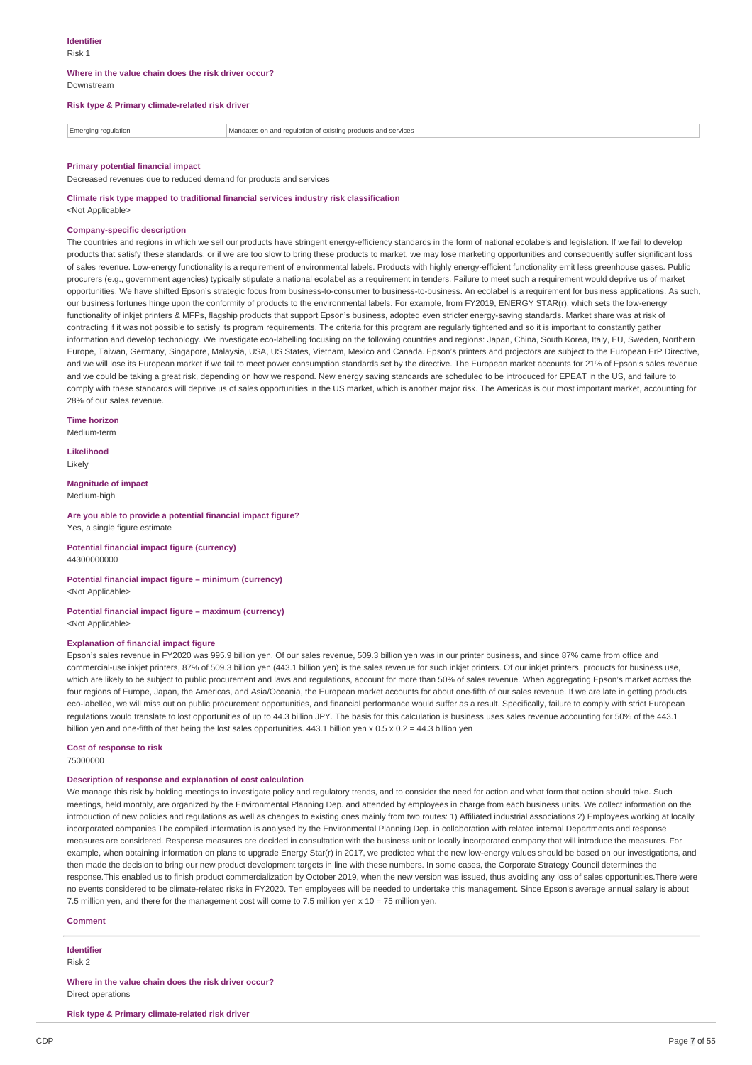**Identifier**

Risk 1

**Where in the value chain does the risk driver occur?**

Downstream

**Risk type & Primary climate-related risk driver**

| Emerging regulation | Mandates on and regulation of existing products and services |
|---|---|

**Primary potential financial impact**

Decreased revenues due to reduced demand for products and services

**Climate risk type mapped to traditional financial services industry risk classification**

<Not Applicable>

**Company-specific description**

The countries and regions in which we sell our products have stringent energy-efficiency standards in the form of national ecolabels and legislation. If we fail to develop products that satisfy these standards, or if we are too slow to bring these products to market, we may lose marketing opportunities and consequently suffer significant loss of sales revenue. Low-energy functionality is a requirement of environmental labels. Products with highly energy-efficient functionality emit less greenhouse gases. Public procurers (e.g., government agencies) typically stipulate a national ecolabel as a requirement in tenders. Failure to meet such a requirement would deprive us of market opportunities. We have shifted Epson's strategic focus from business-to-consumer to business-to-business. An ecolabel is a requirement for business applications. As such, our business fortunes hinge upon the conformity of products to the environmental labels. For example, from FY2019, ENERGY STAR(r), which sets the low-energy functionality of inkjet printers & MFPs, flagship products that support Epson's business, adopted even stricter energy-saving standards. Market share was at risk of contracting if it was not possible to satisfy its program requirements. The criteria for this program are regularly tightened and so it is important to constantly gather information and develop technology. We investigate eco-labelling focusing on the following countries and regions: Japan, China, South Korea, Italy, EU, Sweden, Northern Europe, Taiwan, Germany, Singapore, Malaysia, USA, US States, Vietnam, Mexico and Canada. Epson's printers and projectors are subject to the European ErP Directive, and we will lose its European market if we fail to meet power consumption standards set by the directive. The European market accounts for 21% of Epson's sales revenue and we could be taking a great risk, depending on how we respond. New energy saving standards are scheduled to be introduced for EPEAT in the US, and failure to comply with these standards will deprive us of sales opportunities in the US market, which is another major risk. The Americas is our most important market, accounting for 28% of our sales revenue.

**Time horizon**

Medium-term

**Likelihood**

Likely

**Magnitude of impact**

Medium-high

**Are you able to provide a potential financial impact figure?**

Yes, a single figure estimate

**Potential financial impact figure (currency)**

44300000000

**Potential financial impact figure – minimum (currency)**

<Not Applicable>

**Potential financial impact figure – maximum (currency)**

<Not Applicable>

**Explanation of financial impact figure**

Epson's sales revenue in FY2020 was 995.9 billion yen. Of our sales revenue, 509.3 billion yen was in our printer business, and since 87% came from office and commercial-use inkjet printers, 87% of 509.3 billion yen (443.1 billion yen) is the sales revenue for such inkjet printers. Of our inkjet printers, products for business use, which are likely to be subject to public procurement and laws and regulations, account for more than 50% of sales revenue. When aggregating Epson's market across the four regions of Europe, Japan, the Americas, and Asia/Oceania, the European market accounts for about one-fifth of our sales revenue. If we are late in getting products eco-labelled, we will miss out on public procurement opportunities, and financial performance would suffer as a result. Specifically, failure to comply with strict European regulations would translate to lost opportunities of up to 44.3 billion JPY. The basis for this calculation is business uses sales revenue accounting for 50% of the 443.1 billion yen and one-fifth of that being the lost sales opportunities. 443.1 billion yen x 0.5 x 0.2 = 44.3 billion yen

**Cost of response to risk**

75000000

**Description of response and explanation of cost calculation**

We manage this risk by holding meetings to investigate policy and regulatory trends, and to consider the need for action and what form that action should take. Such meetings, held monthly, are organized by the Environmental Planning Dep. and attended by employees in charge from each business units. We collect information on the introduction of new policies and regulations as well as changes to existing ones mainly from two routes: 1) Affiliated industrial associations 2) Employees working at locally incorporated companies The compiled information is analysed by the Environmental Planning Dep. in collaboration with related internal Departments and response measures are considered. Response measures are decided in consultation with the business unit or locally incorporated company that will introduce the measures. For example, when obtaining information on plans to upgrade Energy Star(r) in 2017, we predicted what the new low-energy values should be based on our investigations, and then made the decision to bring our new product development targets in line with these numbers. In some cases, the Corporate Strategy Council determines the response.This enabled us to finish product commercialization by October 2019, when the new version was issued, thus avoiding any loss of sales opportunities.There were no events considered to be climate-related risks in FY2020. Ten employees will be needed to undertake this management. Since Epson's average annual salary is about 7.5 million yen, and there for the management cost will come to 7.5 million yen x 10 = 75 million yen.

**Comment**

---

**Identifier**

Risk 2

**Where in the value chain does the risk driver occur?**

Direct operations

**Risk type & Primary climate-related risk driver**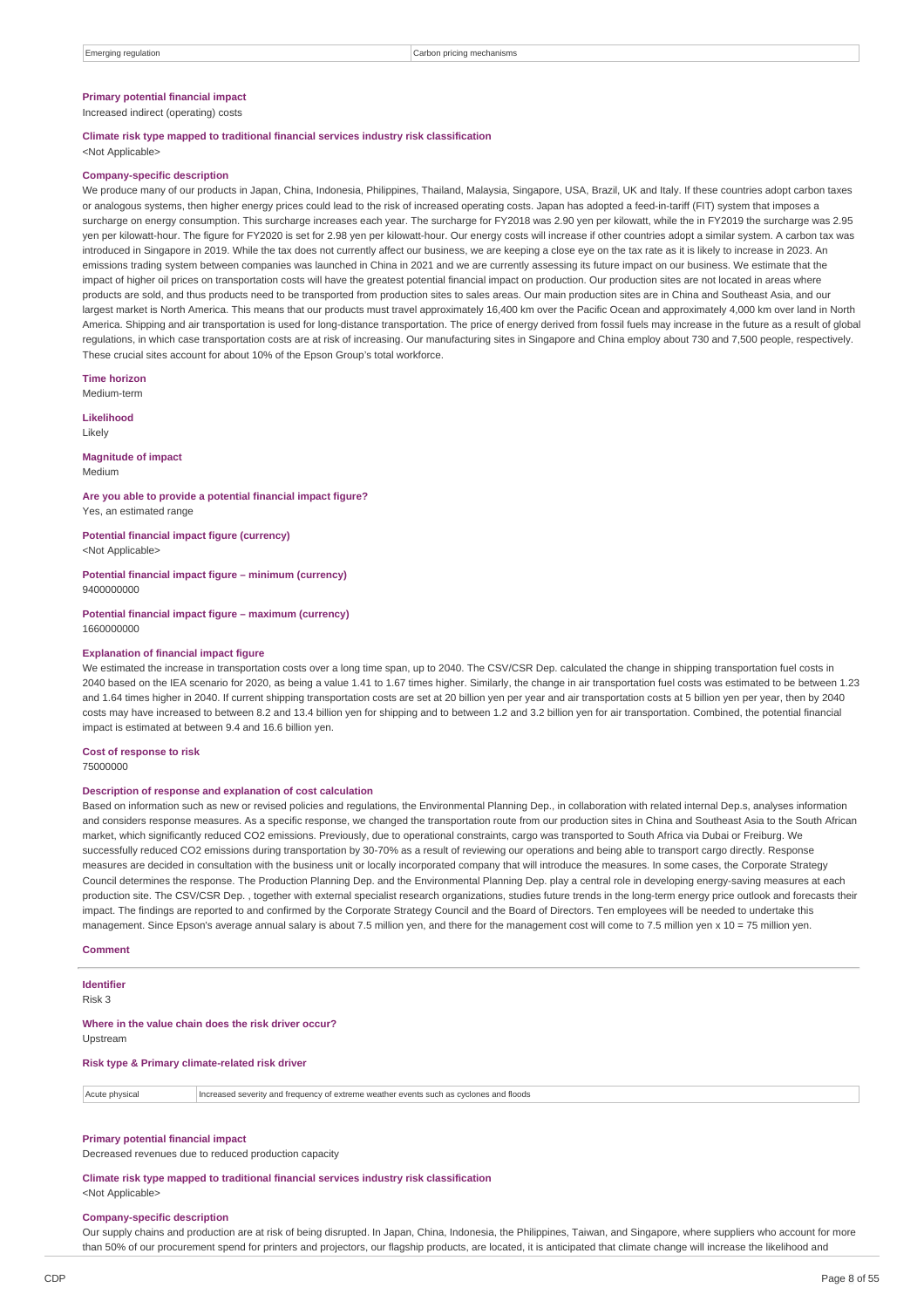| Emerging regulation | Carbon pricing mechanisms |
|---|---|

**Primary potential financial impact**

Increased indirect (operating) costs

**Climate risk type mapped to traditional financial services industry risk classification**

<Not Applicable>

**Company-specific description**

We produce many of our products in Japan, China, Indonesia, Philippines, Thailand, Malaysia, Singapore, USA, Brazil, UK and Italy. If these countries adopt carbon taxes or analogous systems, then higher energy prices could lead to the risk of increased operating costs. Japan has adopted a feed-in-tariff (FIT) system that imposes a surcharge on energy consumption. This surcharge increases each year. The surcharge for FY2018 was 2.90 yen per kilowatt, while the in FY2019 the surcharge was 2.95 yen per kilowatt-hour. The figure for FY2020 is set for 2.98 yen per kilowatt-hour. Our energy costs will increase if other countries adopt a similar system. A carbon tax was introduced in Singapore in 2019. While the tax does not currently affect our business, we are keeping a close eye on the tax rate as it is likely to increase in 2023. An emissions trading system between companies was launched in China in 2021 and we are currently assessing its future impact on our business. We estimate that the impact of higher oil prices on transportation costs will have the greatest potential financial impact on production. Our production sites are not located in areas where products are sold, and thus products need to be transported from production sites to sales areas. Our main production sites are in China and Southeast Asia, and our largest market is North America. This means that our products must travel approximately 16,400 km over the Pacific Ocean and approximately 4,000 km over land in North America. Shipping and air transportation is used for long-distance transportation. The price of energy derived from fossil fuels may increase in the future as a result of global regulations, in which case transportation costs are at risk of increasing. Our manufacturing sites in Singapore and China employ about 730 and 7,500 people, respectively. These crucial sites account for about 10% of the Epson Group's total workforce.

**Time horizon**

Medium-term

**Likelihood**

Likely

**Magnitude of impact**

Medium

**Are you able to provide a potential financial impact figure?**

Yes, an estimated range

**Potential financial impact figure (currency)**

<Not Applicable>

**Potential financial impact figure – minimum (currency)**

9400000000

**Potential financial impact figure – maximum (currency)**

1660000000

**Explanation of financial impact figure**

We estimated the increase in transportation costs over a long time span, up to 2040. The CSV/CSR Dep. calculated the change in shipping transportation fuel costs in 2040 based on the IEA scenario for 2020, as being a value 1.41 to 1.67 times higher. Similarly, the change in air transportation fuel costs was estimated to be between 1.23 and 1.64 times higher in 2040. If current shipping transportation costs are set at 20 billion yen per year and air transportation costs at 5 billion yen per year, then by 2040 costs may have increased to between 8.2 and 13.4 billion yen for shipping and to between 1.2 and 3.2 billion yen for air transportation. Combined, the potential financial impact is estimated at between 9.4 and 16.6 billion yen.

**Cost of response to risk**

75000000

**Description of response and explanation of cost calculation**

Based on information such as new or revised policies and regulations, the Environmental Planning Dep., in collaboration with related internal Dep.s, analyses information and considers response measures. As a specific response, we changed the transportation route from our production sites in China and Southeast Asia to the South African market, which significantly reduced CO2 emissions. Previously, due to operational constraints, cargo was transported to South Africa via Dubai or Freiburg. We successfully reduced CO2 emissions during transportation by 30-70% as a result of reviewing our operations and being able to transport cargo directly. Response measures are decided in consultation with the business unit or locally incorporated company that will introduce the measures. In some cases, the Corporate Strategy Council determines the response. The Production Planning Dep. and the Environmental Planning Dep. play a central role in developing energy-saving measures at each production site. The CSV/CSR Dep. , together with external specialist research organizations, studies future trends in the long-term energy price outlook and forecasts their impact. The findings are reported to and confirmed by the Corporate Strategy Council and the Board of Directors. Ten employees will be needed to undertake this management. Since Epson's average annual salary is about 7.5 million yen, and there for the management cost will come to 7.5 million yen x 10 = 75 million yen.

**Comment**

---

**Identifier**

Risk 3

**Where in the value chain does the risk driver occur?**

Upstream

**Risk type & Primary climate-related risk driver**

| Acute physical | Increased severity and frequency of extreme weather events such as cyclones and floods |
|---|---|

**Primary potential financial impact**

Decreased revenues due to reduced production capacity

**Climate risk type mapped to traditional financial services industry risk classification**

<Not Applicable>

**Company-specific description**

Our supply chains and production are at risk of being disrupted. In Japan, China, Indonesia, the Philippines, Taiwan, and Singapore, where suppliers who account for more than 50% of our procurement spend for printers and projectors, our flagship products, are located, it is anticipated that climate change will increase the likelihood and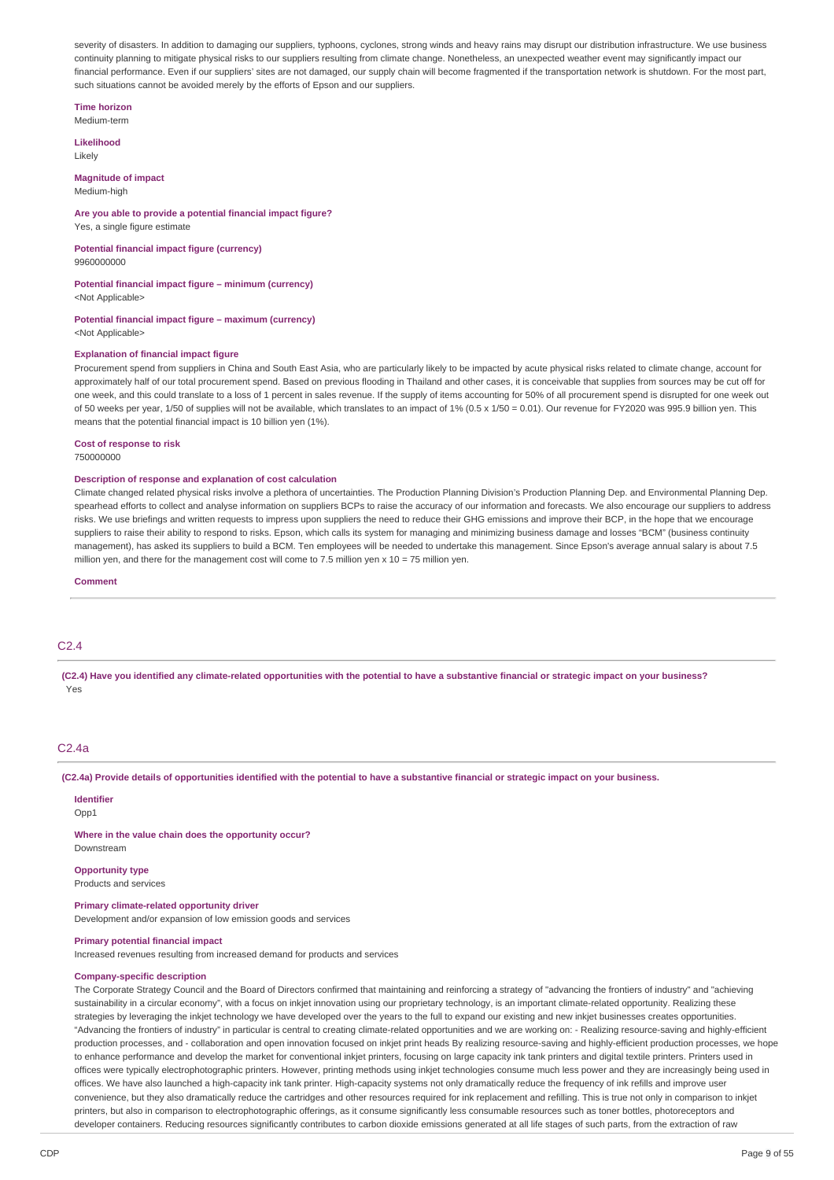severity of disasters. In addition to damaging our suppliers, typhoons, cyclones, strong winds and heavy rains may disrupt our distribution infrastructure. We use business continuity planning to mitigate physical risks to our suppliers resulting from climate change. Nonetheless, an unexpected weather event may significantly impact our financial performance. Even if our suppliers' sites are not damaged, our supply chain will become fragmented if the transportation network is shutdown. For the most part, such situations cannot be avoided merely by the efforts of Epson and our suppliers.

**Time horizon**
Medium-term

**Likelihood**
Likely

**Magnitude of impact**
Medium-high

**Are you able to provide a potential financial impact figure?**
Yes, a single figure estimate

**Potential financial impact figure (currency)**
9960000000

**Potential financial impact figure – minimum (currency)**
<Not Applicable>

**Potential financial impact figure – maximum (currency)**
<Not Applicable>

**Explanation of financial impact figure**
Procurement spend from suppliers in China and South East Asia, who are particularly likely to be impacted by acute physical risks related to climate change, account for approximately half of our total procurement spend. Based on previous flooding in Thailand and other cases, it is conceivable that supplies from sources may be cut off for one week, and this could translate to a loss of 1 percent in sales revenue. If the supply of items accounting for 50% of all procurement spend is disrupted for one week out of 50 weeks per year, 1/50 of supplies will not be available, which translates to an impact of 1% (0.5 x 1/50 = 0.01). Our revenue for FY2020 was 995.9 billion yen. This means that the potential financial impact is 10 billion yen (1%).

**Cost of response to risk**
750000000

**Description of response and explanation of cost calculation**
Climate changed related physical risks involve a plethora of uncertainties. The Production Planning Division's Production Planning Dep. and Environmental Planning Dep. spearhead efforts to collect and analyse information on suppliers BCPs to raise the accuracy of our information and forecasts. We also encourage our suppliers to address risks. We use briefings and written requests to impress upon suppliers the need to reduce their GHG emissions and improve their BCP, in the hope that we encourage suppliers to raise their ability to respond to risks. Epson, which calls its system for managing and minimizing business damage and losses "BCM" (business continuity management), has asked its suppliers to build a BCM. Ten employees will be needed to undertake this management. Since Epson's average annual salary is about 7.5 million yen, and there for the management cost will come to 7.5 million yen x 10 = 75 million yen.

**Comment**

## C2.4

**(C2.4) Have you identified any climate-related opportunities with the potential to have a substantive financial or strategic impact on your business?**
Yes

## C2.4a

**(C2.4a) Provide details of opportunities identified with the potential to have a substantive financial or strategic impact on your business.**

**Identifier**
Opp1

**Where in the value chain does the opportunity occur?**
Downstream

**Opportunity type**
Products and services

**Primary climate-related opportunity driver**
Development and/or expansion of low emission goods and services

**Primary potential financial impact**
Increased revenues resulting from increased demand for products and services

**Company-specific description**
The Corporate Strategy Council and the Board of Directors confirmed that maintaining and reinforcing a strategy of "advancing the frontiers of industry" and "achieving sustainability in a circular economy", with a focus on inkjet innovation using our proprietary technology, is an important climate-related opportunity. Realizing these strategies by leveraging the inkjet technology we have developed over the years to the full to expand our existing and new inkjet businesses creates opportunities. "Advancing the frontiers of industry" in particular is central to creating climate-related opportunities and we are working on: - Realizing resource-saving and highly-efficient production processes, and - collaboration and open innovation focused on inkjet print heads By realizing resource-saving and highly-efficient production processes, we hope to enhance performance and develop the market for conventional inkjet printers, focusing on large capacity ink tank printers and digital textile printers. Printers used in offices were typically electrophotographic printers. However, printing methods using inkjet technologies consume much less power and they are increasingly being used in offices. We have also launched a high-capacity ink tank printer. High-capacity systems not only dramatically reduce the frequency of ink refills and improve user convenience, but they also dramatically reduce the cartridges and other resources required for ink replacement and refilling. This is true not only in comparison to inkjet printers, but also in comparison to electrophotographic offerings, as it consume significantly less consumable resources such as toner bottles, photoreceptors and developer containers. Reducing resources significantly contributes to carbon dioxide emissions generated at all life stages of such parts, from the extraction of raw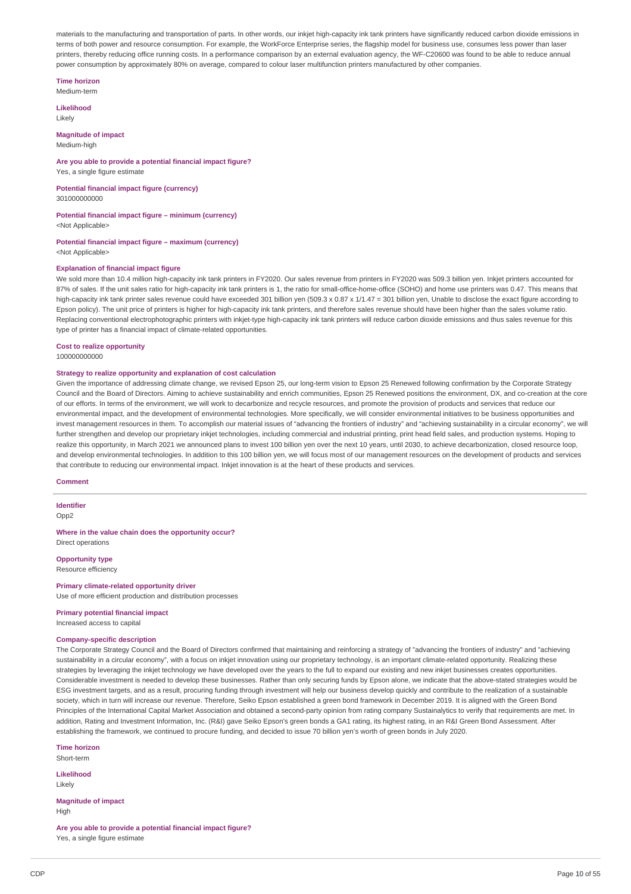materials to the manufacturing and transportation of parts. In other words, our inkjet high-capacity ink tank printers have significantly reduced carbon dioxide emissions in terms of both power and resource consumption. For example, the WorkForce Enterprise series, the flagship model for business use, consumes less power than laser printers, thereby reducing office running costs. In a performance comparison by an external evaluation agency, the WF-C20600 was found to be able to reduce annual power consumption by approximately 80% on average, compared to colour laser multifunction printers manufactured by other companies.

**Time horizon**
Medium-term

**Likelihood**
Likely

**Magnitude of impact**
Medium-high

**Are you able to provide a potential financial impact figure?**
Yes, a single figure estimate

**Potential financial impact figure (currency)**
301000000000

**Potential financial impact figure – minimum (currency)**
<Not Applicable>

**Potential financial impact figure – maximum (currency)**
<Not Applicable>

**Explanation of financial impact figure**
We sold more than 10.4 million high-capacity ink tank printers in FY2020. Our sales revenue from printers in FY2020 was 509.3 billion yen. Inkjet printers accounted for 87% of sales. If the unit sales ratio for high-capacity ink tank printers is 1, the ratio for small-office-home-office (SOHO) and home use printers was 0.47. This means that high-capacity ink tank printer sales revenue could have exceeded 301 billion yen (509.3 x 0.87 x 1/1.47 = 301 billion yen, Unable to disclose the exact figure according to Epson policy). The unit price of printers is higher for high-capacity ink tank printers, and therefore sales revenue should have been higher than the sales volume ratio. Replacing conventional electrophotographic printers with inkjet-type high-capacity ink tank printers will reduce carbon dioxide emissions and thus sales revenue for this type of printer has a financial impact of climate-related opportunities.

**Cost to realize opportunity**
100000000000

**Strategy to realize opportunity and explanation of cost calculation**
Given the importance of addressing climate change, we revised Epson 25, our long-term vision to Epson 25 Renewed following confirmation by the Corporate Strategy Council and the Board of Directors. Aiming to achieve sustainability and enrich communities, Epson 25 Renewed positions the environment, DX, and co-creation at the core of our efforts. In terms of the environment, we will work to decarbonize and recycle resources, and promote the provision of products and services that reduce our environmental impact, and the development of environmental technologies. More specifically, we will consider environmental initiatives to be business opportunities and invest management resources in them. To accomplish our material issues of "advancing the frontiers of industry" and "achieving sustainability in a circular economy", we will further strengthen and develop our proprietary inkjet technologies, including commercial and industrial printing, print head field sales, and production systems. Hoping to realize this opportunity, in March 2021 we announced plans to invest 100 billion yen over the next 10 years, until 2030, to achieve decarbonization, closed resource loop, and develop environmental technologies. In addition to this 100 billion yen, we will focus most of our management resources on the development of products and services that contribute to reducing our environmental impact. Inkjet innovation is at the heart of these products and services.

**Comment**

---

**Identifier**
Opp2

**Where in the value chain does the opportunity occur?**
Direct operations

**Opportunity type**
Resource efficiency

**Primary climate-related opportunity driver**
Use of more efficient production and distribution processes

**Primary potential financial impact**
Increased access to capital

**Company-specific description**
The Corporate Strategy Council and the Board of Directors confirmed that maintaining and reinforcing a strategy of "advancing the frontiers of industry" and "achieving sustainability in a circular economy", with a focus on inkjet innovation using our proprietary technology, is an important climate-related opportunity. Realizing these strategies by leveraging the inkjet technology we have developed over the years to the full to expand our existing and new inkjet businesses creates opportunities. Considerable investment is needed to develop these businesses. Rather than only securing funds by Epson alone, we indicate that the above-stated strategies would be ESG investment targets, and as a result, procuring funding through investment will help our business develop quickly and contribute to the realization of a sustainable society, which in turn will increase our revenue. Therefore, Seiko Epson established a green bond framework in December 2019. It is aligned with the Green Bond Principles of the International Capital Market Association and obtained a second-party opinion from rating company Sustainalytics to verify that requirements are met. In addition, Rating and Investment Information, Inc. (R&I) gave Seiko Epson's green bonds a GA1 rating, its highest rating, in an R&I Green Bond Assessment. After establishing the framework, we continued to procure funding, and decided to issue 70 billion yen's worth of green bonds in July 2020.

**Time horizon**
Short-term

**Likelihood**
Likely

**Magnitude of impact**
High

**Are you able to provide a potential financial impact figure?**
Yes, a single figure estimate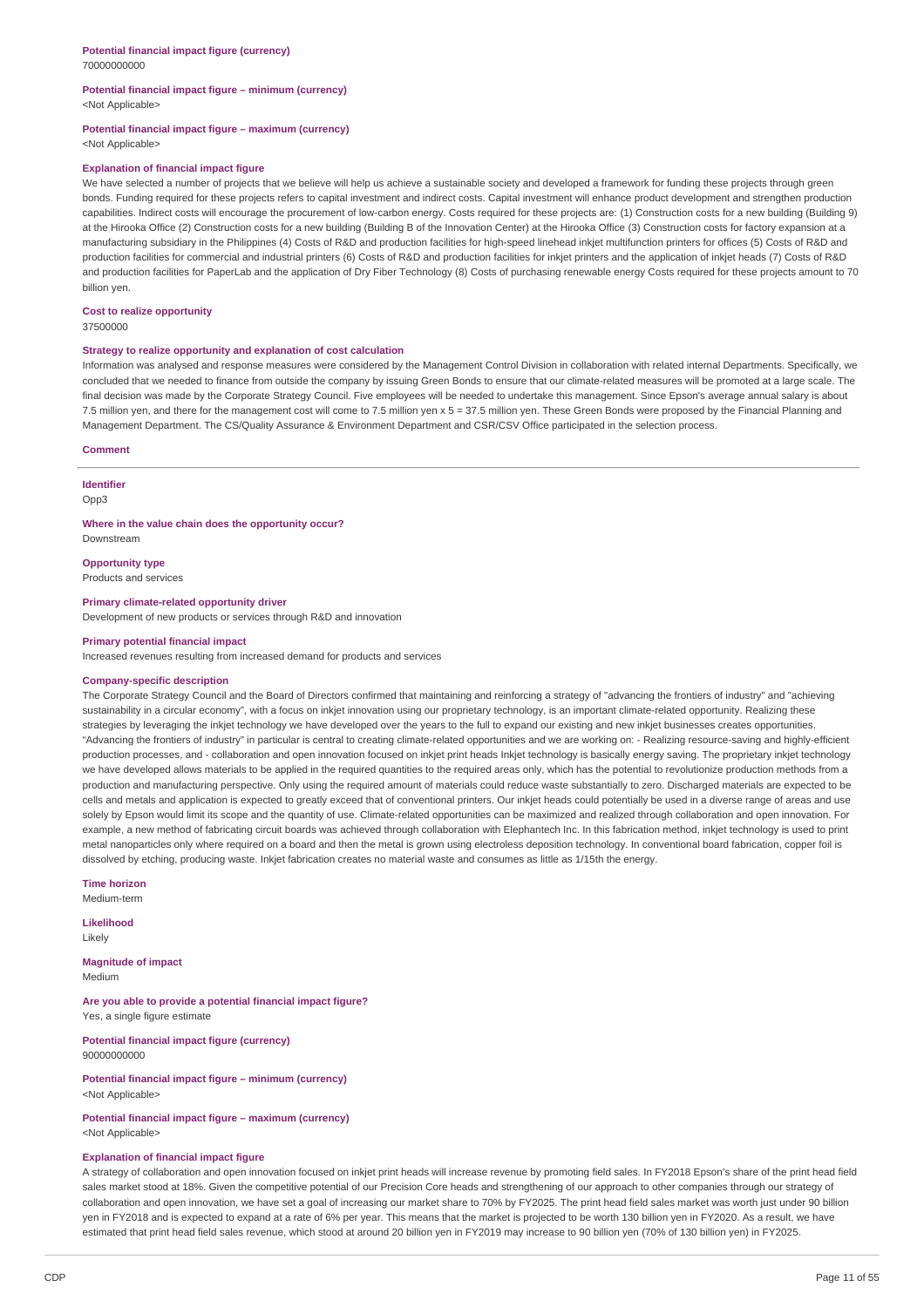**Potential financial impact figure (currency)**
70000000000

**Potential financial impact figure – minimum (currency)**
<Not Applicable>

**Potential financial impact figure – maximum (currency)**
<Not Applicable>

**Explanation of financial impact figure**
We have selected a number of projects that we believe will help us achieve a sustainable society and developed a framework for funding these projects through green bonds. Funding required for these projects refers to capital investment and indirect costs. Capital investment will enhance product development and strengthen production capabilities. Indirect costs will encourage the procurement of low-carbon energy. Costs required for these projects are: (1) Construction costs for a new building (Building 9) at the Hirooka Office (2) Construction costs for a new building (Building B of the Innovation Center) at the Hirooka Office (3) Construction costs for factory expansion at a manufacturing subsidiary in the Philippines (4) Costs of R&D and production facilities for high-speed linehead inkjet multifunction printers for offices (5) Costs of R&D and production facilities for commercial and industrial printers (6) Costs of R&D and production facilities for inkjet printers and the application of inkjet heads (7) Costs of R&D and production facilities for PaperLab and the application of Dry Fiber Technology (8) Costs of purchasing renewable energy Costs required for these projects amount to 70 billion yen.

**Cost to realize opportunity**
37500000

**Strategy to realize opportunity and explanation of cost calculation**
Information was analysed and response measures were considered by the Management Control Division in collaboration with related internal Departments. Specifically, we concluded that we needed to finance from outside the company by issuing Green Bonds to ensure that our climate-related measures will be promoted at a large scale. The final decision was made by the Corporate Strategy Council. Five employees will be needed to undertake this management. Since Epson's average annual salary is about 7.5 million yen, and there for the management cost will come to 7.5 million yen x 5 = 37.5 million yen. These Green Bonds were proposed by the Financial Planning and Management Department. The CS/Quality Assurance & Environment Department and CSR/CSV Office participated in the selection process.

**Comment**

---

**Identifier**
Opp3

**Where in the value chain does the opportunity occur?**
Downstream

**Opportunity type**
Products and services

**Primary climate-related opportunity driver**
Development of new products or services through R&D and innovation

**Primary potential financial impact**
Increased revenues resulting from increased demand for products and services

**Company-specific description**
The Corporate Strategy Council and the Board of Directors confirmed that maintaining and reinforcing a strategy of "advancing the frontiers of industry" and "achieving sustainability in a circular economy", with a focus on inkjet innovation using our proprietary technology, is an important climate-related opportunity. Realizing these strategies by leveraging the inkjet technology we have developed over the years to the full to expand our existing and new inkjet businesses creates opportunities. "Advancing the frontiers of industry" in particular is central to creating climate-related opportunities and we are working on: - Realizing resource-saving and highly-efficient production processes, and - collaboration and open innovation focused on inkjet print heads Inkjet technology is basically energy saving. The proprietary inkjet technology we have developed allows materials to be applied in the required quantities to the required areas only, which has the potential to revolutionize production methods from a production and manufacturing perspective. Only using the required amount of materials could reduce waste substantially to zero. Discharged materials are expected to be cells and metals and application is expected to greatly exceed that of conventional printers. Our inkjet heads could potentially be used in a diverse range of areas and use solely by Epson would limit its scope and the quantity of use. Climate-related opportunities can be maximized and realized through collaboration and open innovation. For example, a new method of fabricating circuit boards was achieved through collaboration with Elephantech Inc. In this fabrication method, inkjet technology is used to print metal nanoparticles only where required on a board and then the metal is grown using electroless deposition technology. In conventional board fabrication, copper foil is dissolved by etching, producing waste. Inkjet fabrication creates no material waste and consumes as little as 1/15th the energy.

**Time horizon**
Medium-term

**Likelihood**
Likely

**Magnitude of impact**
Medium

**Are you able to provide a potential financial impact figure?**
Yes, a single figure estimate

**Potential financial impact figure (currency)**
90000000000

**Potential financial impact figure – minimum (currency)**
<Not Applicable>

**Potential financial impact figure – maximum (currency)**
<Not Applicable>

**Explanation of financial impact figure**
A strategy of collaboration and open innovation focused on inkjet print heads will increase revenue by promoting field sales. In FY2018 Epson's share of the print head field sales market stood at 18%. Given the competitive potential of our Precision Core heads and strengthening of our approach to other companies through our strategy of collaboration and open innovation, we have set a goal of increasing our market share to 70% by FY2025. The print head field sales market was worth just under 90 billion yen in FY2018 and is expected to expand at a rate of 6% per year. This means that the market is projected to be worth 130 billion yen in FY2020. As a result, we have estimated that print head field sales revenue, which stood at around 20 billion yen in FY2019 may increase to 90 billion yen (70% of 130 billion yen) in FY2025.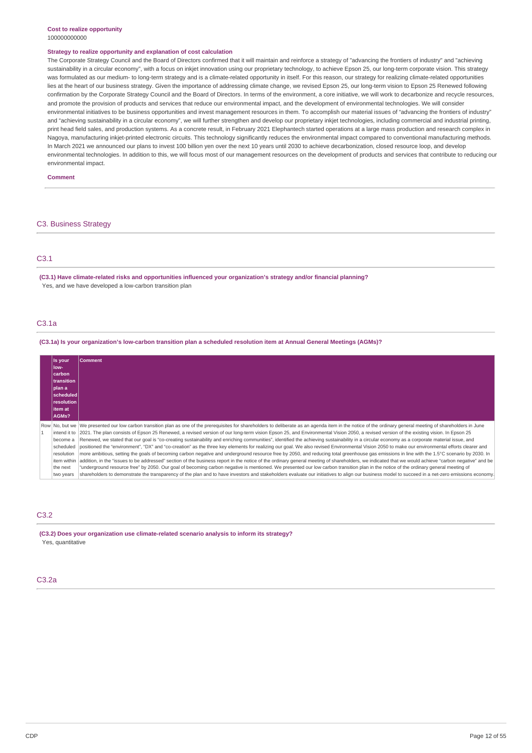**Cost to realize opportunity**
100000000000

**Strategy to realize opportunity and explanation of cost calculation**
The Corporate Strategy Council and the Board of Directors confirmed that it will maintain and reinforce a strategy of "advancing the frontiers of industry" and "achieving sustainability in a circular economy", with a focus on inkjet innovation using our proprietary technology, to achieve Epson 25, our long-term corporate vision. This strategy was formulated as our medium- to long-term strategy and is a climate-related opportunity in itself. For this reason, our strategy for realizing climate-related opportunities lies at the heart of our business strategy. Given the importance of addressing climate change, we revised Epson 25, our long-term vision to Epson 25 Renewed following confirmation by the Corporate Strategy Council and the Board of Directors. In terms of the environment, a core initiative, we will work to decarbonize and recycle resources, and promote the provision of products and services that reduce our environmental impact, and the development of environmental technologies. We will consider environmental initiatives to be business opportunities and invest management resources in them. To accomplish our material issues of "advancing the frontiers of industry" and "achieving sustainability in a circular economy", we will further strengthen and develop our proprietary inkjet technologies, including commercial and industrial printing, print head field sales, and production systems. As a concrete result, in February 2021 Elephantech started operations at a large mass production and research complex in Nagoya, manufacturing inkjet-printed electronic circuits. This technology significantly reduces the environmental impact compared to conventional manufacturing methods. In March 2021 we announced our plans to invest 100 billion yen over the next 10 years until 2030 to achieve decarbonization, closed resource loop, and develop environmental technologies. In addition to this, we will focus most of our management resources on the development of products and services that contribute to reducing our environmental impact.

**Comment**

## C3. Business Strategy

### C3.1

**(C3.1) Have climate-related risks and opportunities influenced your organization's strategy and/or financial planning?**
Yes, and we have developed a low-carbon transition plan

### C3.1a

**(C3.1a) Is your organization's low-carbon transition plan a scheduled resolution item at Annual General Meetings (AGMs)?**

| | Is your low-carbon transition plan a scheduled resolution item at AGMs? | Comment |
|---|---|---|
| Row 1 | No, but we intend it to become a scheduled resolution item within the next two years | We presented our low carbon transition plan as one of the prerequisites for shareholders to deliberate as an agenda item in the notice of the ordinary general meeting of shareholders in June 2021. The plan consists of Epson 25 Renewed, a revised version of our long-term vision Epson 25, and Environmental Vision 2050, a revised version of the existing vision. In Epson 25 Renewed, we stated that our goal is "co-creating sustainability and enriching communities", identified the achieving sustainability in a circular economy as a corporate material issue, and positioned the "environment", "DX" and "co-creation" as the three key elements for realizing our goal. We also revised Environmental Vision 2050 to make our environmental efforts clearer and more ambitious, setting the goals of becoming carbon negative and underground resource free by 2050, and reducing total greenhouse gas emissions in line with the 1.5°C scenario by 2030. In addition, in the "issues to be addressed" section of the business report in the notice of the ordinary general meeting of shareholders, we indicated that we would achieve "carbon negative" and be "underground resource free" by 2050. Our goal of becoming carbon negative is mentioned. We presented our low carbon transition plan in the notice of the ordinary general meeting of shareholders to demonstrate the transparency of the plan and to have investors and stakeholders evaluate our initiatives to align our business model to succeed in a net-zero emissions economy. |

### C3.2

**(C3.2) Does your organization use climate-related scenario analysis to inform its strategy?**
Yes, quantitative

### C3.2a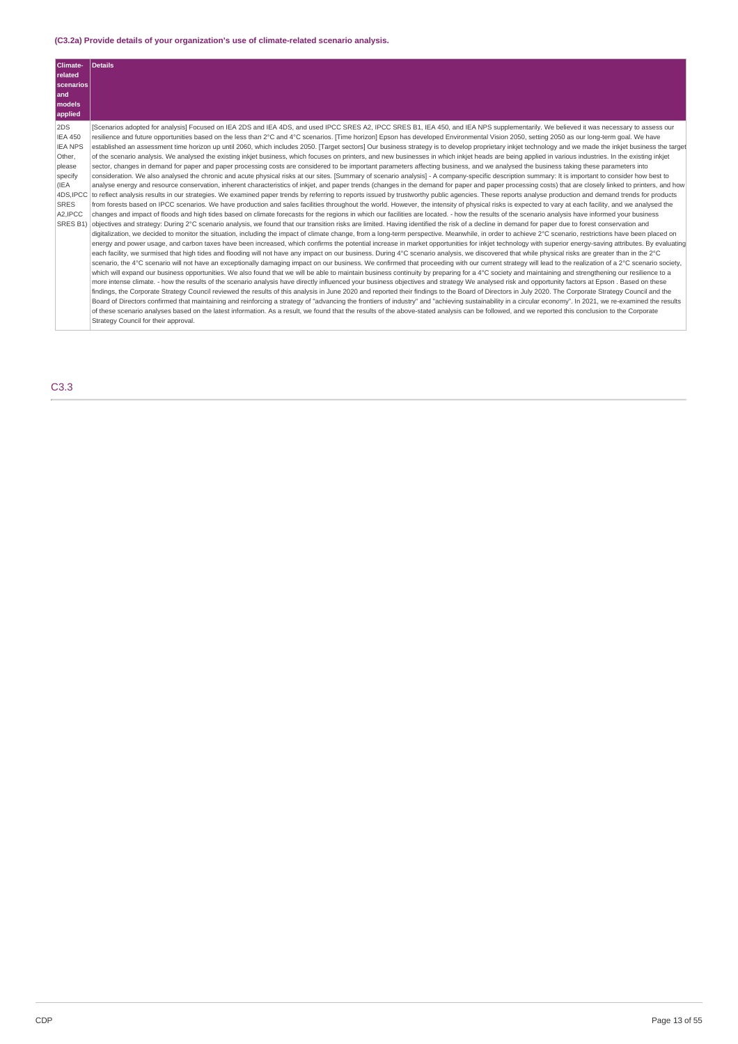**(C3.2a) Provide details of your organization's use of climate-related scenario analysis.**

| Climate-related scenarios and models applied | Details |
| --- | --- |
| 2DS IEA 450 IEA NPS Other, please specify (IEA 4DS,IPCC SRES A2,IPCC SRES B1) | [Scenarios adopted for analysis] Focused on IEA 2DS and IEA 4DS, and used IPCC SRES A2, IPCC SRES B1, IEA 450, and IEA NPS supplementarily. We believed it was necessary to assess our resilience and future opportunities based on the less than 2°C and 4°C scenarios. [Time horizon] Epson has developed Environmental Vision 2050, setting 2050 as our long-term goal. We have established an assessment time horizon up until 2060, which includes 2050. [Target sectors] Our business strategy is to develop proprietary inkjet technology and we made the inkjet business the target of the scenario analysis. We analysed the existing inkjet business, which focuses on printers, and new businesses in which inkjet heads are being applied in various industries. In the existing inkjet sector, changes in demand for paper and paper processing costs are considered to be important parameters affecting business, and we analysed the business taking these parameters into consideration. We also analysed the chronic and acute physical risks at our sites. [Summary of scenario analysis] - A company-specific description summary: It is important to consider how best to analyse energy and resource conservation, inherent characteristics of inkjet, and paper trends (changes in the demand for paper and paper processing costs) that are closely linked to printers, and how to reflect analysis results in our strategies. We examined paper trends by referring to reports issued by trustworthy public agencies. These reports analyse production and demand trends for products from forests based on IPCC scenarios. We have production and sales facilities throughout the world. However, the intensity of physical risks is expected to vary at each facility, and we analysed the changes and impact of floods and high tides based on climate forecasts for the regions in which our facilities are located. - how the results of the scenario analysis have informed your business objectives and strategy: During 2°C scenario analysis, we found that our transition risks are limited. Having identified the risk of a decline in demand for paper due to forest conservation and digitalization, we decided to monitor the situation, including the impact of climate change, from a long-term perspective. Meanwhile, in order to achieve 2°C scenario, restrictions have been placed on energy and power usage, and carbon taxes have been increased, which confirms the potential increase in market opportunities for inkjet technology with superior energy-saving attributes. By evaluating each facility, we surmised that high tides and flooding will not have any impact on our business. During 4°C scenario analysis, we discovered that while physical risks are greater than in the 2°C scenario, the 4°C scenario will not have an exceptionally damaging impact on our business. We confirmed that proceeding with our current strategy will lead to the realization of a 2°C scenario society, which will expand our business opportunities. We also found that we will be able to maintain business continuity by preparing for a 4°C society and maintaining and strengthening our resilience to a more intense climate. - how the results of the scenario analysis have directly influenced your business objectives and strategy We analysed risk and opportunity factors at Epson . Based on these findings, the Corporate Strategy Council reviewed the results of this analysis in June 2020 and reported their findings to the Board of Directors in July 2020. The Corporate Strategy Council and the Board of Directors confirmed that maintaining and reinforcing a strategy of "advancing the frontiers of industry" and "achieving sustainability in a circular economy". In 2021, we re-examined the results of these scenario analyses based on the latest information. As a result, we found that the results of the above-stated analysis can be followed, and we reported this conclusion to the Corporate Strategy Council for their approval. |

## C3.3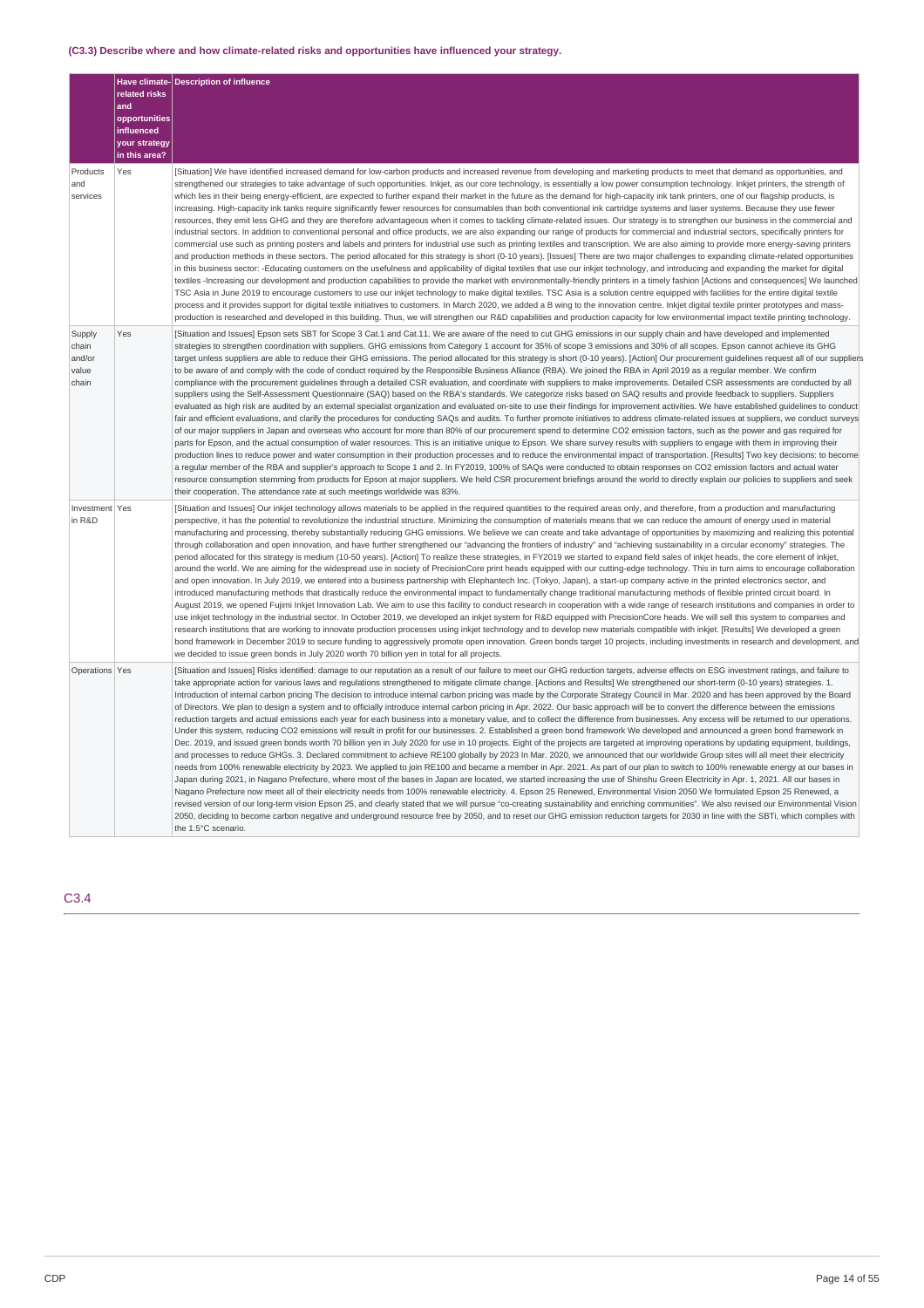### (C3.3) Describe where and how climate-related risks and opportunities have influenced your strategy.

| | Have climate-related risks and opportunities influenced your strategy in this area? | Description of influence |
|---|---|---|
| Products and services | Yes | [Situation] We have identified increased demand for low-carbon products and increased revenue from developing and marketing products to meet that demand as opportunities, and strengthened our strategies to take advantage of such opportunities. Inkjet, as our core technology, is essentially a low power consumption technology. Inkjet printers, the strength of which lies in their being energy-efficient, are expected to further expand their market in the future as the demand for high-capacity ink tank printers, one of our flagship products, is increasing. High-capacity ink tanks require significantly fewer resources for consumables than both conventional ink cartridge systems and laser systems. Because they use fewer resources, they emit less GHG and they are therefore advantageous when it comes to tackling climate-related issues. Our strategy is to strengthen our business in the commercial and industrial sectors. In addition to conventional personal and office products, we are also expanding our range of products for commercial and industrial sectors, specifically printers for commercial use such as printing posters and labels and printers for industrial use such as printing textiles and transcription. We are also aiming to provide more energy-saving printers and production methods in these sectors. The period allocated for this strategy is short (0-10 years). [Issues] There are two major challenges to expanding climate-related opportunities in this business sector: -Educating customers on the usefulness and applicability of digital textiles that use our inkjet technology, and introducing and expanding the market for digital textiles -Increasing our development and production capabilities to provide the market with environmentally-friendly printers in a timely fashion [Actions and consequences] We launched TSC Asia in June 2019 to encourage customers to use our inkjet technology to make digital textiles. TSC Asia is a solution centre equipped with facilities for the entire digital textile process and it provides support for digital textile initiatives to customers. In March 2020, we added a B wing to the innovation centre. Inkjet digital textile printer prototypes and mass-production is researched and developed in this building. Thus, we will strengthen our R&D capabilities and production capacity for low environmental impact textile printing technology. |
| Supply chain and/or value chain | Yes | [Situation and Issues] Epson sets SBT for Scope 3 Cat.1 and Cat.11. We are aware of the need to cut GHG emissions in our supply chain and have developed and implemented strategies to strengthen coordination with suppliers. GHG emissions from Category 1 account for 35% of scope 3 emissions and 30% of all scopes. Epson cannot achieve its GHG target unless suppliers are able to reduce their GHG emissions. The period allocated for this strategy is short (0-10 years). [Action] Our procurement guidelines request all of our suppliers to be aware of and comply with the code of conduct required by the Responsible Business Alliance (RBA). We joined the RBA in April 2019 as a regular member. We confirm compliance with the procurement guidelines through a detailed CSR evaluation, and coordinate with suppliers to make improvements. Detailed CSR assessments are conducted by all suppliers using the Self-Assessment Questionnaire (SAQ) based on the RBA's standards. We categorize risks based on SAQ results and provide feedback to suppliers. Suppliers evaluated as high risk are audited by an external specialist organization and evaluated on-site to use their findings for improvement activities. We have established guidelines to conduct fair and efficient evaluations, and clarify the procedures for conducting SAQs and audits. To further promote initiatives to address climate-related issues at suppliers, we conduct surveys of our major suppliers in Japan and overseas who account for more than 80% of our procurement spend to determine CO2 emission factors, such as the power and gas required for parts for Epson, and the actual consumption of water resources. This is an initiative unique to Epson. We share survey results with suppliers to engage with them in improving their production lines to reduce power and water consumption in their production processes and to reduce the environmental impact of transportation. [Results] Two key decisions: to become a regular member of the RBA and supplier's approach to Scope 1 and 2. In FY2019, 100% of SAQs were conducted to obtain responses on CO2 emission factors and actual water resource consumption stemming from products for Epson at major suppliers. We held CSR procurement briefings around the world to directly explain our policies to suppliers and seek their cooperation. The attendance rate at such meetings worldwide was 83%. |
| Investment in R&D | Yes | [Situation and Issues] Our inkjet technology allows materials to be applied in the required quantities to the required areas only, and therefore, from a production and manufacturing perspective, it has the potential to revolutionize the industrial structure. Minimizing the consumption of materials means that we can reduce the amount of energy used in material manufacturing and processing, thereby substantially reducing GHG emissions. We believe we can create and take advantage of opportunities by maximizing and realizing this potential through collaboration and open innovation, and have further strengthened our "advancing the frontiers of industry" and "achieving sustainability in a circular economy" strategies. The period allocated for this strategy is medium (10-50 years). [Action] To realize these strategies, in FY2019 we started to expand field sales of inkjet heads, the core element of inkjet, around the world. We are aiming for the widespread use in society of PrecisionCore print heads equipped with our cutting-edge technology. This in turn aims to encourage collaboration and open innovation. In July 2019, we entered into a business partnership with Elephantech Inc. (Tokyo, Japan), a start-up company active in the printed electronics sector, and introduced manufacturing methods that drastically reduce the environmental impact to fundamentally change traditional manufacturing methods of flexible printed circuit board. In August 2019, we opened Fujimi Inkjet Innovation Lab. We aim to use this facility to conduct research in cooperation with a wide range of research institutions and companies in order to use inkjet technology in the industrial sector. In October 2019, we developed an inkjet system for R&D equipped with PrecisionCore heads. We will sell this system to companies and research institutions that are working to innovate production processes using inkjet technology and to develop new materials compatible with inkjet. [Results] We developed a green bond framework in December 2019 to secure funding to aggressively promote open innovation. Green bonds target 10 projects, including investments in research and development, and we decided to issue green bonds in July 2020 worth 70 billion yen in total for all projects. |
| Operations | Yes | [Situation and Issues] Risks identified: damage to our reputation as a result of our failure to meet our GHG reduction targets, adverse effects on ESG investment ratings, and failure to take appropriate action for various laws and regulations strengthened to mitigate climate change. [Actions and Results] We strengthened our short-term (0-10 years) strategies. 1. Introduction of internal carbon pricing The decision to introduce internal carbon pricing was made by the Corporate Strategy Council in Mar. 2020 and has been approved by the Board of Directors. We plan to design a system and to officially introduce internal carbon pricing in Apr. 2022. Our basic approach will be to convert the difference between the emissions reduction targets and actual emissions each year for each business into a monetary value, and to collect the difference from businesses. Any excess will be returned to our operations. Under this system, reducing CO2 emissions will result in profit for our businesses. 2. Established a green bond framework We developed and announced a green bond framework in Dec. 2019, and issued green bonds worth 70 billion yen in July 2020 for use in 10 projects. Eight of the projects are targeted at improving operations by updating equipment, buildings, and processes to reduce GHGs. 3. Declared commitment to achieve RE100 globally by 2023 In Mar. 2020, we announced that our worldwide Group sites will all meet their electricity needs from 100% renewable electricity by 2023. We applied to join RE100 and became a member in Apr. 2021. As part of our plan to switch to 100% renewable energy at our bases in Japan during 2021, in Nagano Prefecture, where most of the bases in Japan are located, we started increasing the use of Shinshu Green Electricity in Apr. 1, 2021. All our bases in Nagano Prefecture now meet all of their electricity needs from 100% renewable electricity. 4. Epson 25 Renewed, Environmental Vision 2050 We formulated Epson 25 Renewed, a revised version of our long-term vision Epson 25, and clearly stated that we will pursue "co-creating sustainability and enriching communities". We also revised our Environmental Vision 2050, deciding to become carbon negative and underground resource free by 2050, and to reset our GHG emission reduction targets for 2030 in line with the SBTi, which complies with the 1.5°C scenario. |

## C3.4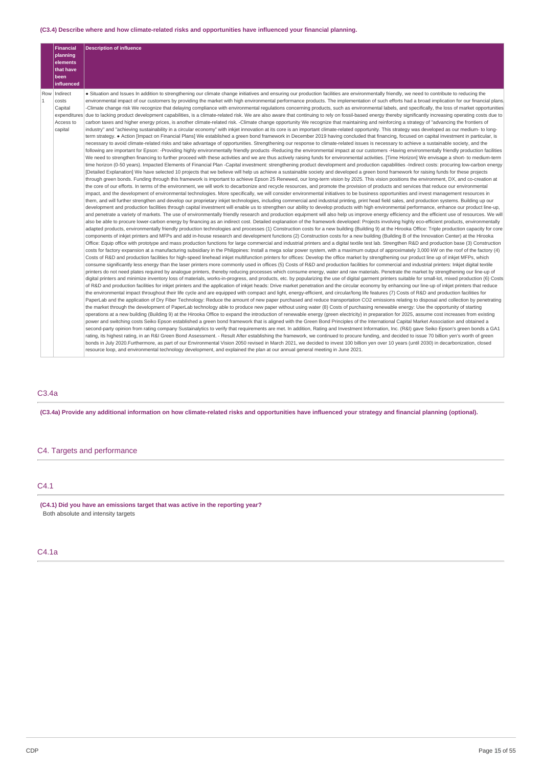**(C3.4) Describe where and how climate-related risks and opportunities have influenced your financial planning.**

| | Financial planning elements that have been influenced | Description of influence |
|---|---|---|
| Row 1 | Indirect costs<br>Capital expenditures<br>Access to capital | ● Situation and Issues In addition to strengthening our climate change initiatives and ensuring our production facilities are environmentally friendly, we need to contribute to reducing the environmental impact of our customers by providing the market with high environmental performance products. The implementation of such efforts had a broad implication for our financial plans. -Climate change risk We recognize that delaying compliance with environmental regulations concerning products, such as environmental labels, and specifically, the loss of market opportunities due to lacking product development capabilities, is a climate-related risk. We are also aware that continuing to rely on fossil-based energy thereby significantly increasing operating costs due to carbon taxes and higher energy prices, is another climate-related risk. -Climate change opportunity We recognize that maintaining and reinforcing a strategy of "advancing the frontiers of industry" and "achieving sustainability in a circular economy" with inkjet innovation at its core is an important climate-related opportunity. This strategy was developed as our medium- to long-term strategy. ● Action [Impact on Financial Plans] We established a green bond framework in December 2019 having concluded that financing, focused on capital investment in particular, is necessary to avoid climate-related risks and take advantage of opportunities. Strengthening our response to climate-related issues is necessary to achieve a sustainable society, and the following are important for Epson: -Providing highly environmentally friendly products -Reducing the environmental impact at our customers -Having environmentally friendly production facilities We need to strengthen financing to further proceed with these activities and we are thus actively raising funds for environmental activities. [Time Horizon] We envisage a short- to medium-term time horizon (0-50 years). Impacted Elements of Financial Plan -Capital investment: strengthening product development and production capabilities -Indirect costs: procuring low-carbon energy [Detailed Explanation] We have selected 10 projects that we believe will help us achieve a sustainable society and developed a green bond framework for raising funds for these projects through green bonds. Funding through this framework is important to achieve Epson 25 Renewed, our long-term vision by 2025. This vision positions the environment, DX, and co-creation at the core of our efforts. In terms of the environment, we will work to decarbonize and recycle resources, and promote the provision of products and services that reduce our environmental impact, and the development of environmental technologies. More specifically, we will consider environmental initiatives to be business opportunities and invest management resources in them, and will further strengthen and develop our proprietary inkjet technologies, including commercial and industrial printing, print head field sales, and production systems. Building up our development and production facilities through capital investment will enable us to strengthen our ability to develop products with high environmental performance, enhance our product line-up, and penetrate a variety of markets. The use of environmentally friendly research and production equipment will also help us improve energy efficiency and the efficient use of resources. We will also be able to procure lower-carbon energy by financing as an indirect cost. Detailed explanation of the framework developed: Projects involving highly eco-efficient products, environmentally adapted products, environmentally friendly production technologies and processes (1) Construction costs for a new building (Building 9) at the Hirooka Office: Triple production capacity for core components of inkjet printers and MFPs and add in-house research and development functions (2) Construction costs for a new building (Building B of the Innovation Center) at the Hirooka Office: Equip office with prototype and mass production functions for large commercial and industrial printers and a digital textile test lab. Strengthen R&D and production base (3) Construction costs for factory expansion at a manufacturing subsidiary in the Philippines: Install a mega solar power system, with a maximum output of approximately 3,000 kW on the roof of the factory (4) Costs of R&D and production facilities for high-speed linehead inkjet multifunction printers for offices: Develop the office market by strengthening our product line up of inkjet MFPs, which consume significantly less energy than the laser printers more commonly used in offices (5) Costs of R&D and production facilities for commercial and industrial printers: Inkjet digital textile printers do not need plates required by analogue printers, thereby reducing processes which consume energy, water and raw materials. Penetrate the market by strengthening our line-up of digital printers and minimize inventory loss of materials, works-in-progress, and products, etc. by popularizing the use of digital garment printers suitable for small-lot, mixed production (6) Costs of R&D and production facilities for inkjet printers and the application of inkjet heads: Drive market penetration and the circular economy by enhancing our line-up of inkjet printers that reduce the environmental impact throughout their life cycle and are equipped with compact and light, energy-efficient, and circular/long life features (7) Costs of R&D and production facilities for PaperLab and the application of Dry Fiber Technology: Reduce the amount of new paper purchased and reduce transportation CO2 emissions relating to disposal and collection by penetrating the market through the development of PaperLab technology able to produce new paper without using water (8) Costs of purchasing renewable energy: Use the opportunity of starting operations at a new building (Building 9) at the Hirooka Office to expand the introduction of renewable energy (green electricity) in preparation for 2025, assume cost increases from existing power and switching costs Seiko Epson established a green bond framework that is aligned with the Green Bond Principles of the International Capital Market Association and obtained a second-party opinion from rating company Sustainalytics to verify that requirements are met. In addition, Rating and Investment Information, Inc. (R&I) gave Seiko Epson's green bonds a GA1 rating, its highest rating, in an R&I Green Bond Assessment. - Result After establishing the framework, we continued to procure funding, and decided to issue 70 billion yen's worth of green bonds in July 2020.Furthermore, as part of our Environmental Vision 2050 revised in March 2021, we decided to invest 100 billion yen over 10 years (until 2030) in decarbonization, closed resource loop, and environmental technology development, and explained the plan at our annual general meeting in June 2021. |

## C3.4a

**(C3.4a) Provide any additional information on how climate-related risks and opportunities have influenced your strategy and financial planning (optional).**

# C4. Targets and performance

## C4.1

**(C4.1) Did you have an emissions target that was active in the reporting year?**

Both absolute and intensity targets

## C4.1a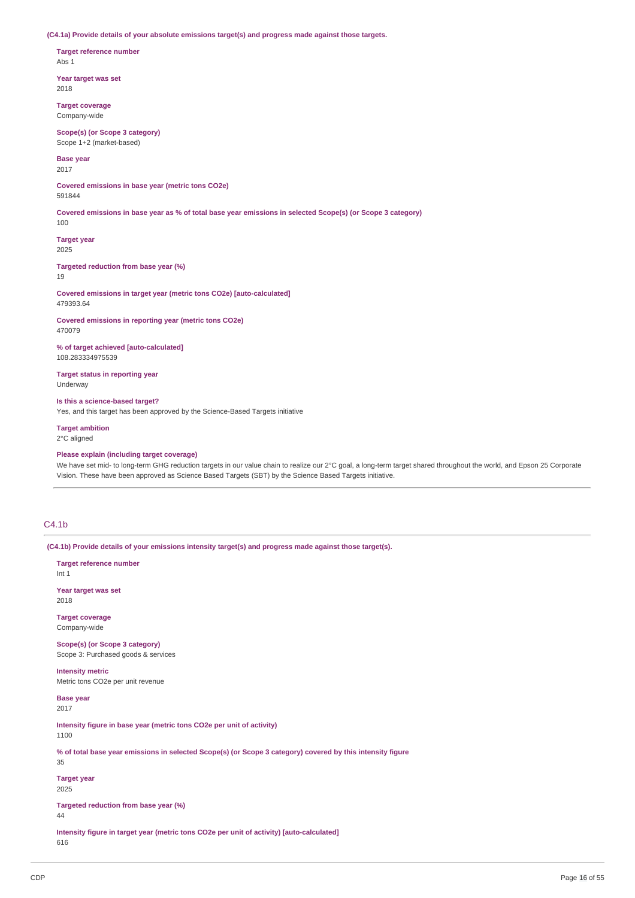**(C4.1a) Provide details of your absolute emissions target(s) and progress made against those targets.**

**Target reference number**
Abs 1

**Year target was set**
2018

**Target coverage**
Company-wide

**Scope(s) (or Scope 3 category)**
Scope 1+2 (market-based)

**Base year**
2017

**Covered emissions in base year (metric tons CO2e)**
591844

**Covered emissions in base year as % of total base year emissions in selected Scope(s) (or Scope 3 category)**
100

**Target year**
2025

**Targeted reduction from base year (%)**
19

**Covered emissions in target year (metric tons CO2e) [auto-calculated]**
479393.64

**Covered emissions in reporting year (metric tons CO2e)**
470079

**% of target achieved [auto-calculated]**
108.283334975539

**Target status in reporting year**
Underway

**Is this a science-based target?**
Yes, and this target has been approved by the Science-Based Targets initiative

**Target ambition**
2°C aligned

**Please explain (including target coverage)**
We have set mid- to long-term GHG reduction targets in our value chain to realize our 2°C goal, a long-term target shared throughout the world, and Epson 25 Corporate Vision. These have been approved as Science Based Targets (SBT) by the Science Based Targets initiative.

## C4.1b

**(C4.1b) Provide details of your emissions intensity target(s) and progress made against those target(s).**

**Target reference number**
Int 1

**Year target was set**
2018

**Target coverage**
Company-wide

**Scope(s) (or Scope 3 category)**
Scope 3: Purchased goods & services

**Intensity metric**
Metric tons CO2e per unit revenue

**Base year**
2017

**Intensity figure in base year (metric tons CO2e per unit of activity)**
1100

**% of total base year emissions in selected Scope(s) (or Scope 3 category) covered by this intensity figure**
35

**Target year**
2025

**Targeted reduction from base year (%)**
44

**Intensity figure in target year (metric tons CO2e per unit of activity) [auto-calculated]**
616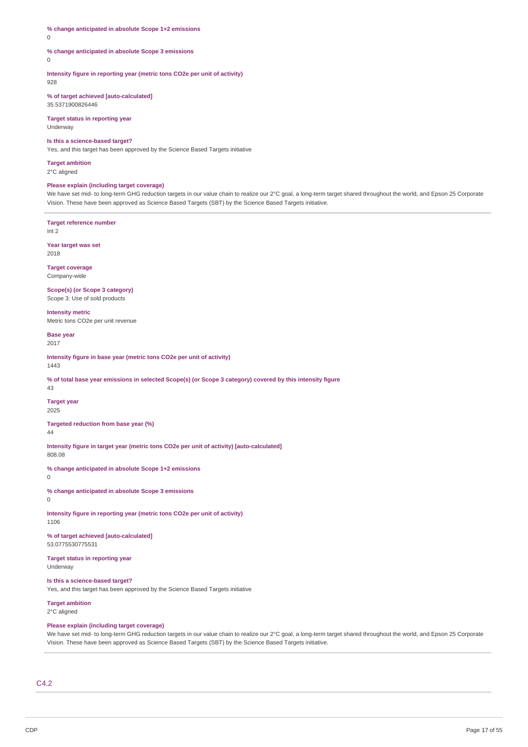**% change anticipated in absolute Scope 1+2 emissions**
0

**% change anticipated in absolute Scope 3 emissions**
0

**Intensity figure in reporting year (metric tons CO2e per unit of activity)**
928

**% of target achieved [auto-calculated]**
35.5371900826446

**Target status in reporting year**
Underway

**Is this a science-based target?**
Yes, and this target has been approved by the Science Based Targets initiative

**Target ambition**
2°C aligned

**Please explain (including target coverage)**
We have set mid- to long-term GHG reduction targets in our value chain to realize our 2°C goal, a long-term target shared throughout the world, and Epson 25 Corporate Vision. These have been approved as Science Based Targets (SBT) by the Science Based Targets initiative.

---

**Target reference number**
Int 2

**Year target was set**
2018

**Target coverage**
Company-wide

**Scope(s) (or Scope 3 category)**
Scope 3: Use of sold products

**Intensity metric**
Metric tons CO2e per unit revenue

**Base year**
2017

**Intensity figure in base year (metric tons CO2e per unit of activity)**
1443

**% of total base year emissions in selected Scope(s) (or Scope 3 category) covered by this intensity figure**
43

**Target year**
2025

**Targeted reduction from base year (%)**
44

**Intensity figure in target year (metric tons CO2e per unit of activity) [auto-calculated]**
808.08

**% change anticipated in absolute Scope 1+2 emissions**
0

**% change anticipated in absolute Scope 3 emissions**
0

**Intensity figure in reporting year (metric tons CO2e per unit of activity)**
1106

**% of target achieved [auto-calculated]**
53.0775530775531

**Target status in reporting year**
Underway

**Is this a science-based target?**
Yes, and this target has been approved by the Science Based Targets initiative

**Target ambition**
2°C aligned

**Please explain (including target coverage)**
We have set mid- to long-term GHG reduction targets in our value chain to realize our 2°C goal, a long-term target shared throughout the world, and Epson 25 Corporate Vision. These have been approved as Science Based Targets (SBT) by the Science Based Targets initiative.

---

## C4.2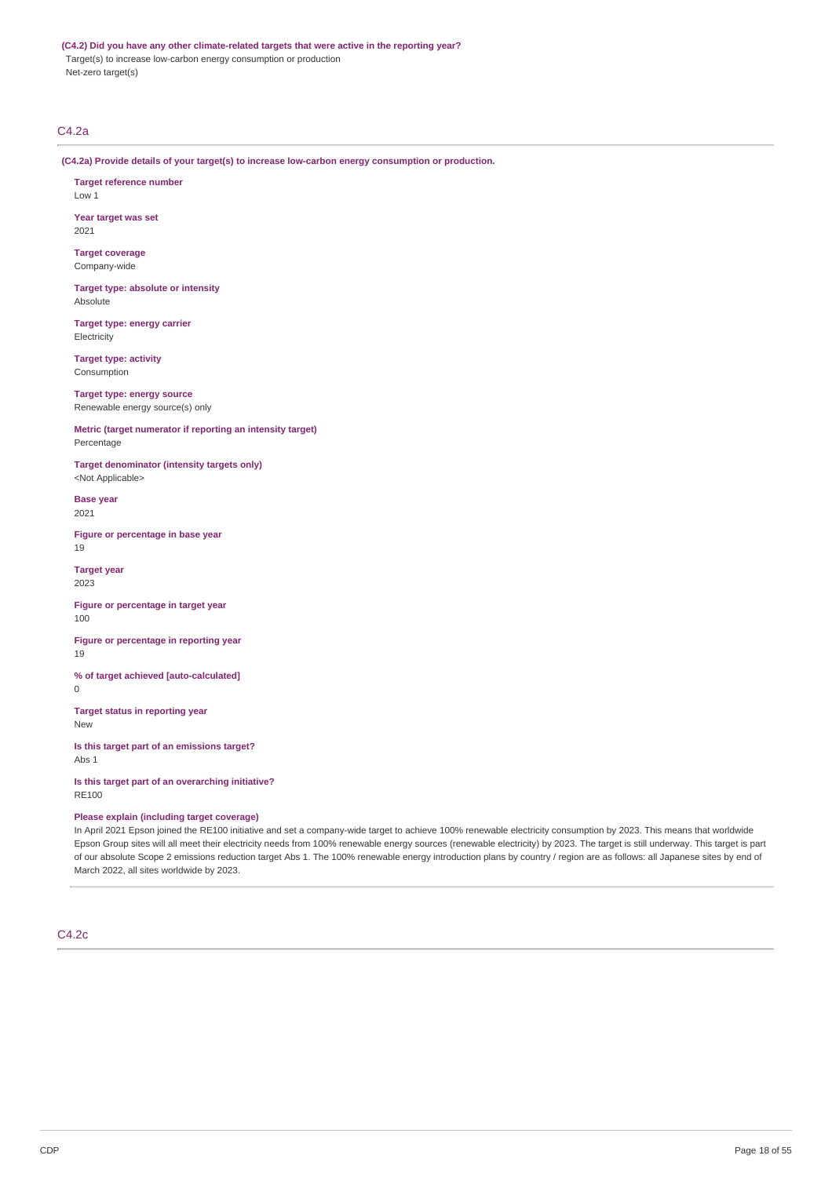**(C4.2) Did you have any other climate-related targets that were active in the reporting year?**

Target(s) to increase low-carbon energy consumption or production

Net-zero target(s)

## C4.2a

**(C4.2a) Provide details of your target(s) to increase low-carbon energy consumption or production.**

**Target reference number**

Low 1

**Year target was set**

2021

**Target coverage**

Company-wide

**Target type: absolute or intensity**

Absolute

**Target type: energy carrier**

Electricity

**Target type: activity**

Consumption

**Target type: energy source**

Renewable energy source(s) only

**Metric (target numerator if reporting an intensity target)**

Percentage

**Target denominator (intensity targets only)**

<Not Applicable>

**Base year**

2021

**Figure or percentage in base year**

19

**Target year**

2023

**Figure or percentage in target year**

100

**Figure or percentage in reporting year**

19

**% of target achieved [auto-calculated]**

0

**Target status in reporting year**

New

**Is this target part of an emissions target?**

Abs 1

**Is this target part of an overarching initiative?**

RE100

**Please explain (including target coverage)**

In April 2021 Epson joined the RE100 initiative and set a company-wide target to achieve 100% renewable electricity consumption by 2023. This means that worldwide Epson Group sites will all meet their electricity needs from 100% renewable energy sources (renewable electricity) by 2023. The target is still underway. This target is part of our absolute Scope 2 emissions reduction target Abs 1. The 100% renewable energy introduction plans by country / region are as follows: all Japanese sites by end of March 2022, all sites worldwide by 2023.

## C4.2c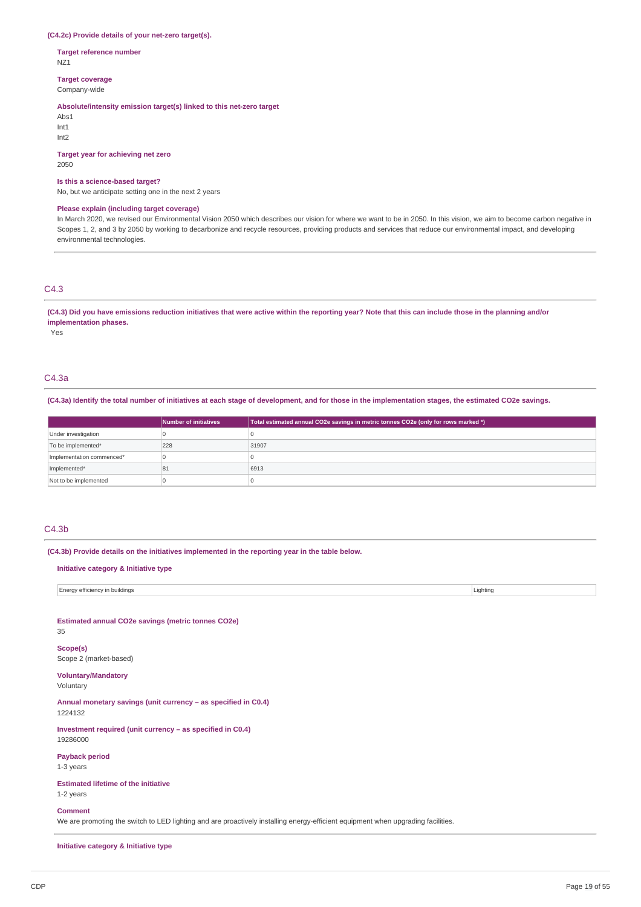**(C4.2c) Provide details of your net-zero target(s).**

**Target reference number**
NZ1

**Target coverage**
Company-wide

**Absolute/intensity emission target(s) linked to this net-zero target**
Abs1
Int1
Int2

**Target year for achieving net zero**
2050

**Is this a science-based target?**
No, but we anticipate setting one in the next 2 years

**Please explain (including target coverage)**
In March 2020, we revised our Environmental Vision 2050 which describes our vision for where we want to be in 2050. In this vision, we aim to become carbon negative in Scopes 1, 2, and 3 by 2050 by working to decarbonize and recycle resources, providing products and services that reduce our environmental impact, and developing environmental technologies.

## C4.3

**(C4.3) Did you have emissions reduction initiatives that were active within the reporting year? Note that this can include those in the planning and/or implementation phases.**
Yes

## C4.3a

**(C4.3a) Identify the total number of initiatives at each stage of development, and for those in the implementation stages, the estimated CO2e savings.**

| | Number of initiatives | Total estimated annual CO2e savings in metric tonnes CO2e (only for rows marked *) |
|---|---|---|
| Under investigation | 0 | 0 |
| To be implemented* | 228 | 31907 |
| Implementation commenced* | 0 | 0 |
| Implemented* | 81 | 6913 |
| Not to be implemented | 0 | 0 |

## C4.3b

**(C4.3b) Provide details on the initiatives implemented in the reporting year in the table below.**

**Initiative category & Initiative type**

| | |
|---|---|
| Energy efficiency in buildings | Lighting |

**Estimated annual CO2e savings (metric tonnes CO2e)**
35

**Scope(s)**
Scope 2 (market-based)

**Voluntary/Mandatory**
Voluntary

**Annual monetary savings (unit currency – as specified in C0.4)**
1224132

**Investment required (unit currency – as specified in C0.4)**
19286000

**Payback period**
1-3 years

**Estimated lifetime of the initiative**
1-2 years

**Comment**
We are promoting the switch to LED lighting and are proactively installing energy-efficient equipment when upgrading facilities.

**Initiative category & Initiative type**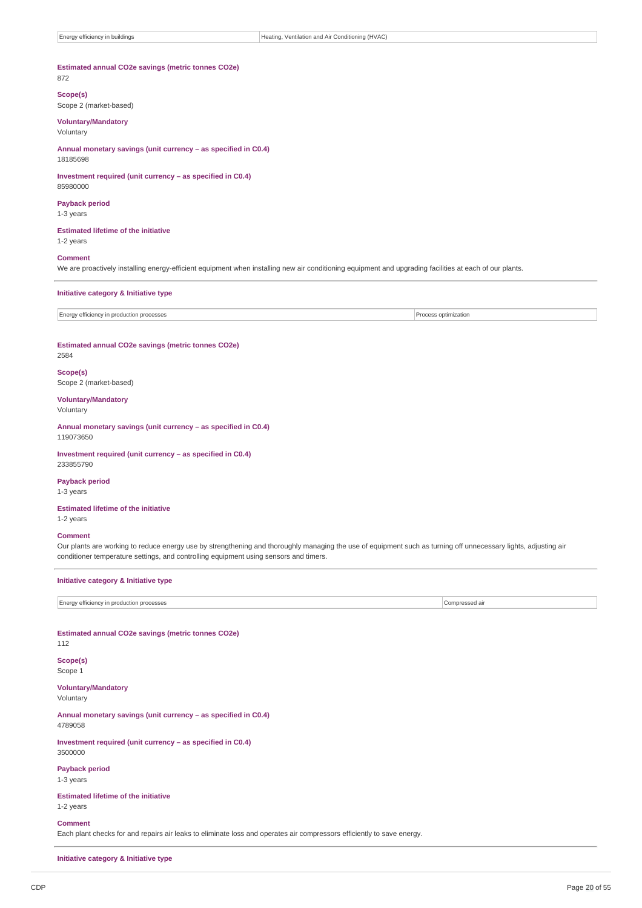| Energy efficiency in buildings | Heating, Ventilation and Air Conditioning (HVAC) |
|---|---|

**Estimated annual CO2e savings (metric tonnes CO2e)**
872

**Scope(s)**
Scope 2 (market-based)

**Voluntary/Mandatory**
Voluntary

**Annual monetary savings (unit currency – as specified in C0.4)**
18185698

**Investment required (unit currency – as specified in C0.4)**
85980000

**Payback period**
1-3 years

**Estimated lifetime of the initiative**
1-2 years

**Comment**
We are proactively installing energy-efficient equipment when installing new air conditioning equipment and upgrading facilities at each of our plants.

---

**Initiative category & Initiative type**

| Energy efficiency in production processes | Process optimization |
|---|---|

**Estimated annual CO2e savings (metric tonnes CO2e)**
2584

**Scope(s)**
Scope 2 (market-based)

**Voluntary/Mandatory**
Voluntary

**Annual monetary savings (unit currency – as specified in C0.4)**
119073650

**Investment required (unit currency – as specified in C0.4)**
233855790

**Payback period**
1-3 years

**Estimated lifetime of the initiative**
1-2 years

**Comment**
Our plants are working to reduce energy use by strengthening and thoroughly managing the use of equipment such as turning off unnecessary lights, adjusting air conditioner temperature settings, and controlling equipment using sensors and timers.

---

**Initiative category & Initiative type**

| Energy efficiency in production processes | Compressed air |
|---|---|

**Estimated annual CO2e savings (metric tonnes CO2e)**
112

**Scope(s)**
Scope 1

**Voluntary/Mandatory**
Voluntary

**Annual monetary savings (unit currency – as specified in C0.4)**
4789058

**Investment required (unit currency – as specified in C0.4)**
3500000

**Payback period**
1-3 years

**Estimated lifetime of the initiative**
1-2 years

**Comment**
Each plant checks for and repairs air leaks to eliminate loss and operates air compressors efficiently to save energy.

---

**Initiative category & Initiative type**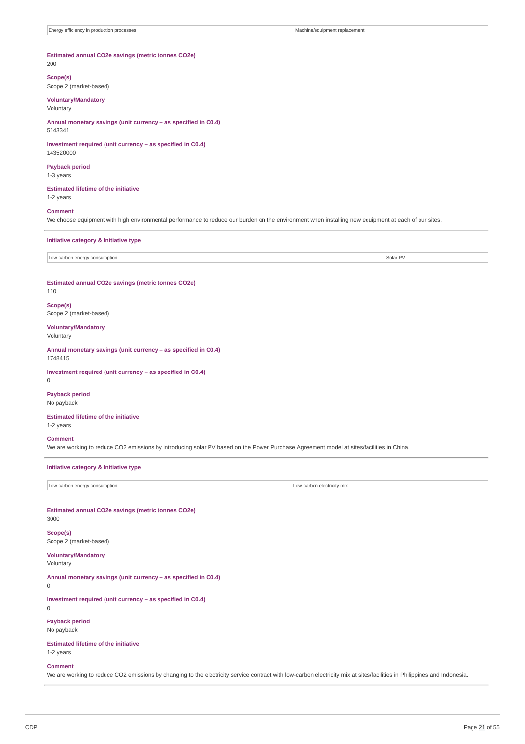| Energy efficiency in production processes | Machine/equipment replacement |
|---|---|

**Estimated annual CO2e savings (metric tonnes CO2e)**
200

**Scope(s)**
Scope 2 (market-based)

**Voluntary/Mandatory**
Voluntary

**Annual monetary savings (unit currency – as specified in C0.4)**
5143341

**Investment required (unit currency – as specified in C0.4)**
143520000

**Payback period**
1-3 years

**Estimated lifetime of the initiative**
1-2 years

**Comment**
We choose equipment with high environmental performance to reduce our burden on the environment when installing new equipment at each of our sites.

---

**Initiative category & Initiative type**

| Low-carbon energy consumption | Solar PV |
|---|---|

**Estimated annual CO2e savings (metric tonnes CO2e)**
110

**Scope(s)**
Scope 2 (market-based)

**Voluntary/Mandatory**
Voluntary

**Annual monetary savings (unit currency – as specified in C0.4)**
1748415

**Investment required (unit currency – as specified in C0.4)**
0

**Payback period**
No payback

**Estimated lifetime of the initiative**
1-2 years

**Comment**
We are working to reduce CO2 emissions by introducing solar PV based on the Power Purchase Agreement model at sites/facilities in China.

---

**Initiative category & Initiative type**

| Low-carbon energy consumption | Low-carbon electricity mix |
|---|---|

**Estimated annual CO2e savings (metric tonnes CO2e)**
3000

**Scope(s)**
Scope 2 (market-based)

**Voluntary/Mandatory**
Voluntary

**Annual monetary savings (unit currency – as specified in C0.4)**
0

**Investment required (unit currency – as specified in C0.4)**
0

**Payback period**
No payback

**Estimated lifetime of the initiative**
1-2 years

**Comment**
We are working to reduce CO2 emissions by changing to the electricity service contract with low-carbon electricity mix at sites/facilities in Philippines and Indonesia.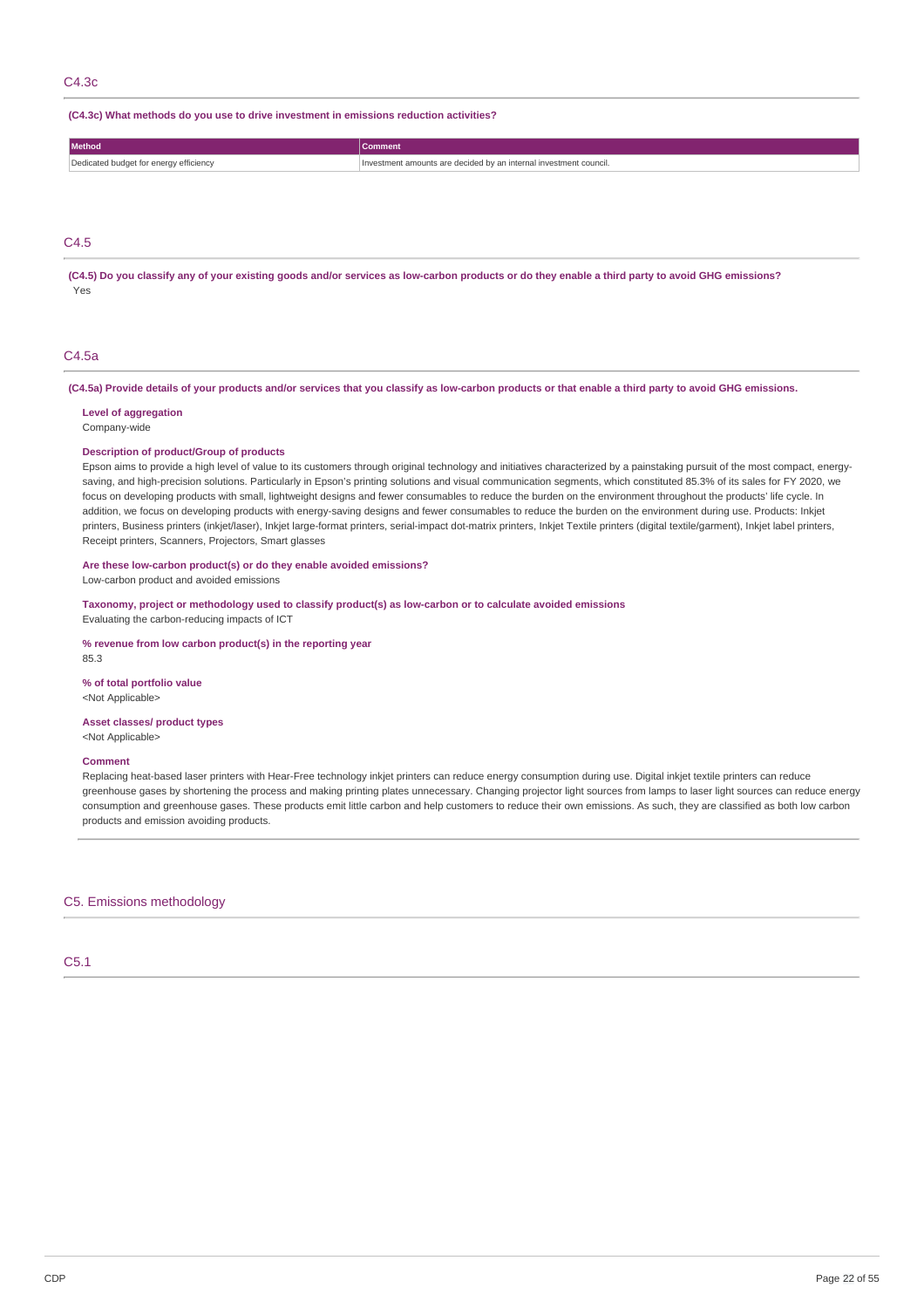## C4.3c

**(C4.3c) What methods do you use to drive investment in emissions reduction activities?**

| Method | Comment |
| --- | --- |
| Dedicated budget for energy efficiency | Investment amounts are decided by an internal investment council. |

## C4.5

**(C4.5) Do you classify any of your existing goods and/or services as low-carbon products or do they enable a third party to avoid GHG emissions?**

Yes

## C4.5a

**(C4.5a) Provide details of your products and/or services that you classify as low-carbon products or that enable a third party to avoid GHG emissions.**

**Level of aggregation**

Company-wide

**Description of product/Group of products**

Epson aims to provide a high level of value to its customers through original technology and initiatives characterized by a painstaking pursuit of the most compact, energy-saving, and high-precision solutions. Particularly in Epson's printing solutions and visual communication segments, which constituted 85.3% of its sales for FY 2020, we focus on developing products with small, lightweight designs and fewer consumables to reduce the burden on the environment throughout the products' life cycle. In addition, we focus on developing products with energy-saving designs and fewer consumables to reduce the burden on the environment during use. Products: Inkjet printers, Business printers (inkjet/laser), Inkjet large-format printers, serial-impact dot-matrix printers, Inkjet Textile printers (digital textile/garment), Inkjet label printers, Receipt printers, Scanners, Projectors, Smart glasses

**Are these low-carbon product(s) or do they enable avoided emissions?**

Low-carbon product and avoided emissions

**Taxonomy, project or methodology used to classify product(s) as low-carbon or to calculate avoided emissions**

Evaluating the carbon-reducing impacts of ICT

**% revenue from low carbon product(s) in the reporting year**

85.3

**% of total portfolio value**

<Not Applicable>

**Asset classes/ product types**

<Not Applicable>

**Comment**

Replacing heat-based laser printers with Hear-Free technology inkjet printers can reduce energy consumption during use. Digital inkjet textile printers can reduce greenhouse gases by shortening the process and making printing plates unnecessary. Changing projector light sources from lamps to laser light sources can reduce energy consumption and greenhouse gases. These products emit little carbon and help customers to reduce their own emissions. As such, they are classified as both low carbon products and emission avoiding products.

# C5. Emissions methodology

## C5.1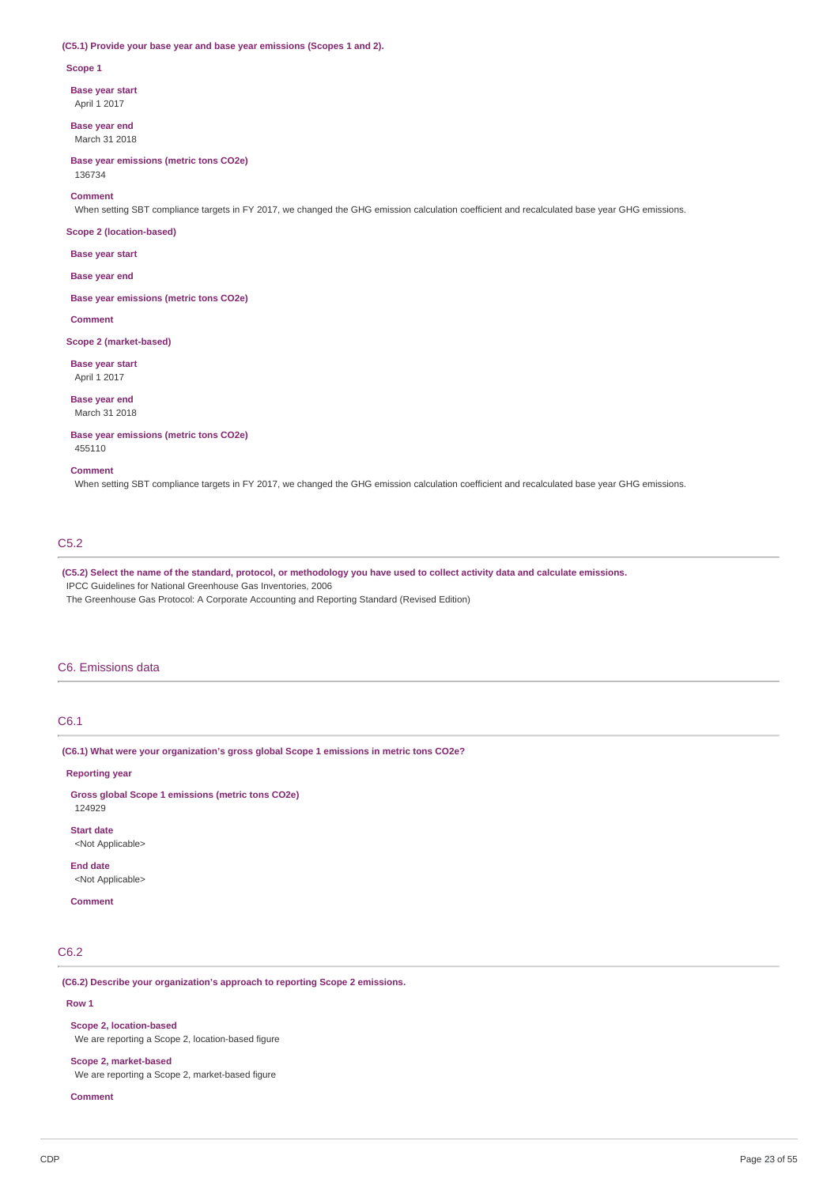**(C5.1) Provide your base year and base year emissions (Scopes 1 and 2).**

**Scope 1**

**Base year start**
April 1 2017

**Base year end**
March 31 2018

**Base year emissions (metric tons CO2e)**
136734

**Comment**
When setting SBT compliance targets in FY 2017, we changed the GHG emission calculation coefficient and recalculated base year GHG emissions.

**Scope 2 (location-based)**

**Base year start**

**Base year end**

**Base year emissions (metric tons CO2e)**

**Comment**

**Scope 2 (market-based)**

**Base year start**
April 1 2017

**Base year end**
March 31 2018

**Base year emissions (metric tons CO2e)**
455110

**Comment**
When setting SBT compliance targets in FY 2017, we changed the GHG emission calculation coefficient and recalculated base year GHG emissions.

## C5.2

**(C5.2) Select the name of the standard, protocol, or methodology you have used to collect activity data and calculate emissions.**
IPCC Guidelines for National Greenhouse Gas Inventories, 2006
The Greenhouse Gas Protocol: A Corporate Accounting and Reporting Standard (Revised Edition)

# C6. Emissions data

## C6.1

**(C6.1) What were your organization's gross global Scope 1 emissions in metric tons CO2e?**

**Reporting year**

**Gross global Scope 1 emissions (metric tons CO2e)**
124929

**Start date**
<Not Applicable>

**End date**
<Not Applicable>

**Comment**

## C6.2

**(C6.2) Describe your organization's approach to reporting Scope 2 emissions.**

**Row 1**

**Scope 2, location-based**
We are reporting a Scope 2, location-based figure

**Scope 2, market-based**
We are reporting a Scope 2, market-based figure

**Comment**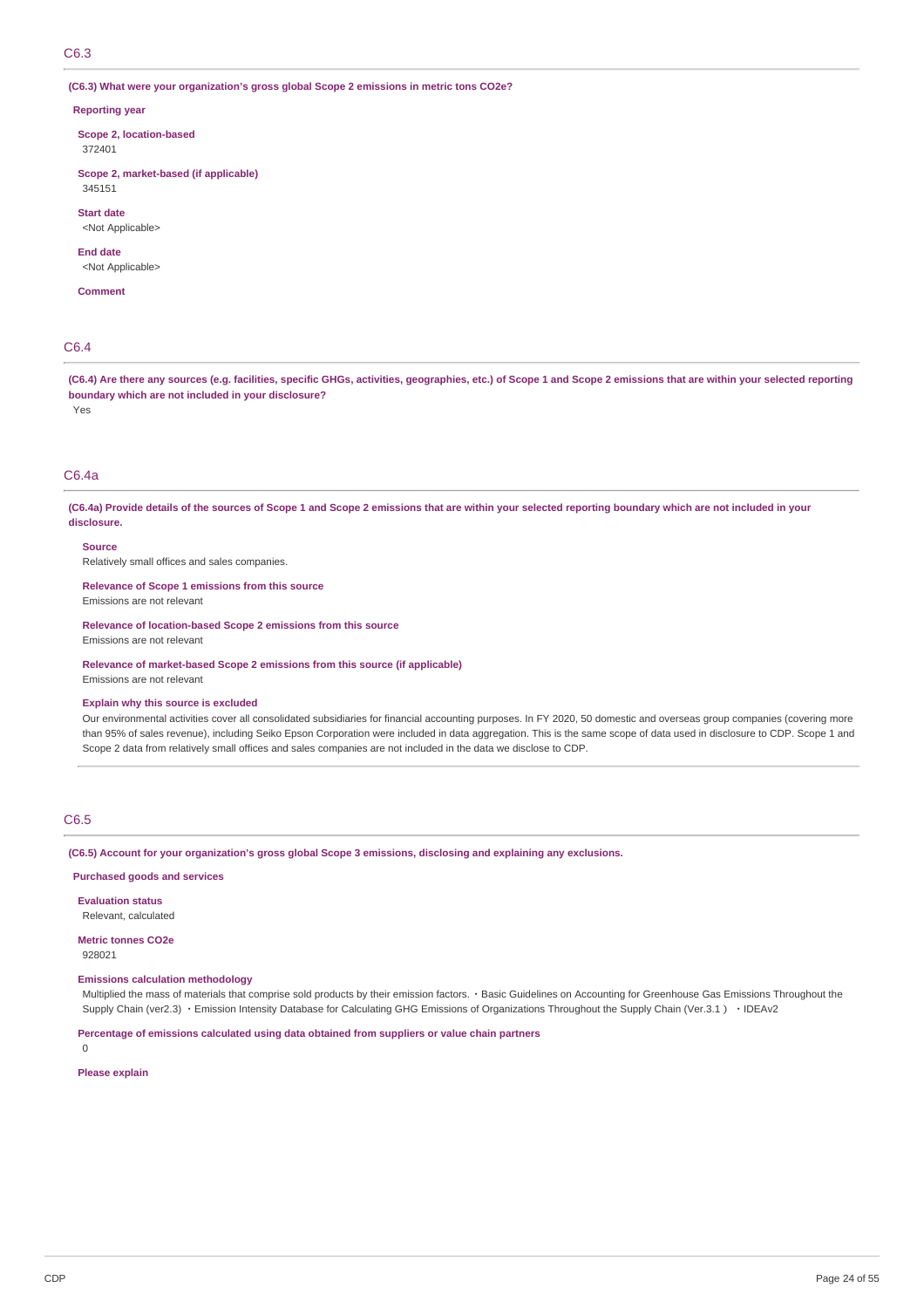## C6.3

**(C6.3) What were your organization's gross global Scope 2 emissions in metric tons CO2e?**

**Reporting year**

**Scope 2, location-based**
372401

**Scope 2, market-based (if applicable)**
345151

**Start date**
<Not Applicable>

**End date**
<Not Applicable>

**Comment**

## C6.4

**(C6.4) Are there any sources (e.g. facilities, specific GHGs, activities, geographies, etc.) of Scope 1 and Scope 2 emissions that are within your selected reporting boundary which are not included in your disclosure?**

Yes

## C6.4a

**(C6.4a) Provide details of the sources of Scope 1 and Scope 2 emissions that are within your selected reporting boundary which are not included in your disclosure.**

**Source**
Relatively small offices and sales companies.

**Relevance of Scope 1 emissions from this source**
Emissions are not relevant

**Relevance of location-based Scope 2 emissions from this source**
Emissions are not relevant

**Relevance of market-based Scope 2 emissions from this source (if applicable)**
Emissions are not relevant

**Explain why this source is excluded**
Our environmental activities cover all consolidated subsidiaries for financial accounting purposes. In FY 2020, 50 domestic and overseas group companies (covering more than 95% of sales revenue), including Seiko Epson Corporation were included in data aggregation. This is the same scope of data used in disclosure to CDP. Scope 1 and Scope 2 data from relatively small offices and sales companies are not included in the data we disclose to CDP.

## C6.5

**(C6.5) Account for your organization's gross global Scope 3 emissions, disclosing and explaining any exclusions.**

**Purchased goods and services**

**Evaluation status**
Relevant, calculated

**Metric tonnes CO2e**
928021

**Emissions calculation methodology**
Multiplied the mass of materials that comprise sold products by their emission factors. ・Basic Guidelines on Accounting for Greenhouse Gas Emissions Throughout the Supply Chain (ver2.3) ・Emission Intensity Database for Calculating GHG Emissions of Organizations Throughout the Supply Chain (Ver.3.1 ) ・IDEAv2

**Percentage of emissions calculated using data obtained from suppliers or value chain partners**
0

**Please explain**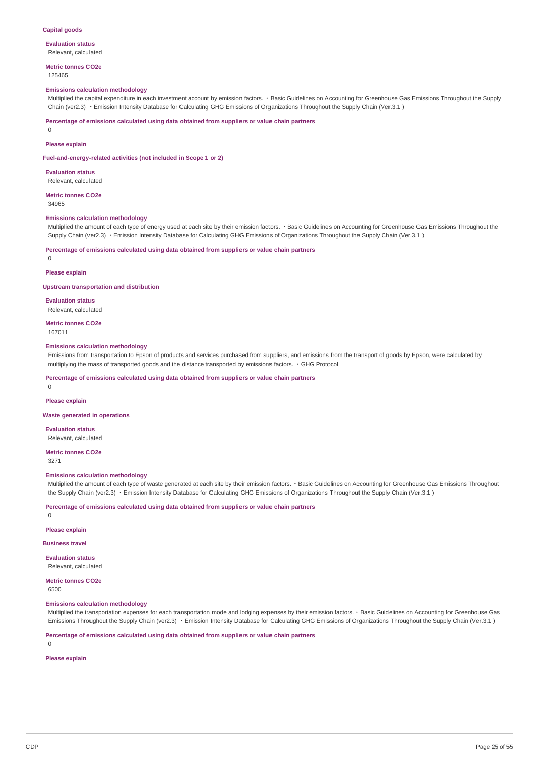### Capital goods

**Evaluation status**

Relevant, calculated

**Metric tonnes CO2e**

125465

**Emissions calculation methodology**

Multiplied the capital expenditure in each investment account by emission factors. ・Basic Guidelines on Accounting for Greenhouse Gas Emissions Throughout the Supply Chain (ver2.3) ・Emission Intensity Database for Calculating GHG Emissions of Organizations Throughout the Supply Chain (Ver.3.1 )

**Percentage of emissions calculated using data obtained from suppliers or value chain partners**

0

**Please explain**

### Fuel-and-energy-related activities (not included in Scope 1 or 2)

**Evaluation status**

Relevant, calculated

**Metric tonnes CO2e**

34965

**Emissions calculation methodology**

Multiplied the amount of each type of energy used at each site by their emission factors. ・Basic Guidelines on Accounting for Greenhouse Gas Emissions Throughout the Supply Chain (ver2.3) ・Emission Intensity Database for Calculating GHG Emissions of Organizations Throughout the Supply Chain (Ver.3.1 )

**Percentage of emissions calculated using data obtained from suppliers or value chain partners**

0

**Please explain**

### Upstream transportation and distribution

**Evaluation status**

Relevant, calculated

**Metric tonnes CO2e**

167011

**Emissions calculation methodology**

Emissions from transportation to Epson of products and services purchased from suppliers, and emissions from the transport of goods by Epson, were calculated by multiplying the mass of transported goods and the distance transported by emissions factors. ・GHG Protocol

**Percentage of emissions calculated using data obtained from suppliers or value chain partners**

0

**Please explain**

### Waste generated in operations

**Evaluation status**

Relevant, calculated

**Metric tonnes CO2e**

3271

**Emissions calculation methodology**

Multiplied the amount of each type of waste generated at each site by their emission factors. ・Basic Guidelines on Accounting for Greenhouse Gas Emissions Throughout the Supply Chain (ver2.3) ・Emission Intensity Database for Calculating GHG Emissions of Organizations Throughout the Supply Chain (Ver.3.1 )

**Percentage of emissions calculated using data obtained from suppliers or value chain partners**

0

**Please explain**

### Business travel

**Evaluation status**

Relevant, calculated

**Metric tonnes CO2e**

6500

**Emissions calculation methodology**

Multiplied the transportation expenses for each transportation mode and lodging expenses by their emission factors. ・Basic Guidelines on Accounting for Greenhouse Gas Emissions Throughout the Supply Chain (ver2.3) ・Emission Intensity Database for Calculating GHG Emissions of Organizations Throughout the Supply Chain (Ver.3.1 )

**Percentage of emissions calculated using data obtained from suppliers or value chain partners**

0

**Please explain**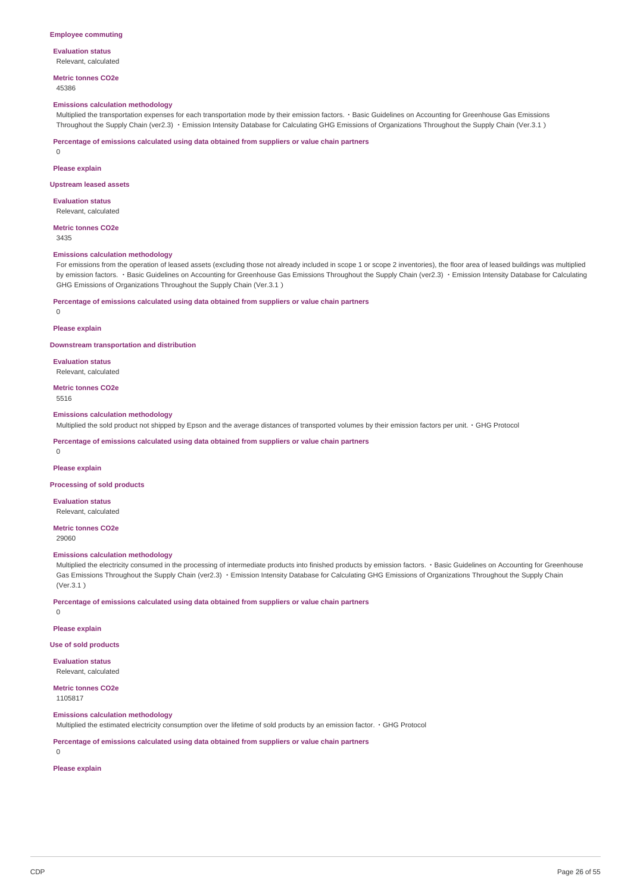**Employee commuting**

**Evaluation status**

Relevant, calculated

**Metric tonnes CO2e**

45386

**Emissions calculation methodology**

Multiplied the transportation expenses for each transportation mode by their emission factors. ・Basic Guidelines on Accounting for Greenhouse Gas Emissions Throughout the Supply Chain (ver2.3) ・Emission Intensity Database for Calculating GHG Emissions of Organizations Throughout the Supply Chain (Ver.3.1 )

**Percentage of emissions calculated using data obtained from suppliers or value chain partners**

0

**Please explain**

**Upstream leased assets**

**Evaluation status**

Relevant, calculated

**Metric tonnes CO2e**

3435

**Emissions calculation methodology**

For emissions from the operation of leased assets (excluding those not already included in scope 1 or scope 2 inventories), the floor area of leased buildings was multiplied by emission factors. ・Basic Guidelines on Accounting for Greenhouse Gas Emissions Throughout the Supply Chain (ver2.3) ・Emission Intensity Database for Calculating GHG Emissions of Organizations Throughout the Supply Chain (Ver.3.1 )

**Percentage of emissions calculated using data obtained from suppliers or value chain partners**

0

**Please explain**

**Downstream transportation and distribution**

**Evaluation status**

Relevant, calculated

**Metric tonnes CO2e**

5516

**Emissions calculation methodology**

Multiplied the sold product not shipped by Epson and the average distances of transported volumes by their emission factors per unit. ・GHG Protocol

**Percentage of emissions calculated using data obtained from suppliers or value chain partners**

0

**Please explain**

**Processing of sold products**

**Evaluation status**

Relevant, calculated

**Metric tonnes CO2e**

29060

**Emissions calculation methodology**

Multiplied the electricity consumed in the processing of intermediate products into finished products by emission factors. ・Basic Guidelines on Accounting for Greenhouse Gas Emissions Throughout the Supply Chain (ver2.3) ・Emission Intensity Database for Calculating GHG Emissions of Organizations Throughout the Supply Chain (Ver.3.1 )

**Percentage of emissions calculated using data obtained from suppliers or value chain partners**

0

**Please explain**

**Use of sold products**

**Evaluation status**

Relevant, calculated

**Metric tonnes CO2e**

1105817

**Emissions calculation methodology**

Multiplied the estimated electricity consumption over the lifetime of sold products by an emission factor. ・GHG Protocol

**Percentage of emissions calculated using data obtained from suppliers or value chain partners**

0

**Please explain**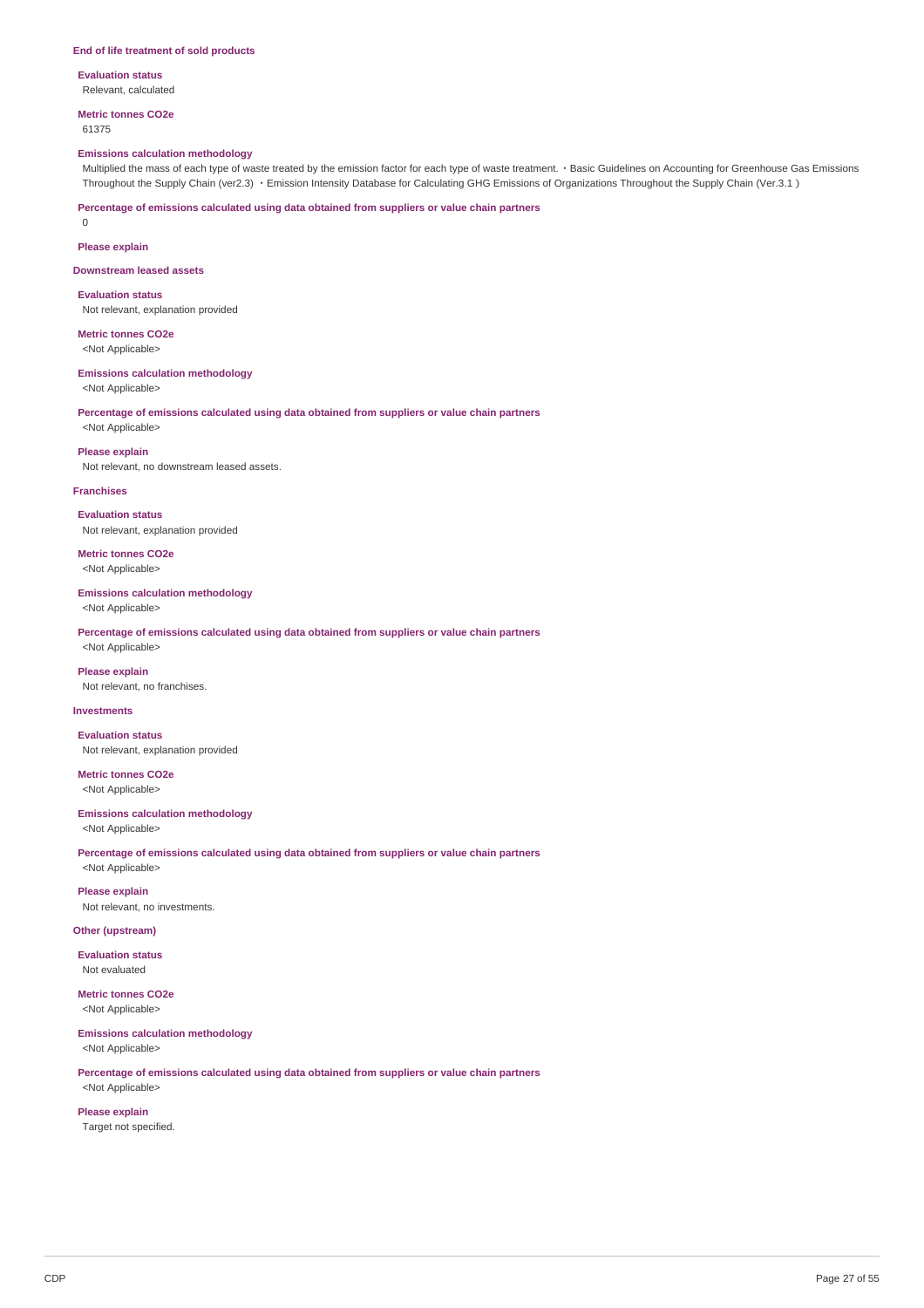**End of life treatment of sold products**

**Evaluation status**

Relevant, calculated

**Metric tonnes CO2e**

61375

**Emissions calculation methodology**

Multiplied the mass of each type of waste treated by the emission factor for each type of waste treatment. ・Basic Guidelines on Accounting for Greenhouse Gas Emissions Throughout the Supply Chain (ver2.3) ・Emission Intensity Database for Calculating GHG Emissions of Organizations Throughout the Supply Chain (Ver.3.1 )

**Percentage of emissions calculated using data obtained from suppliers or value chain partners**

0

**Please explain**

**Downstream leased assets**

**Evaluation status**

Not relevant, explanation provided

**Metric tonnes CO2e**

<Not Applicable>

**Emissions calculation methodology**

<Not Applicable>

**Percentage of emissions calculated using data obtained from suppliers or value chain partners**

<Not Applicable>

**Please explain**

Not relevant, no downstream leased assets.

**Franchises**

**Evaluation status**

Not relevant, explanation provided

**Metric tonnes CO2e**

<Not Applicable>

**Emissions calculation methodology**

<Not Applicable>

**Percentage of emissions calculated using data obtained from suppliers or value chain partners**

<Not Applicable>

**Please explain**

Not relevant, no franchises.

**Investments**

**Evaluation status**

Not relevant, explanation provided

**Metric tonnes CO2e**

<Not Applicable>

**Emissions calculation methodology**

<Not Applicable>

**Percentage of emissions calculated using data obtained from suppliers or value chain partners**

<Not Applicable>

**Please explain**

Not relevant, no investments.

**Other (upstream)**

**Evaluation status**

Not evaluated

**Metric tonnes CO2e**

<Not Applicable>

**Emissions calculation methodology**

<Not Applicable>

**Percentage of emissions calculated using data obtained from suppliers or value chain partners**

<Not Applicable>

**Please explain**

Target not specified.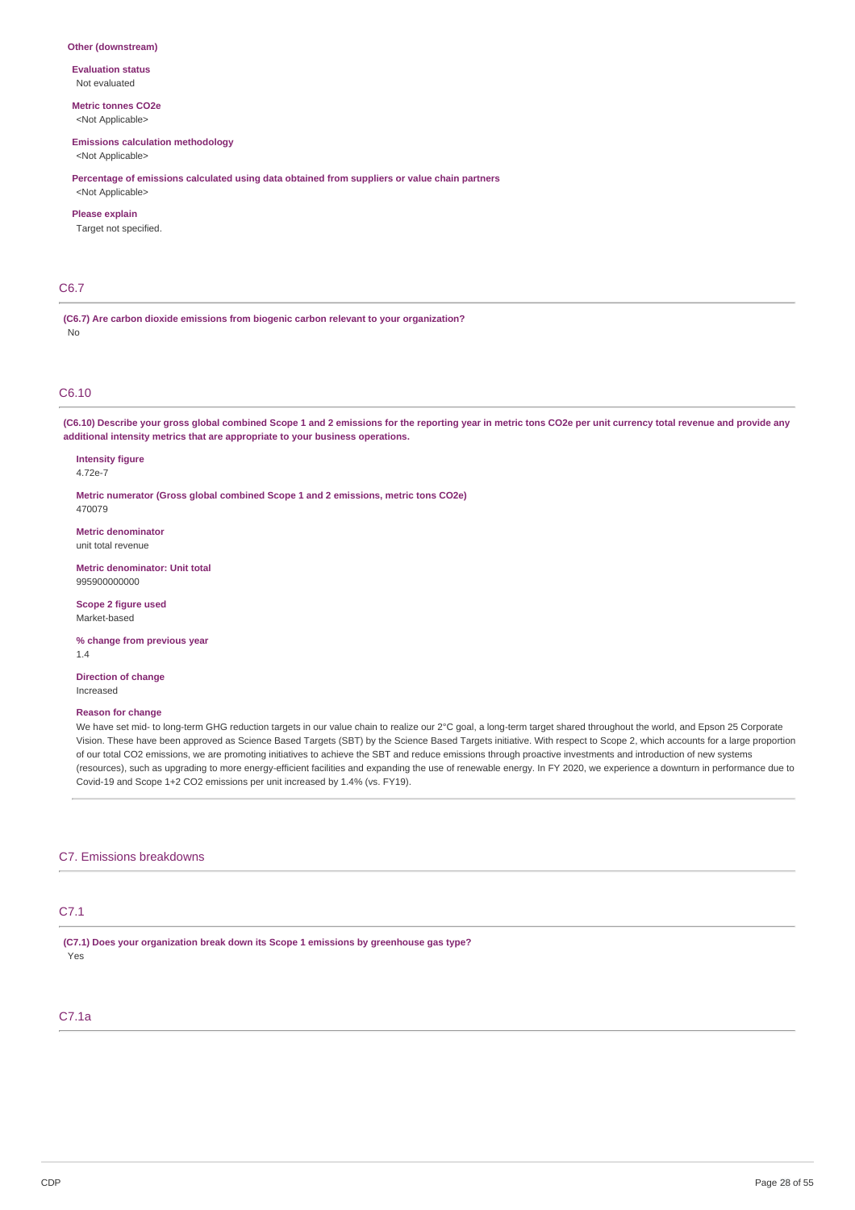**Other (downstream)**

**Evaluation status**
Not evaluated

**Metric tonnes CO2e**
<Not Applicable>

**Emissions calculation methodology**
<Not Applicable>

**Percentage of emissions calculated using data obtained from suppliers or value chain partners**
<Not Applicable>

**Please explain**
Target not specified.

## C6.7

**(C6.7) Are carbon dioxide emissions from biogenic carbon relevant to your organization?**
No

## C6.10

**(C6.10) Describe your gross global combined Scope 1 and 2 emissions for the reporting year in metric tons CO2e per unit currency total revenue and provide any additional intensity metrics that are appropriate to your business operations.**

**Intensity figure**
4.72e-7

**Metric numerator (Gross global combined Scope 1 and 2 emissions, metric tons CO2e)**
470079

**Metric denominator**
unit total revenue

**Metric denominator: Unit total**
995900000000

**Scope 2 figure used**
Market-based

**% change from previous year**
1.4

**Direction of change**
Increased

**Reason for change**
We have set mid- to long-term GHG reduction targets in our value chain to realize our 2°C goal, a long-term target shared throughout the world, and Epson 25 Corporate Vision. These have been approved as Science Based Targets (SBT) by the Science Based Targets initiative. With respect to Scope 2, which accounts for a large proportion of our total CO2 emissions, we are promoting initiatives to achieve the SBT and reduce emissions through proactive investments and introduction of new systems (resources), such as upgrading to more energy-efficient facilities and expanding the use of renewable energy. In FY 2020, we experience a downturn in performance due to Covid-19 and Scope 1+2 CO2 emissions per unit increased by 1.4% (vs. FY19).

# C7. Emissions breakdowns

## C7.1

**(C7.1) Does your organization break down its Scope 1 emissions by greenhouse gas type?**
Yes

## C7.1a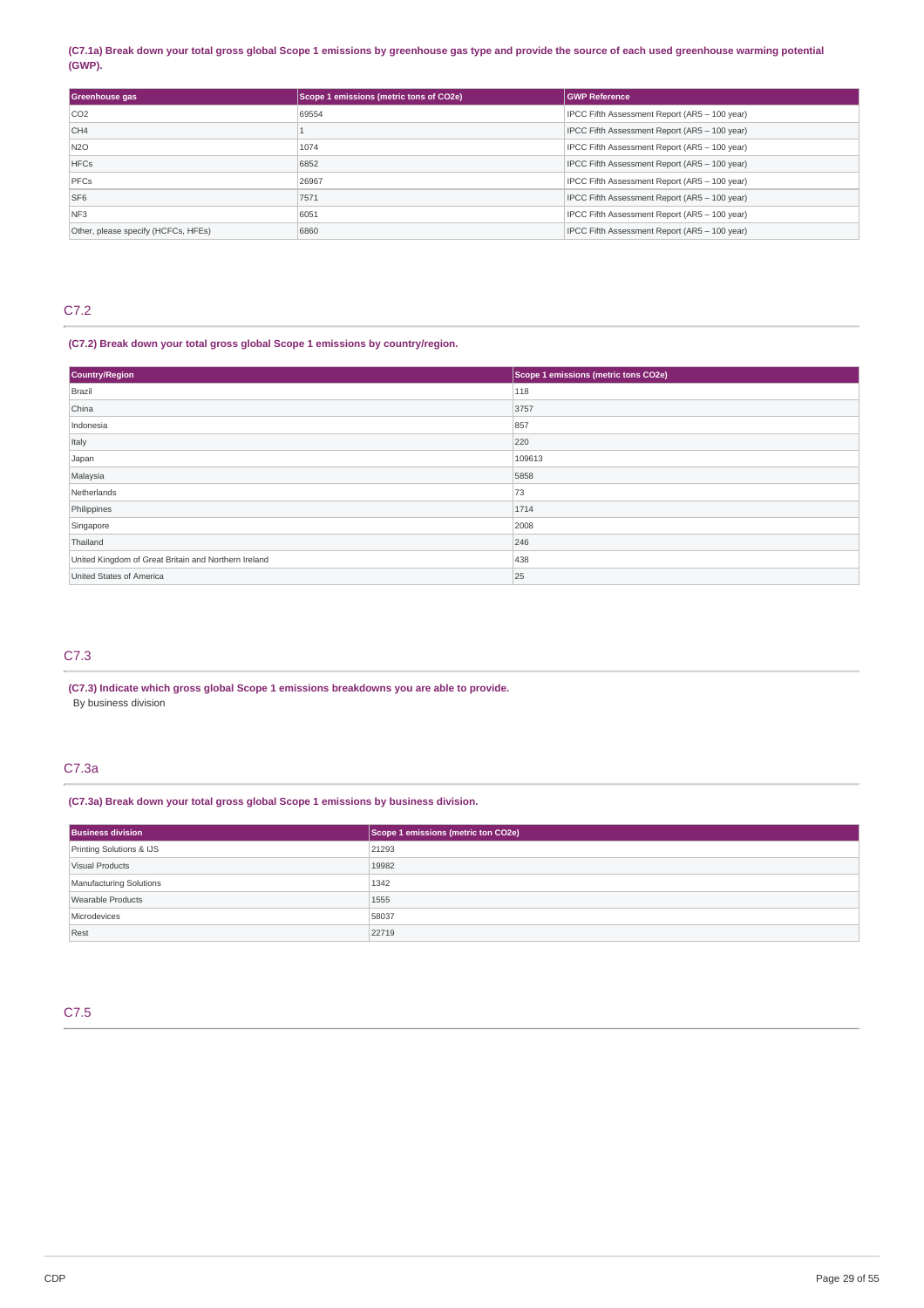**(C7.1a) Break down your total gross global Scope 1 emissions by greenhouse gas type and provide the source of each used greenhouse warming potential (GWP).**

| Greenhouse gas | Scope 1 emissions (metric tons of CO2e) | GWP Reference |
|---|---|---|
| CO2 | 69554 | IPCC Fifth Assessment Report (AR5 – 100 year) |
| CH4 | 1 | IPCC Fifth Assessment Report (AR5 – 100 year) |
| N2O | 1074 | IPCC Fifth Assessment Report (AR5 – 100 year) |
| HFCs | 6852 | IPCC Fifth Assessment Report (AR5 – 100 year) |
| PFCs | 26967 | IPCC Fifth Assessment Report (AR5 – 100 year) |
| SF6 | 7571 | IPCC Fifth Assessment Report (AR5 – 100 year) |
| NF3 | 6051 | IPCC Fifth Assessment Report (AR5 – 100 year) |
| Other, please specify (HCFCs, HFEs) | 6860 | IPCC Fifth Assessment Report (AR5 – 100 year) |

## C7.2

**(C7.2) Break down your total gross global Scope 1 emissions by country/region.**

| Country/Region | Scope 1 emissions (metric tons CO2e) |
|---|---|
| Brazil | 118 |
| China | 3757 |
| Indonesia | 857 |
| Italy | 220 |
| Japan | 109613 |
| Malaysia | 5858 |
| Netherlands | 73 |
| Philippines | 1714 |
| Singapore | 2008 |
| Thailand | 246 |
| United Kingdom of Great Britain and Northern Ireland | 438 |
| United States of America | 25 |

## C7.3

**(C7.3) Indicate which gross global Scope 1 emissions breakdowns you are able to provide.**

By business division

## C7.3a

**(C7.3a) Break down your total gross global Scope 1 emissions by business division.**

| Business division | Scope 1 emissions (metric ton CO2e) |
|---|---|
| Printing Solutions & IJS | 21293 |
| Visual Products | 19982 |
| Manufacturing Solutions | 1342 |
| Wearable Products | 1555 |
| Microdevices | 58037 |
| Rest | 22719 |

## C7.5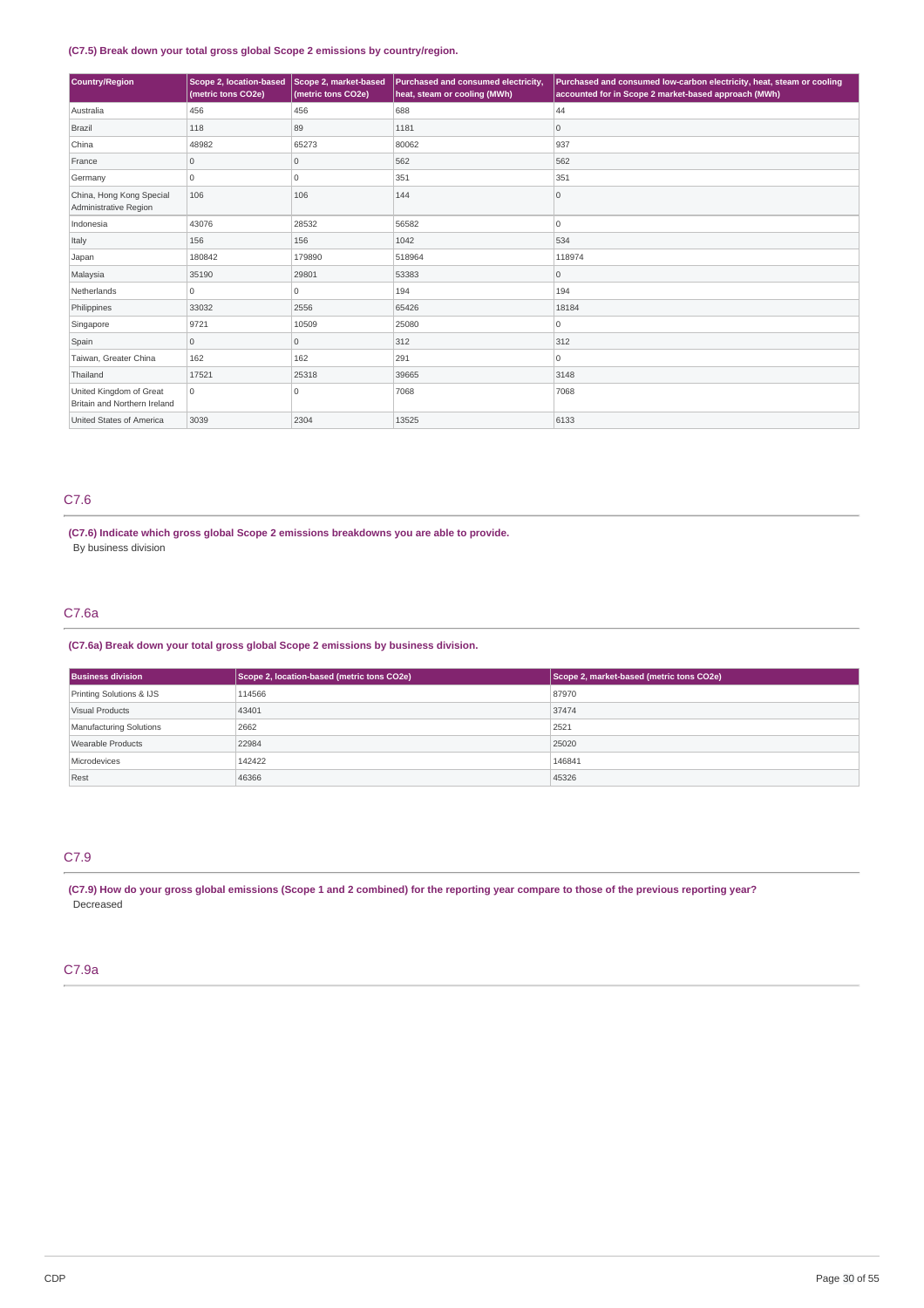**(C7.5) Break down your total gross global Scope 2 emissions by country/region.**

| Country/Region | Scope 2, location-based (metric tons CO2e) | Scope 2, market-based (metric tons CO2e) | Purchased and consumed electricity, heat, steam or cooling (MWh) | Purchased and consumed low-carbon electricity, heat, steam or cooling accounted for in Scope 2 market-based approach (MWh) |
|---|---|---|---|---|
| Australia | 456 | 456 | 688 | 44 |
| Brazil | 118 | 89 | 1181 | 0 |
| China | 48982 | 65273 | 80062 | 937 |
| France | 0 | 0 | 562 | 562 |
| Germany | 0 | 0 | 351 | 351 |
| China, Hong Kong Special Administrative Region | 106 | 106 | 144 | 0 |
| Indonesia | 43076 | 28532 | 56582 | 0 |
| Italy | 156 | 156 | 1042 | 534 |
| Japan | 180842 | 179890 | 518964 | 118974 |
| Malaysia | 35190 | 29801 | 53383 | 0 |
| Netherlands | 0 | 0 | 194 | 194 |
| Philippines | 33032 | 2556 | 65426 | 18184 |
| Singapore | 9721 | 10509 | 25080 | 0 |
| Spain | 0 | 0 | 312 | 312 |
| Taiwan, Greater China | 162 | 162 | 291 | 0 |
| Thailand | 17521 | 25318 | 39665 | 3148 |
| United Kingdom of Great Britain and Northern Ireland | 0 | 0 | 7068 | 7068 |
| United States of America | 3039 | 2304 | 13525 | 6133 |

## C7.6

**(C7.6) Indicate which gross global Scope 2 emissions breakdowns you are able to provide.**

By business division

## C7.6a

**(C7.6a) Break down your total gross global Scope 2 emissions by business division.**

| Business division | Scope 2, location-based (metric tons CO2e) | Scope 2, market-based (metric tons CO2e) |
|---|---|---|
| Printing Solutions & IJS | 114566 | 87970 |
| Visual Products | 43401 | 37474 |
| Manufacturing Solutions | 2662 | 2521 |
| Wearable Products | 22984 | 25020 |
| Microdevices | 142422 | 146841 |
| Rest | 46366 | 45326 |

## C7.9

**(C7.9) How do your gross global emissions (Scope 1 and 2 combined) for the reporting year compare to those of the previous reporting year?**

Decreased

## C7.9a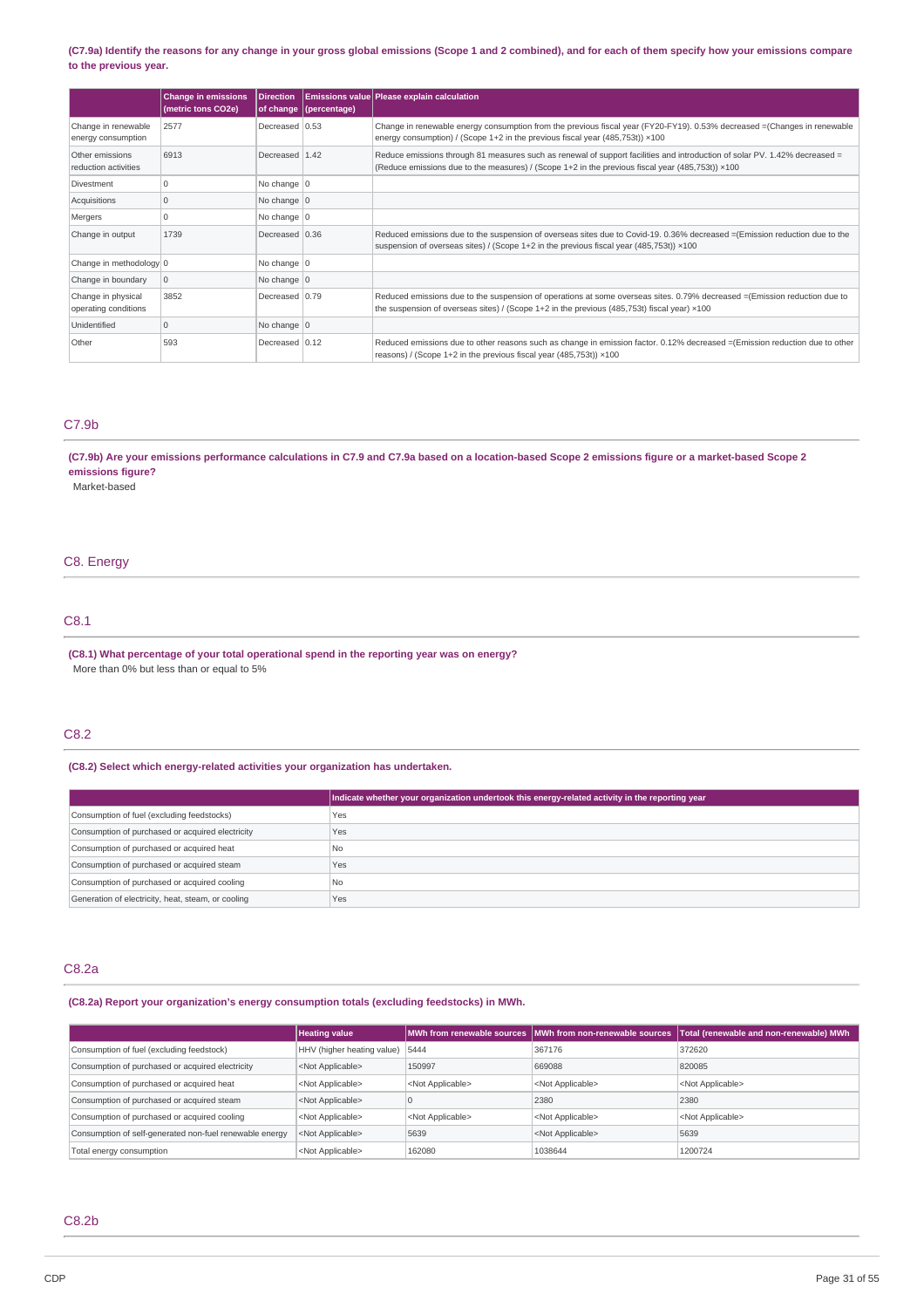**(C7.9a) Identify the reasons for any change in your gross global emissions (Scope 1 and 2 combined), and for each of them specify how your emissions compare to the previous year.**

| | Change in emissions (metric tons CO2e) | Direction of change | Emissions value (percentage) | Please explain calculation |
|---|---|---|---|---|
| Change in renewable energy consumption | 2577 | Decreased | 0.53 | Change in renewable energy consumption from the previous fiscal year (FY20-FY19). 0.53% decreased =(Changes in renewable energy consumption) / (Scope 1+2 in the previous fiscal year (485,753t)) ×100 |
| Other emissions reduction activities | 6913 | Decreased | 1.42 | Reduce emissions through 81 measures such as renewal of support facilities and introduction of solar PV. 1.42% decreased = (Reduce emissions due to the measures) / (Scope 1+2 in the previous fiscal year (485,753t)) ×100 |
| Divestment | 0 | No change | 0 | |
| Acquisitions | 0 | No change | 0 | |
| Mergers | 0 | No change | 0 | |
| Change in output | 1739 | Decreased | 0.36 | Reduced emissions due to the suspension of overseas sites due to Covid-19. 0.36% decreased =(Emission reduction due to the suspension of overseas sites) / (Scope 1+2 in the previous fiscal year (485,753t)) ×100 |
| Change in methodology | 0 | No change | 0 | |
| Change in boundary | 0 | No change | 0 | |
| Change in physical operating conditions | 3852 | Decreased | 0.79 | Reduced emissions due to the suspension of operations at some overseas sites. 0.79% decreased =(Emission reduction due to the suspension of overseas sites) / (Scope 1+2 in the previous (485,753t) fiscal year) ×100 |
| Unidentified | 0 | No change | 0 | |
| Other | 593 | Decreased | 0.12 | Reduced emissions due to other reasons such as change in emission factor. 0.12% decreased =(Emission reduction due to other reasons) / (Scope 1+2 in the previous fiscal year (485,753t)) ×100 |

## C7.9b

**(C7.9b) Are your emissions performance calculations in C7.9 and C7.9a based on a location-based Scope 2 emissions figure or a market-based Scope 2 emissions figure?**

Market-based

# C8. Energy

## C8.1

**(C8.1) What percentage of your total operational spend in the reporting year was on energy?**

More than 0% but less than or equal to 5%

## C8.2

**(C8.2) Select which energy-related activities your organization has undertaken.**

| | Indicate whether your organization undertook this energy-related activity in the reporting year |
|---|---|
| Consumption of fuel (excluding feedstocks) | Yes |
| Consumption of purchased or acquired electricity | Yes |
| Consumption of purchased or acquired heat | No |
| Consumption of purchased or acquired steam | Yes |
| Consumption of purchased or acquired cooling | No |
| Generation of electricity, heat, steam, or cooling | Yes |

## C8.2a

**(C8.2a) Report your organization's energy consumption totals (excluding feedstocks) in MWh.**

| | Heating value | MWh from renewable sources | MWh from non-renewable sources | Total (renewable and non-renewable) MWh |
|---|---|---|---|---|
| Consumption of fuel (excluding feedstock) | HHV (higher heating value) | 5444 | 367176 | 372620 |
| Consumption of purchased or acquired electricity | <Not Applicable> | 150997 | 669088 | 820085 |
| Consumption of purchased or acquired heat | <Not Applicable> | <Not Applicable> | <Not Applicable> | <Not Applicable> |
| Consumption of purchased or acquired steam | <Not Applicable> | 0 | 2380 | 2380 |
| Consumption of purchased or acquired cooling | <Not Applicable> | <Not Applicable> | <Not Applicable> | <Not Applicable> |
| Consumption of self-generated non-fuel renewable energy | <Not Applicable> | 5639 | <Not Applicable> | 5639 |
| Total energy consumption | <Not Applicable> | 162080 | 1038644 | 1200724 |

## C8.2b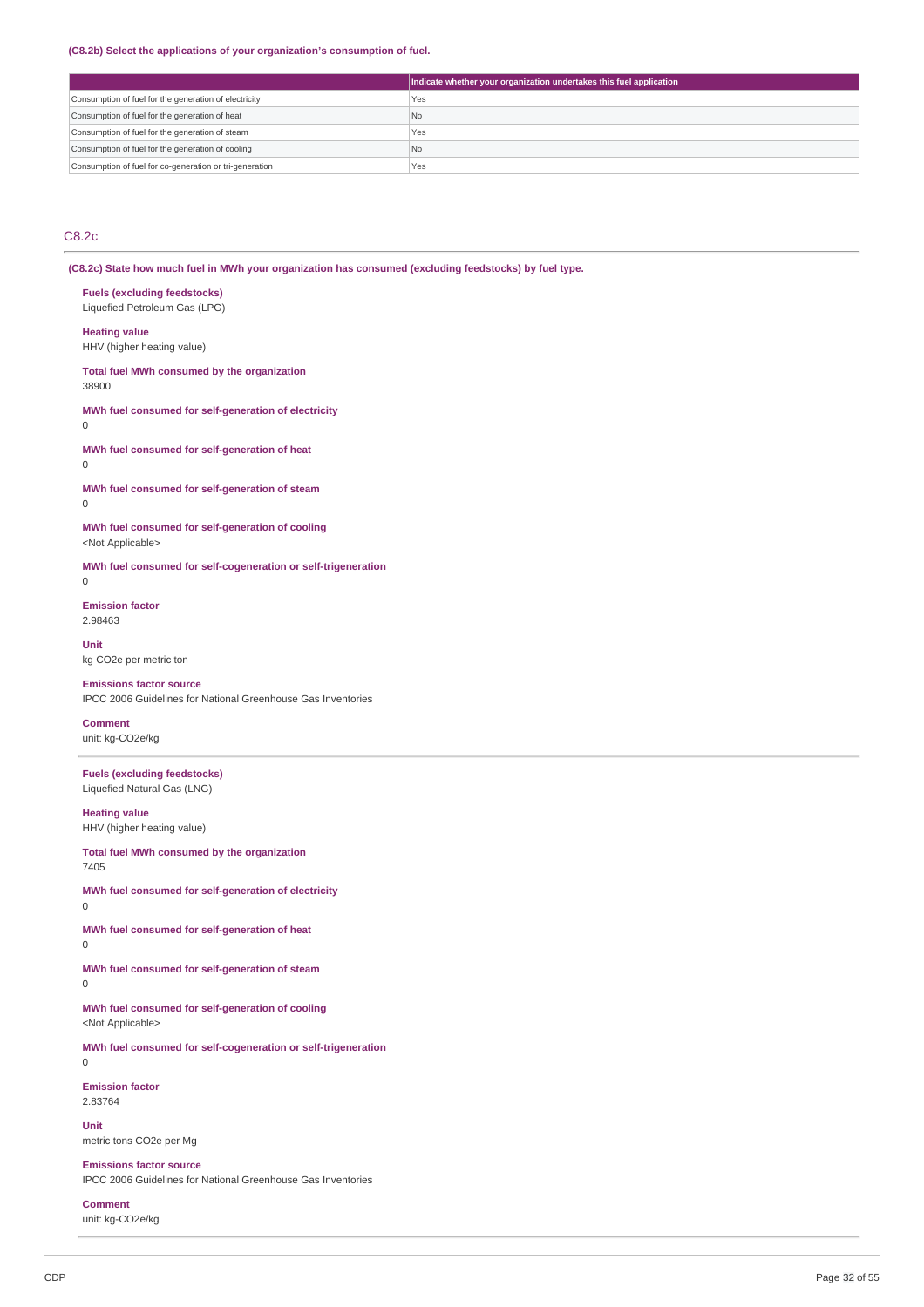**(C8.2b) Select the applications of your organization's consumption of fuel.**

| | Indicate whether your organization undertakes this fuel application |
|---|---|
| Consumption of fuel for the generation of electricity | Yes |
| Consumption of fuel for the generation of heat | No |
| Consumption of fuel for the generation of steam | Yes |
| Consumption of fuel for the generation of cooling | No |
| Consumption of fuel for co-generation or tri-generation | Yes |

## C8.2c

**(C8.2c) State how much fuel in MWh your organization has consumed (excluding feedstocks) by fuel type.**

**Fuels (excluding feedstocks)**
Liquefied Petroleum Gas (LPG)

**Heating value**
HHV (higher heating value)

**Total fuel MWh consumed by the organization**
38900

**MWh fuel consumed for self-generation of electricity**
0

**MWh fuel consumed for self-generation of heat**
0

**MWh fuel consumed for self-generation of steam**
0

**MWh fuel consumed for self-generation of cooling**
<Not Applicable>

**MWh fuel consumed for self-cogeneration or self-trigeneration**
0

**Emission factor**
2.98463

**Unit**
kg CO2e per metric ton

**Emissions factor source**
IPCC 2006 Guidelines for National Greenhouse Gas Inventories

**Comment**
unit: kg-CO2e/kg

---

**Fuels (excluding feedstocks)**
Liquefied Natural Gas (LNG)

**Heating value**
HHV (higher heating value)

**Total fuel MWh consumed by the organization**
7405

**MWh fuel consumed for self-generation of electricity**
0

**MWh fuel consumed for self-generation of heat**
0

**MWh fuel consumed for self-generation of steam**
0

**MWh fuel consumed for self-generation of cooling**
<Not Applicable>

**MWh fuel consumed for self-cogeneration or self-trigeneration**
0

**Emission factor**
2.83764

**Unit**
metric tons CO2e per Mg

**Emissions factor source**
IPCC 2006 Guidelines for National Greenhouse Gas Inventories

**Comment**
unit: kg-CO2e/kg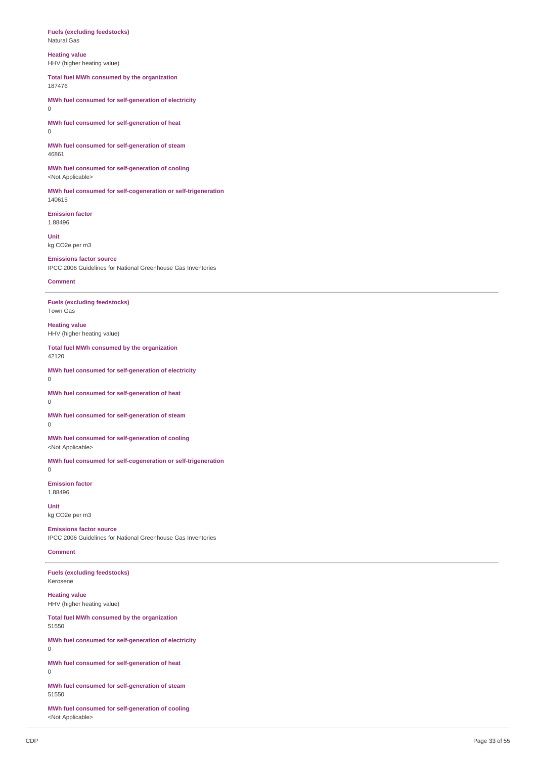**Fuels (excluding feedstocks)**
Natural Gas

**Heating value**
HHV (higher heating value)

**Total fuel MWh consumed by the organization**
187476

**MWh fuel consumed for self-generation of electricity**
0

**MWh fuel consumed for self-generation of heat**
0

**MWh fuel consumed for self-generation of steam**
46861

**MWh fuel consumed for self-generation of cooling**
<Not Applicable>

**MWh fuel consumed for self-cogeneration or self-trigeneration**
140615

**Emission factor**
1.88496

**Unit**
kg CO2e per m3

**Emissions factor source**
IPCC 2006 Guidelines for National Greenhouse Gas Inventories

**Comment**

---

**Fuels (excluding feedstocks)**
Town Gas

**Heating value**
HHV (higher heating value)

**Total fuel MWh consumed by the organization**
42120

**MWh fuel consumed for self-generation of electricity**
0

**MWh fuel consumed for self-generation of heat**
0

**MWh fuel consumed for self-generation of steam**
0

**MWh fuel consumed for self-generation of cooling**
<Not Applicable>

**MWh fuel consumed for self-cogeneration or self-trigeneration**
0

**Emission factor**
1.88496

**Unit**
kg CO2e per m3

**Emissions factor source**
IPCC 2006 Guidelines for National Greenhouse Gas Inventories

**Comment**

---

**Fuels (excluding feedstocks)**
Kerosene

**Heating value**
HHV (higher heating value)

**Total fuel MWh consumed by the organization**
51550

**MWh fuel consumed for self-generation of electricity**
0

**MWh fuel consumed for self-generation of heat**
0

**MWh fuel consumed for self-generation of steam**
51550

**MWh fuel consumed for self-generation of cooling**
<Not Applicable>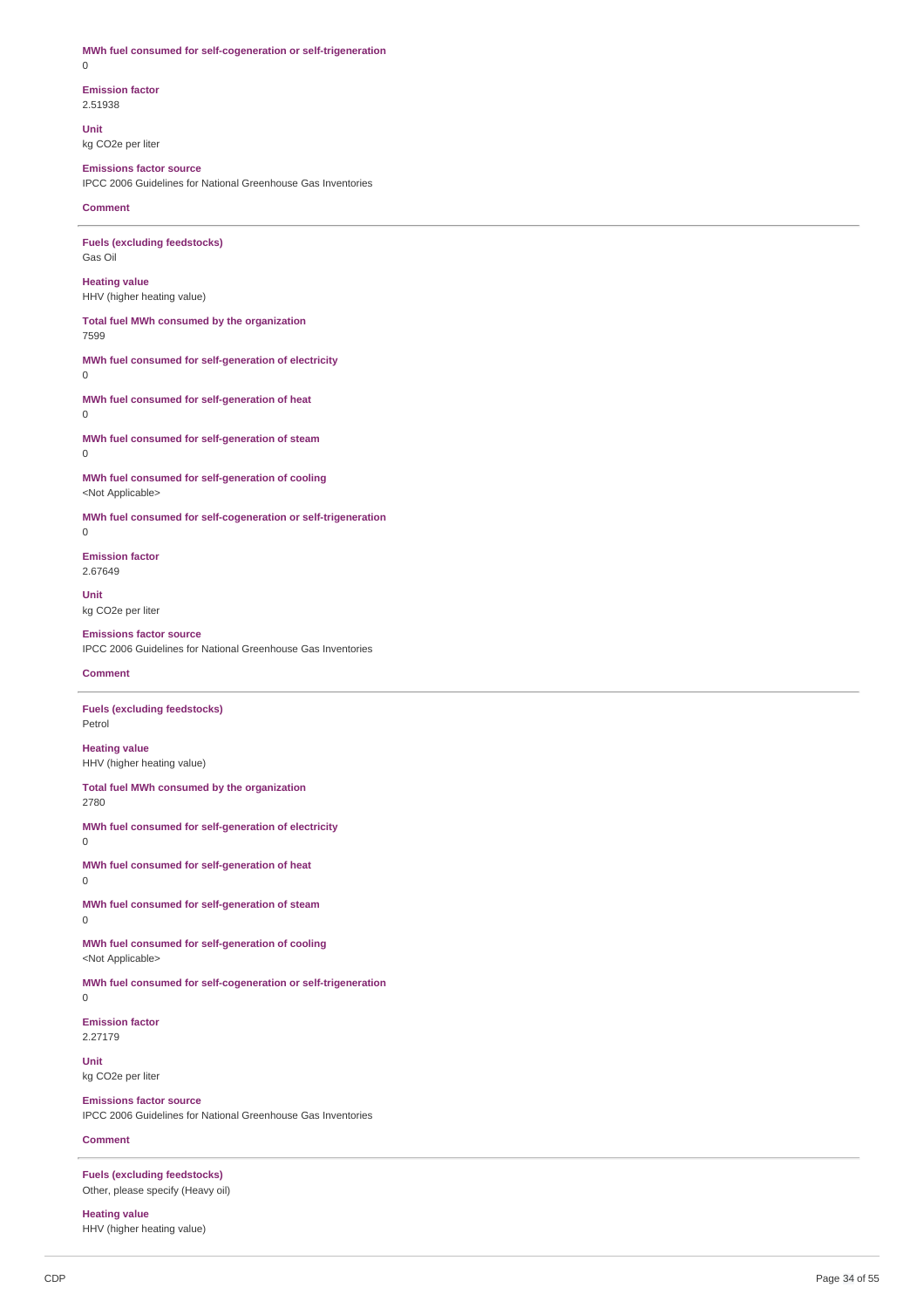**MWh fuel consumed for self-cogeneration or self-trigeneration**
0

**Emission factor**
2.51938

**Unit**
kg CO2e per liter

**Emissions factor source**
IPCC 2006 Guidelines for National Greenhouse Gas Inventories

**Comment**

---

**Fuels (excluding feedstocks)**
Gas Oil

**Heating value**
HHV (higher heating value)

**Total fuel MWh consumed by the organization**
7599

**MWh fuel consumed for self-generation of electricity**
0

**MWh fuel consumed for self-generation of heat**
0

**MWh fuel consumed for self-generation of steam**
0

**MWh fuel consumed for self-generation of cooling**
<Not Applicable>

**MWh fuel consumed for self-cogeneration or self-trigeneration**
0

**Emission factor**
2.67649

**Unit**
kg CO2e per liter

**Emissions factor source**
IPCC 2006 Guidelines for National Greenhouse Gas Inventories

**Comment**

---

**Fuels (excluding feedstocks)**
Petrol

**Heating value**
HHV (higher heating value)

**Total fuel MWh consumed by the organization**
2780

**MWh fuel consumed for self-generation of electricity**
0

**MWh fuel consumed for self-generation of heat**
0

**MWh fuel consumed for self-generation of steam**
0

**MWh fuel consumed for self-generation of cooling**
<Not Applicable>

**MWh fuel consumed for self-cogeneration or self-trigeneration**
0

**Emission factor**
2.27179

**Unit**
kg CO2e per liter

**Emissions factor source**
IPCC 2006 Guidelines for National Greenhouse Gas Inventories

**Comment**

---

**Fuels (excluding feedstocks)**
Other, please specify (Heavy oil)

**Heating value**
HHV (higher heating value)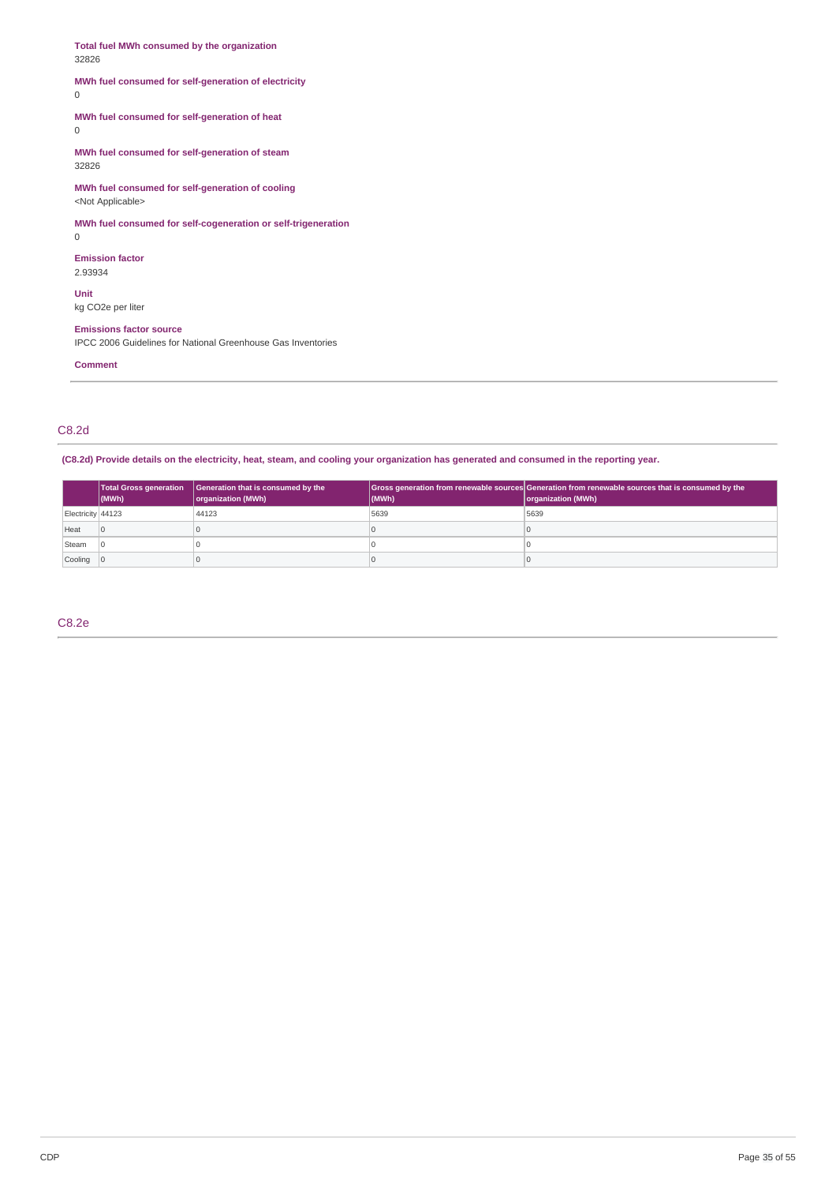**Total fuel MWh consumed by the organization**
32826

**MWh fuel consumed for self-generation of electricity**
0

**MWh fuel consumed for self-generation of heat**
0

**MWh fuel consumed for self-generation of steam**
32826

**MWh fuel consumed for self-generation of cooling**
<Not Applicable>

**MWh fuel consumed for self-cogeneration or self-trigeneration**
0

**Emission factor**
2.93934

**Unit**
kg CO2e per liter

**Emissions factor source**
IPCC 2006 Guidelines for National Greenhouse Gas Inventories

**Comment**

## C8.2d

**(C8.2d) Provide details on the electricity, heat, steam, and cooling your organization has generated and consumed in the reporting year.**

| | Total Gross generation (MWh) | Generation that is consumed by the organization (MWh) | Gross generation from renewable sources (MWh) | Generation from renewable sources that is consumed by the organization (MWh) |
|---|---|---|---|---|
| Electricity | 44123 | 44123 | 5639 | 5639 |
| Heat | 0 | 0 | 0 | 0 |
| Steam | 0 | 0 | 0 | 0 |
| Cooling | 0 | 0 | 0 | 0 |

## C8.2e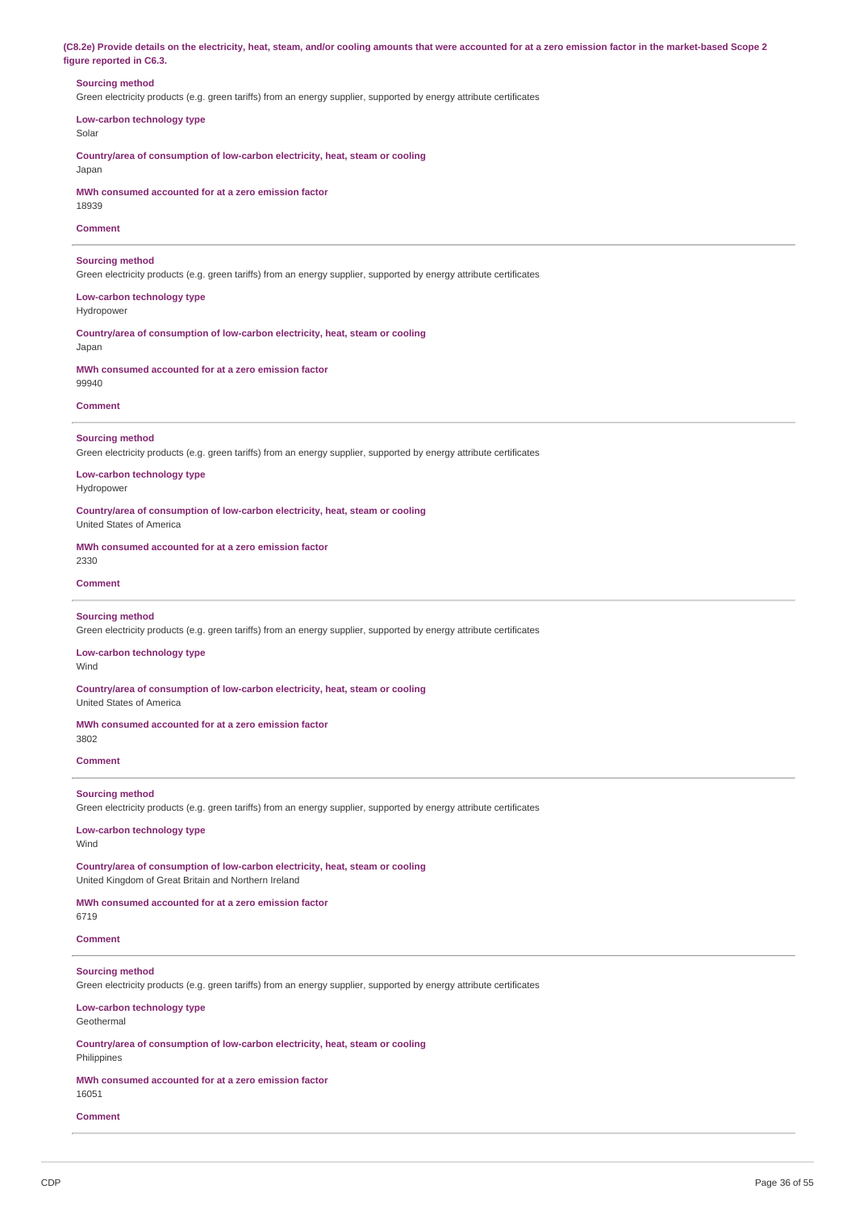**(C8.2e) Provide details on the electricity, heat, steam, and/or cooling amounts that were accounted for at a zero emission factor in the market-based Scope 2 figure reported in C6.3.**

**Sourcing method**
Green electricity products (e.g. green tariffs) from an energy supplier, supported by energy attribute certificates

**Low-carbon technology type**
Solar

**Country/area of consumption of low-carbon electricity, heat, steam or cooling**
Japan

**MWh consumed accounted for at a zero emission factor**
18939

**Comment**

---

**Sourcing method**
Green electricity products (e.g. green tariffs) from an energy supplier, supported by energy attribute certificates

**Low-carbon technology type**
Hydropower

**Country/area of consumption of low-carbon electricity, heat, steam or cooling**
Japan

**MWh consumed accounted for at a zero emission factor**
99940

**Comment**

---

**Sourcing method**
Green electricity products (e.g. green tariffs) from an energy supplier, supported by energy attribute certificates

**Low-carbon technology type**
Hydropower

**Country/area of consumption of low-carbon electricity, heat, steam or cooling**
United States of America

**MWh consumed accounted for at a zero emission factor**
2330

**Comment**

---

**Sourcing method**
Green electricity products (e.g. green tariffs) from an energy supplier, supported by energy attribute certificates

**Low-carbon technology type**
Wind

**Country/area of consumption of low-carbon electricity, heat, steam or cooling**
United States of America

**MWh consumed accounted for at a zero emission factor**
3802

**Comment**

---

**Sourcing method**
Green electricity products (e.g. green tariffs) from an energy supplier, supported by energy attribute certificates

**Low-carbon technology type**
Wind

**Country/area of consumption of low-carbon electricity, heat, steam or cooling**
United Kingdom of Great Britain and Northern Ireland

**MWh consumed accounted for at a zero emission factor**
6719

**Comment**

---

**Sourcing method**
Green electricity products (e.g. green tariffs) from an energy supplier, supported by energy attribute certificates

**Low-carbon technology type**
Geothermal

**Country/area of consumption of low-carbon electricity, heat, steam or cooling**
Philippines

**MWh consumed accounted for at a zero emission factor**
16051

**Comment**

---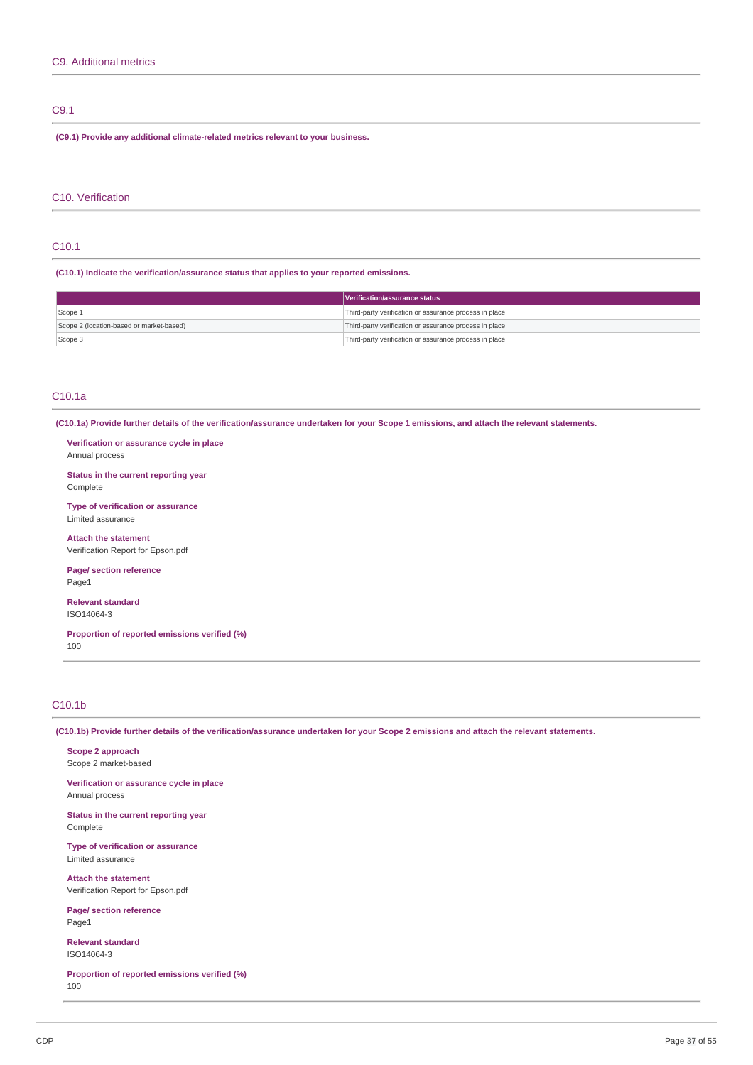## C9. Additional metrics

### C9.1

**(C9.1) Provide any additional climate-related metrics relevant to your business.**

## C10. Verification

### C10.1

**(C10.1) Indicate the verification/assurance status that applies to your reported emissions.**

| | Verification/assurance status |
|---|---|
| Scope 1 | Third-party verification or assurance process in place |
| Scope 2 (location-based or market-based) | Third-party verification or assurance process in place |
| Scope 3 | Third-party verification or assurance process in place |

### C10.1a

**(C10.1a) Provide further details of the verification/assurance undertaken for your Scope 1 emissions, and attach the relevant statements.**

**Verification or assurance cycle in place**
Annual process

**Status in the current reporting year**
Complete

**Type of verification or assurance**
Limited assurance

**Attach the statement**
Verification Report for Epson.pdf

**Page/ section reference**
Page1

**Relevant standard**
ISO14064-3

**Proportion of reported emissions verified (%)**
100

### C10.1b

**(C10.1b) Provide further details of the verification/assurance undertaken for your Scope 2 emissions and attach the relevant statements.**

**Scope 2 approach**
Scope 2 market-based

**Verification or assurance cycle in place**
Annual process

**Status in the current reporting year**
Complete

**Type of verification or assurance**
Limited assurance

**Attach the statement**
Verification Report for Epson.pdf

**Page/ section reference**
Page1

**Relevant standard**
ISO14064-3

**Proportion of reported emissions verified (%)**
100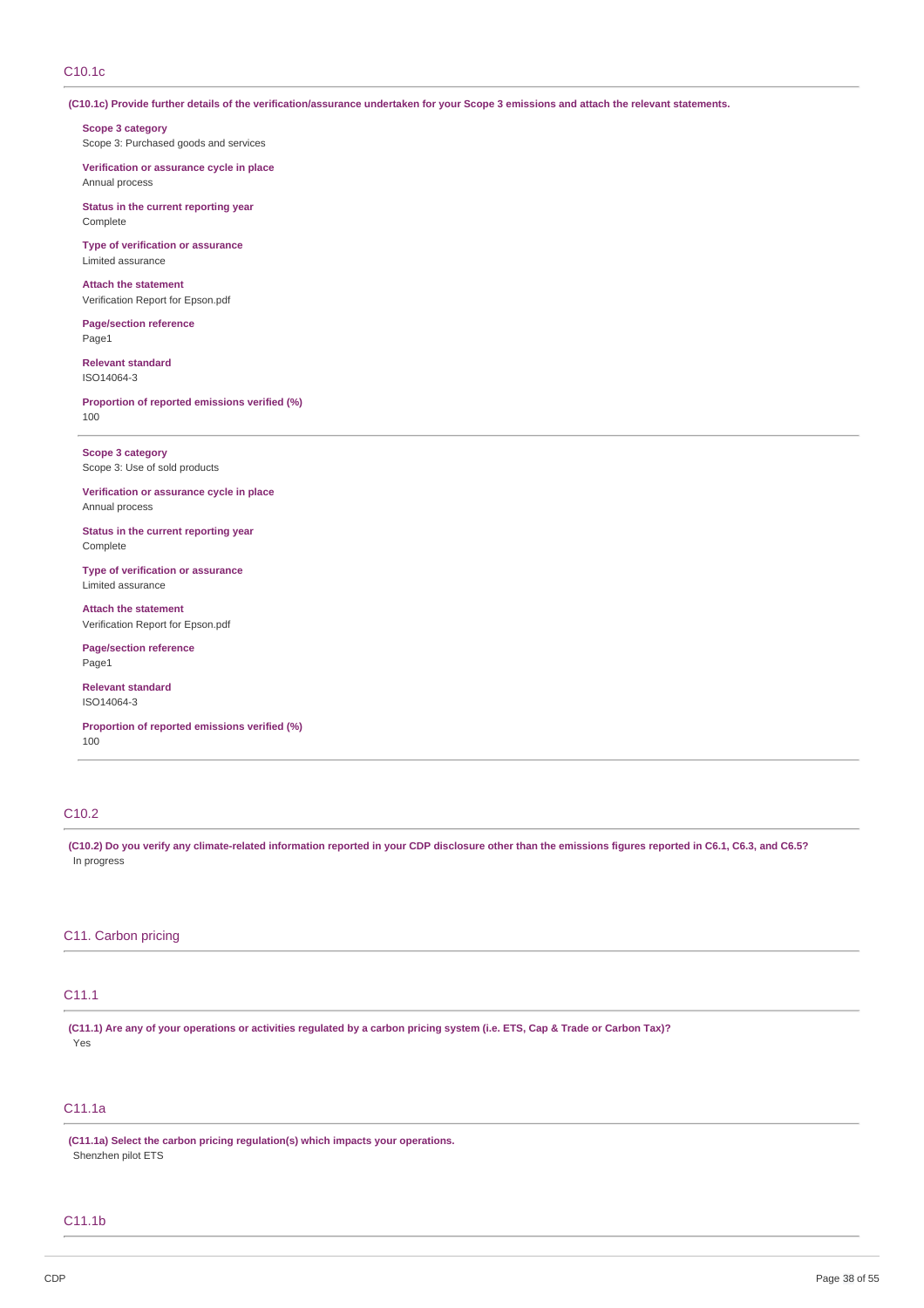## C10.1c

**(C10.1c) Provide further details of the verification/assurance undertaken for your Scope 3 emissions and attach the relevant statements.**

**Scope 3 category**
Scope 3: Purchased goods and services

**Verification or assurance cycle in place**
Annual process

**Status in the current reporting year**
Complete

**Type of verification or assurance**
Limited assurance

**Attach the statement**
Verification Report for Epson.pdf

**Page/section reference**
Page1

**Relevant standard**
ISO14064-3

**Proportion of reported emissions verified (%)**
100

---

**Scope 3 category**
Scope 3: Use of sold products

**Verification or assurance cycle in place**
Annual process

**Status in the current reporting year**
Complete

**Type of verification or assurance**
Limited assurance

**Attach the statement**
Verification Report for Epson.pdf

**Page/section reference**
Page1

**Relevant standard**
ISO14064-3

**Proportion of reported emissions verified (%)**
100

---

## C10.2

**(C10.2) Do you verify any climate-related information reported in your CDP disclosure other than the emissions figures reported in C6.1, C6.3, and C6.5?**
In progress

# C11. Carbon pricing

## C11.1

**(C11.1) Are any of your operations or activities regulated by a carbon pricing system (i.e. ETS, Cap & Trade or Carbon Tax)?**
Yes

## C11.1a

**(C11.1a) Select the carbon pricing regulation(s) which impacts your operations.**
Shenzhen pilot ETS

## C11.1b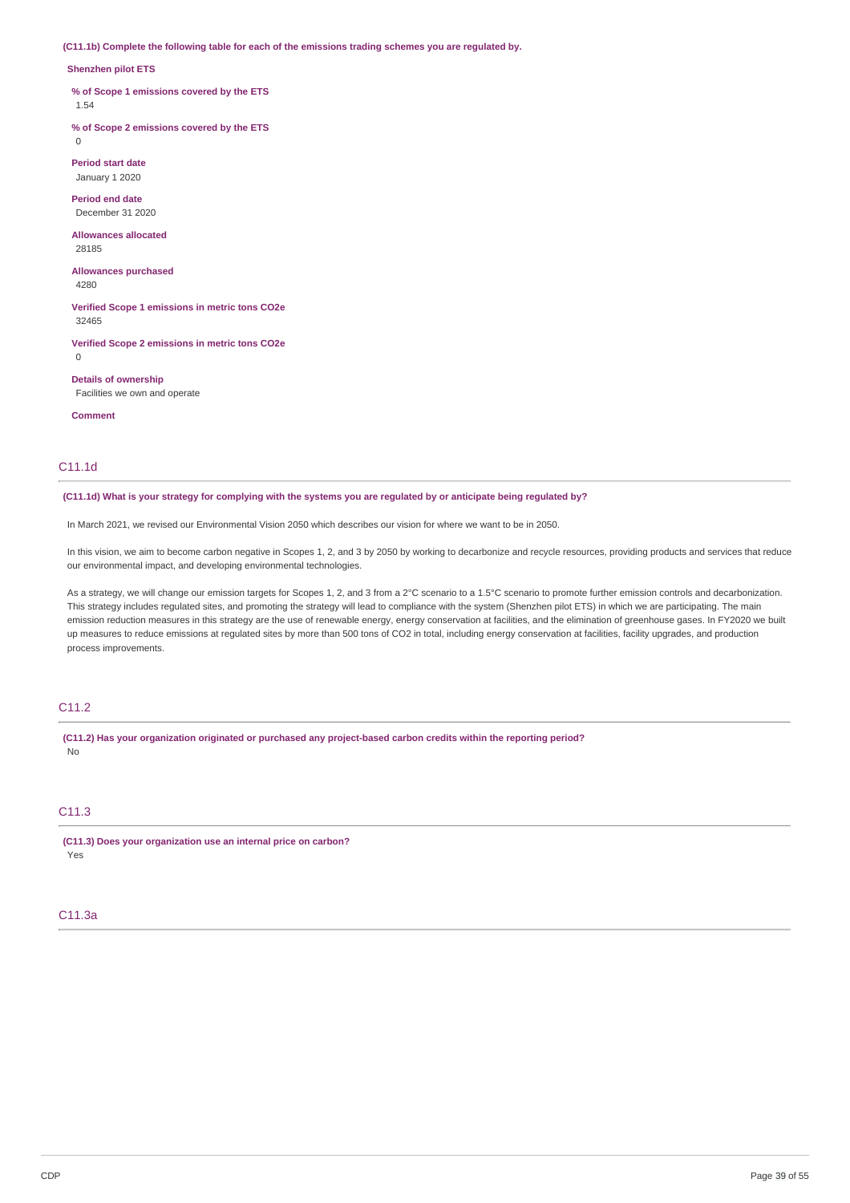**(C11.1b) Complete the following table for each of the emissions trading schemes you are regulated by.**

**Shenzhen pilot ETS**

**% of Scope 1 emissions covered by the ETS**
1.54

**% of Scope 2 emissions covered by the ETS**
0

**Period start date**
January 1 2020

**Period end date**
December 31 2020

**Allowances allocated**
28185

**Allowances purchased**
4280

**Verified Scope 1 emissions in metric tons CO2e**
32465

**Verified Scope 2 emissions in metric tons CO2e**
0

**Details of ownership**
Facilities we own and operate

**Comment**

## C11.1d

**(C11.1d) What is your strategy for complying with the systems you are regulated by or anticipate being regulated by?**

In March 2021, we revised our Environmental Vision 2050 which describes our vision for where we want to be in 2050.

In this vision, we aim to become carbon negative in Scopes 1, 2, and 3 by 2050 by working to decarbonize and recycle resources, providing products and services that reduce our environmental impact, and developing environmental technologies.

As a strategy, we will change our emission targets for Scopes 1, 2, and 3 from a 2°C scenario to a 1.5°C scenario to promote further emission controls and decarbonization. This strategy includes regulated sites, and promoting the strategy will lead to compliance with the system (Shenzhen pilot ETS) in which we are participating. The main emission reduction measures in this strategy are the use of renewable energy, energy conservation at facilities, and the elimination of greenhouse gases. In FY2020 we built up measures to reduce emissions at regulated sites by more than 500 tons of $CO_2$ in total, including energy conservation at facilities, facility upgrades, and production process improvements.

## C11.2

**(C11.2) Has your organization originated or purchased any project-based carbon credits within the reporting period?**
No

## C11.3

**(C11.3) Does your organization use an internal price on carbon?**
Yes

## C11.3a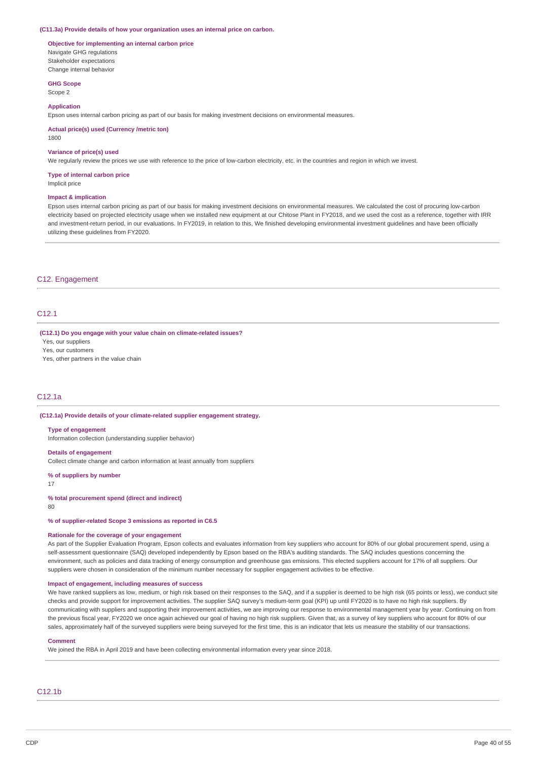**(C11.3a) Provide details of how your organization uses an internal price on carbon.**

**Objective for implementing an internal carbon price**
Navigate GHG regulations
Stakeholder expectations
Change internal behavior

**GHG Scope**
Scope 2

**Application**
Epson uses internal carbon pricing as part of our basis for making investment decisions on environmental measures.

**Actual price(s) used (Currency /metric ton)**
1800

**Variance of price(s) used**
We regularly review the prices we use with reference to the price of low-carbon electricity, etc. in the countries and region in which we invest.

**Type of internal carbon price**
Implicit price

**Impact & implication**
Epson uses internal carbon pricing as part of our basis for making investment decisions on environmental measures. We calculated the cost of procuring low-carbon electricity based on projected electricity usage when we installed new equipment at our Chitose Plant in FY2018, and we used the cost as a reference, together with IRR and investment-return period, in our evaluations. In FY2019, in relation to this, We finished developing environmental investment guidelines and have been officially utilizing these guidelines from FY2020.

## C12. Engagement

### C12.1

**(C12.1) Do you engage with your value chain on climate-related issues?**
Yes, our suppliers
Yes, our customers
Yes, other partners in the value chain

### C12.1a

**(C12.1a) Provide details of your climate-related supplier engagement strategy.**

**Type of engagement**
Information collection (understanding supplier behavior)

**Details of engagement**
Collect climate change and carbon information at least annually from suppliers

**% of suppliers by number**
17

**% total procurement spend (direct and indirect)**
80

**% of supplier-related Scope 3 emissions as reported in C6.5**

**Rationale for the coverage of your engagement**
As part of the Supplier Evaluation Program, Epson collects and evaluates information from key suppliers who account for 80% of our global procurement spend, using a self-assessment questionnaire (SAQ) developed independently by Epson based on the RBA's auditing standards. The SAQ includes questions concerning the environment, such as policies and data tracking of energy consumption and greenhouse gas emissions. This elected suppliers account for 17% of all suppliers. Our suppliers were chosen in consideration of the minimum number necessary for supplier engagement activities to be effective.

**Impact of engagement, including measures of success**
We have ranked suppliers as low, medium, or high risk based on their responses to the SAQ, and if a supplier is deemed to be high risk (65 points or less), we conduct site checks and provide support for improvement activities. The supplier SAQ survey's medium-term goal (KPI) up until FY2020 is to have no high risk suppliers. By communicating with suppliers and supporting their improvement activities, we are improving our response to environmental management year by year. Continuing on from the previous fiscal year, FY2020 we once again achieved our goal of having no high risk suppliers. Given that, as a survey of key suppliers who account for 80% of our sales, approximately half of the surveyed suppliers were being surveyed for the first time, this is an indicator that lets us measure the stability of our transactions.

**Comment**
We joined the RBA in April 2019 and have been collecting environmental information every year since 2018.

### C12.1b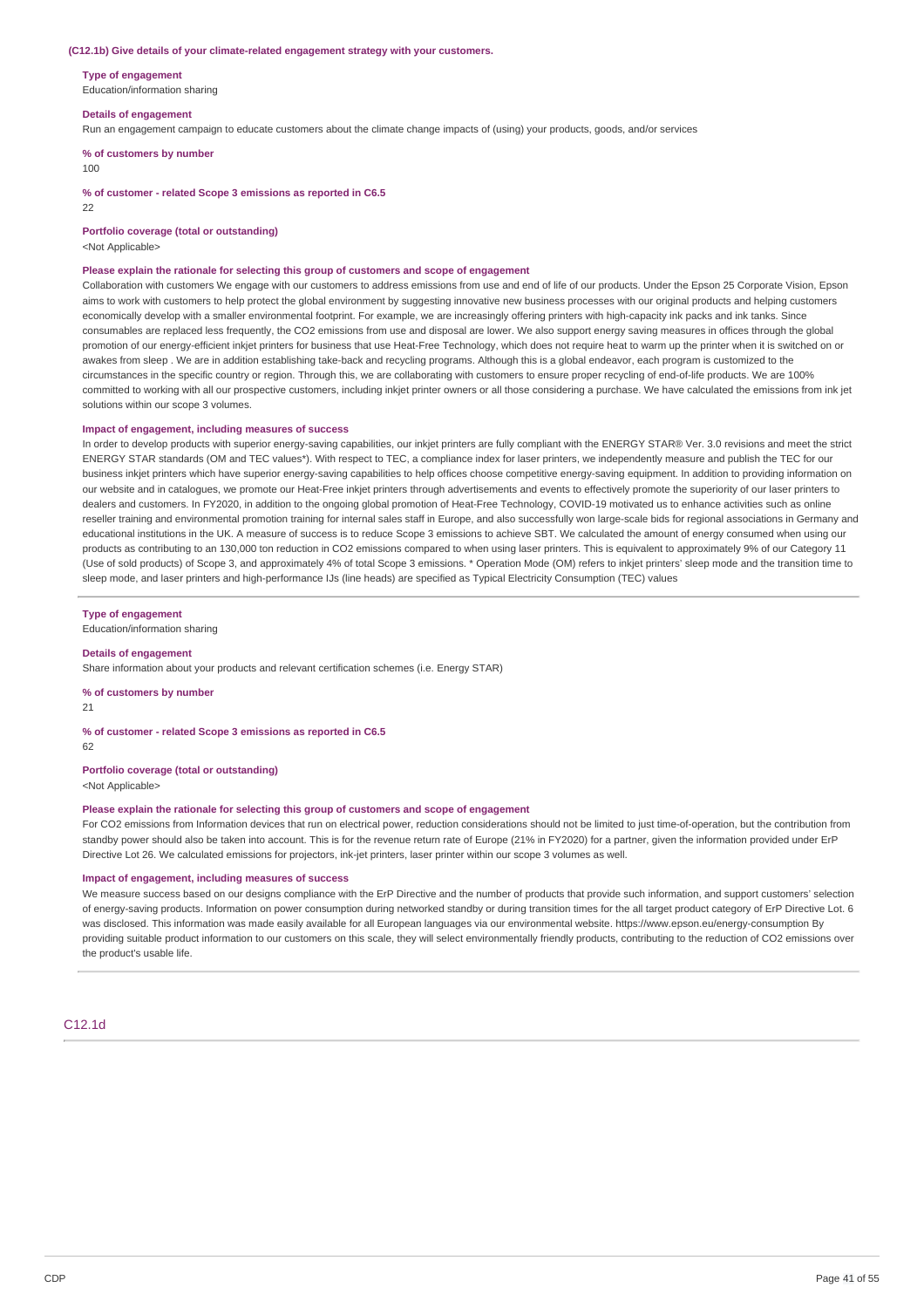**(C12.1b) Give details of your climate-related engagement strategy with your customers.**

**Type of engagement**
Education/information sharing

**Details of engagement**
Run an engagement campaign to educate customers about the climate change impacts of (using) your products, goods, and/or services

**% of customers by number**
100

**% of customer - related Scope 3 emissions as reported in C6.5**
22

**Portfolio coverage (total or outstanding)**
<Not Applicable>

**Please explain the rationale for selecting this group of customers and scope of engagement**
Collaboration with customers We engage with our customers to address emissions from use and end of life of our products. Under the Epson 25 Corporate Vision, Epson aims to work with customers to help protect the global environment by suggesting innovative new business processes with our original products and helping customers economically develop with a smaller environmental footprint. For example, we are increasingly offering printers with high-capacity ink packs and ink tanks. Since consumables are replaced less frequently, the $CO_2$ emissions from use and disposal are lower. We also support energy saving measures in offices through the global promotion of our energy-efficient inkjet printers for business that use Heat-Free Technology, which does not require heat to warm up the printer when it is switched on or awakes from sleep . We are in addition establishing take-back and recycling programs. Although this is a global endeavor, each program is customized to the circumstances in the specific country or region. Through this, we are collaborating with customers to ensure proper recycling of end-of-life products. We are 100% committed to working with all our prospective customers, including inkjet printer owners or all those considering a purchase. We have calculated the emissions from ink jet solutions within our scope 3 volumes.

**Impact of engagement, including measures of success**
In order to develop products with superior energy-saving capabilities, our inkjet printers are fully compliant with the ENERGY STAR® Ver. 3.0 revisions and meet the strict ENERGY STAR standards (OM and TEC values*). With respect to TEC, a compliance index for laser printers, we independently measure and publish the TEC for our business inkjet printers which have superior energy-saving capabilities to help offices choose competitive energy-saving equipment. In addition to providing information on our website and in catalogues, we promote our Heat-Free inkjet printers through advertisements and events to effectively promote the superiority of our laser printers to dealers and customers. In FY2020, in addition to the ongoing global promotion of Heat-Free Technology, COVID-19 motivated us to enhance activities such as online reseller training and environmental promotion training for internal sales staff in Europe, and also successfully won large-scale bids for regional associations in Germany and educational institutions in the UK. A measure of success is to reduce Scope 3 emissions to achieve SBT. We calculated the amount of energy consumed when using our products as contributing to an 130,000 ton reduction in $CO_2$ emissions compared to when using laser printers. This is equivalent to approximately 9% of our Category 11 (Use of sold products) of Scope 3, and approximately 4% of total Scope 3 emissions. * Operation Mode (OM) refers to inkjet printers' sleep mode and the transition time to sleep mode, and laser printers and high-performance IJs (line heads) are specified as Typical Electricity Consumption (TEC) values

**Type of engagement**
Education/information sharing

**Details of engagement**
Share information about your products and relevant certification schemes (i.e. Energy STAR)

**% of customers by number**
21

**% of customer - related Scope 3 emissions as reported in C6.5**
62

**Portfolio coverage (total or outstanding)**
<Not Applicable>

**Please explain the rationale for selecting this group of customers and scope of engagement**
For $CO_2$ emissions from Information devices that run on electrical power, reduction considerations should not be limited to just time-of-operation, but the contribution from standby power should also be taken into account. This is for the revenue return rate of Europe (21% in FY2020) for a partner, given the information provided under ErP Directive Lot 26. We calculated emissions for projectors, ink-jet printers, laser printer within our scope 3 volumes as well.

**Impact of engagement, including measures of success**
We measure success based on our designs compliance with the ErP Directive and the number of products that provide such information, and support customers' selection of energy-saving products. Information on power consumption during networked standby or during transition times for the all target product category of ErP Directive Lot. 6 was disclosed. This information was made easily available for all European languages via our environmental website. https://www.epson.eu/energy-consumption By providing suitable product information to our customers on this scale, they will select environmentally friendly products, contributing to the reduction of $CO_2$ emissions over the product's usable life.

## C12.1d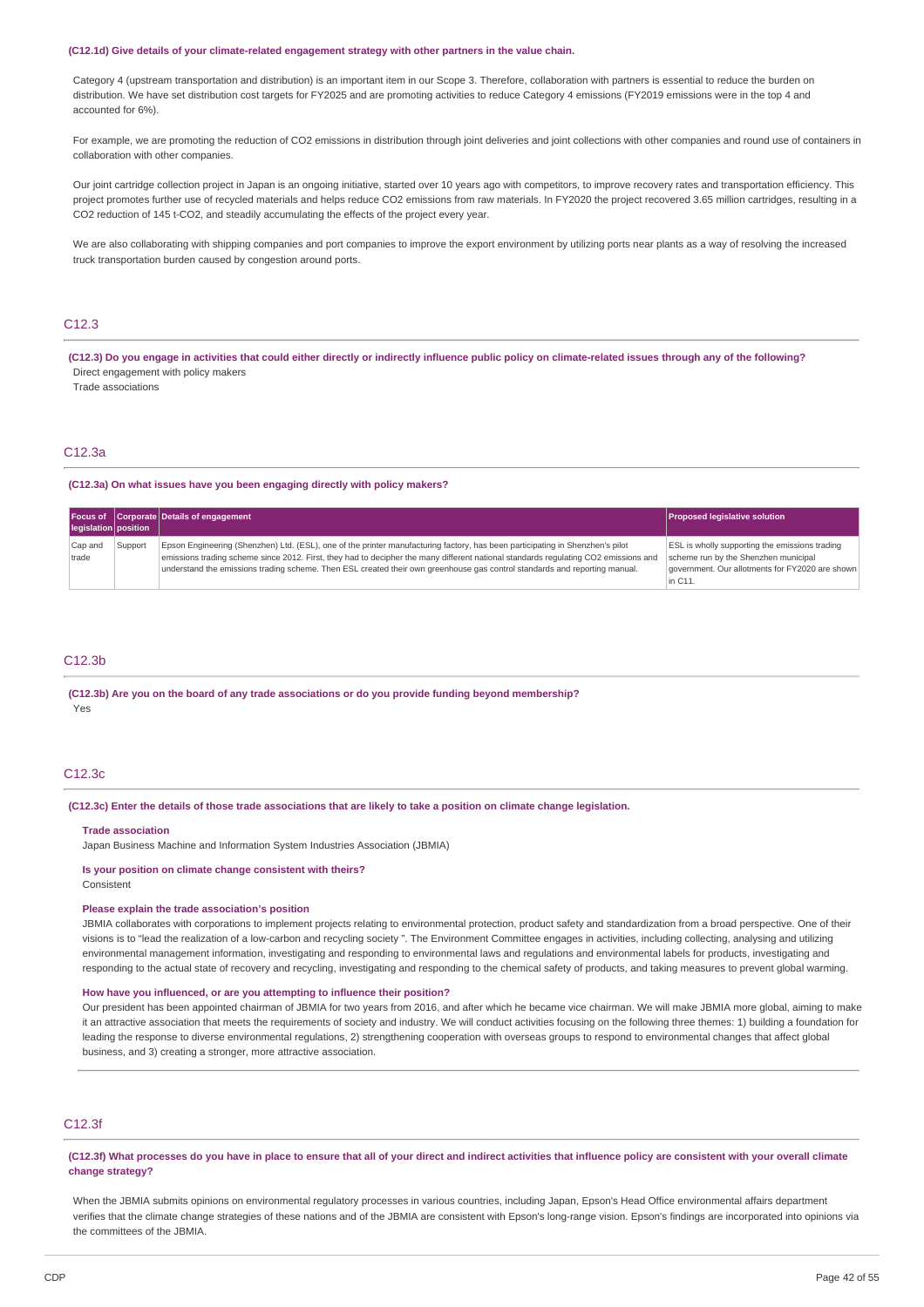**(C12.1d) Give details of your climate-related engagement strategy with other partners in the value chain.**

Category 4 (upstream transportation and distribution) is an important item in our Scope 3. Therefore, collaboration with partners is essential to reduce the burden on distribution. We have set distribution cost targets for FY2025 and are promoting activities to reduce Category 4 emissions (FY2019 emissions were in the top 4 and accounted for 6%).

For example, we are promoting the reduction of CO2 emissions in distribution through joint deliveries and joint collections with other companies and round use of containers in collaboration with other companies.

Our joint cartridge collection project in Japan is an ongoing initiative, started over 10 years ago with competitors, to improve recovery rates and transportation efficiency. This project promotes further use of recycled materials and helps reduce CO2 emissions from raw materials. In FY2020 the project recovered 3.65 million cartridges, resulting in a CO2 reduction of 145 t-CO2, and steadily accumulating the effects of the project every year.

We are also collaborating with shipping companies and port companies to improve the export environment by utilizing ports near plants as a way of resolving the increased truck transportation burden caused by congestion around ports.

## C12.3

**(C12.3) Do you engage in activities that could either directly or indirectly influence public policy on climate-related issues through any of the following?**

Direct engagement with policy makers
Trade associations

## C12.3a

**(C12.3a) On what issues have you been engaging directly with policy makers?**

| Focus of legislation | Corporate position | Details of engagement | Proposed legislative solution |
|---|---|---|---|
| Cap and trade | Support | Epson Engineering (Shenzhen) Ltd. (ESL), one of the printer manufacturing factory, has been participating in Shenzhen's pilot emissions trading scheme since 2012. First, they had to decipher the many different national standards regulating CO2 emissions and understand the emissions trading scheme. Then ESL created their own greenhouse gas control standards and reporting manual. | ESL is wholly supporting the emissions trading scheme run by the Shenzhen municipal government. Our allotments for FY2020 are shown in C11. |

## C12.3b

**(C12.3b) Are you on the board of any trade associations or do you provide funding beyond membership?**

Yes

## C12.3c

**(C12.3c) Enter the details of those trade associations that are likely to take a position on climate change legislation.**

**Trade association**

Japan Business Machine and Information System Industries Association (JBMIA)

**Is your position on climate change consistent with theirs?**

Consistent

**Please explain the trade association's position**

JBMIA collaborates with corporations to implement projects relating to environmental protection, product safety and standardization from a broad perspective. One of their visions is to "lead the realization of a low-carbon and recycling society ". The Environment Committee engages in activities, including collecting, analysing and utilizing environmental management information, investigating and responding to environmental laws and regulations and environmental labels for products, investigating and responding to the actual state of recovery and recycling, investigating and responding to the chemical safety of products, and taking measures to prevent global warming.

**How have you influenced, or are you attempting to influence their position?**

Our president has been appointed chairman of JBMIA for two years from 2016, and after which he became vice chairman. We will make JBMIA more global, aiming to make it an attractive association that meets the requirements of society and industry. We will conduct activities focusing on the following three themes: 1) building a foundation for leading the response to diverse environmental regulations, 2) strengthening cooperation with overseas groups to respond to environmental changes that affect global business, and 3) creating a stronger, more attractive association.

## C12.3f

**(C12.3f) What processes do you have in place to ensure that all of your direct and indirect activities that influence policy are consistent with your overall climate change strategy?**

When the JBMIA submits opinions on environmental regulatory processes in various countries, including Japan, Epson's Head Office environmental affairs department verifies that the climate change strategies of these nations and of the JBMIA are consistent with Epson's long-range vision. Epson's findings are incorporated into opinions via the committees of the JBMIA.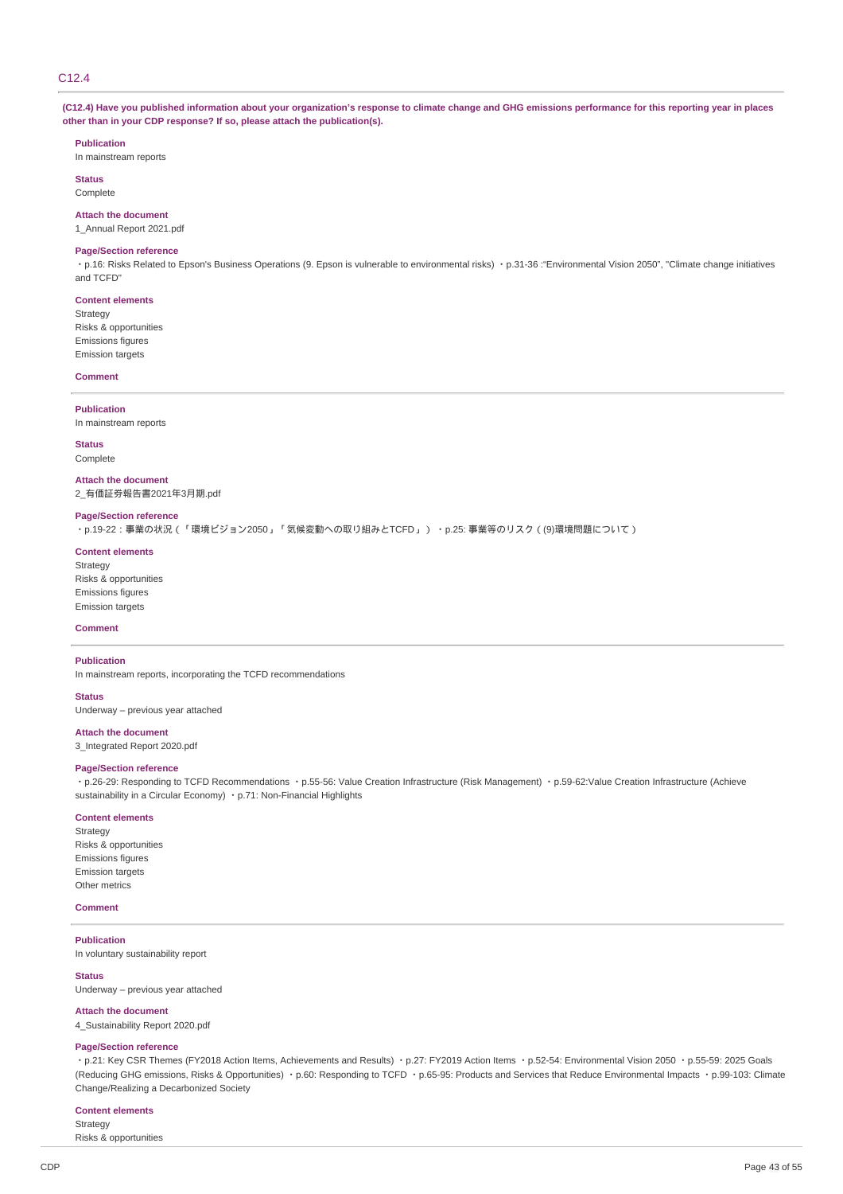## C12.4

**(C12.4) Have you published information about your organization's response to climate change and GHG emissions performance for this reporting year in places other than in your CDP response? If so, please attach the publication(s).**

**Publication**
In mainstream reports

**Status**
Complete

**Attach the document**
1_Annual Report 2021.pdf

**Page/Section reference**
・p.16: Risks Related to Epson's Business Operations (9. Epson is vulnerable to environmental risks) ・p.31-36 :"Environmental Vision 2050", "Climate change initiatives and TCFD"

**Content elements**
Strategy
Risks & opportunities
Emissions figures
Emission targets

**Comment**

---

**Publication**
In mainstream reports

**Status**
Complete

**Attach the document**
2_有価証券報告書2021年3月期.pdf

**Page/Section reference**
・p.19-22：事業の状況（「環境ビジョン2050」「気候変動への取り組みとTCFD」）・p.25: 事業等のリスク（(9)環境問題について）

**Content elements**
Strategy
Risks & opportunities
Emissions figures
Emission targets

**Comment**

---

**Publication**
In mainstream reports, incorporating the TCFD recommendations

**Status**
Underway – previous year attached

**Attach the document**
3_Integrated Report 2020.pdf

**Page/Section reference**
・p.26-29: Responding to TCFD Recommendations ・p.55-56: Value Creation Infrastructure (Risk Management) ・p.59-62:Value Creation Infrastructure (Achieve sustainability in a Circular Economy) ・p.71: Non-Financial Highlights

**Content elements**
Strategy
Risks & opportunities
Emissions figures
Emission targets
Other metrics

**Comment**

---

**Publication**
In voluntary sustainability report

**Status**
Underway – previous year attached

**Attach the document**
4_Sustainability Report 2020.pdf

**Page/Section reference**
・p.21: Key CSR Themes (FY2018 Action Items, Achievements and Results) ・p.27: FY2019 Action Items ・p.52-54: Environmental Vision 2050 ・p.55-59: 2025 Goals (Reducing GHG emissions, Risks & Opportunities) ・p.60: Responding to TCFD ・p.65-95: Products and Services that Reduce Environmental Impacts ・p.99-103: Climate Change/Realizing a Decarbonized Society

**Content elements**
Strategy
Risks & opportunities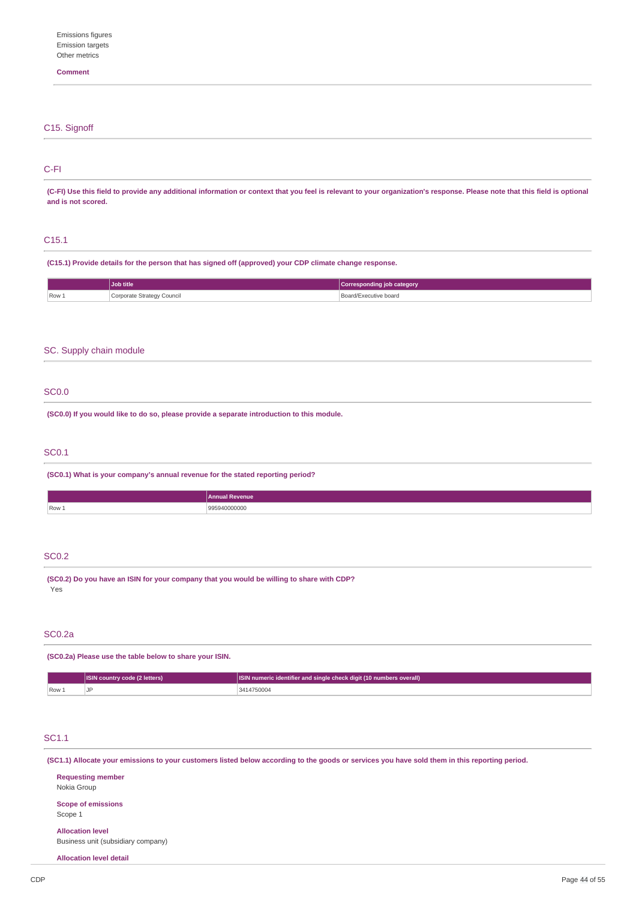Emissions figures
Emission targets
Other metrics

**Comment**

## C15. Signoff

### C-FI

**(C-FI) Use this field to provide any additional information or context that you feel is relevant to your organization's response. Please note that this field is optional and is not scored.**

### C15.1

**(C15.1) Provide details for the person that has signed off (approved) your CDP climate change response.**

| | Job title | Corresponding job category |
|---|---|---|
| Row 1 | Corporate Strategy Council | Board/Executive board |

## SC. Supply chain module

### SC0.0

**(SC0.0) If you would like to do so, please provide a separate introduction to this module.**

### SC0.1

**(SC0.1) What is your company's annual revenue for the stated reporting period?**

| | Annual Revenue |
|---|---|
| Row 1 | 995940000000 |

### SC0.2

**(SC0.2) Do you have an ISIN for your company that you would be willing to share with CDP?**

Yes

### SC0.2a

**(SC0.2a) Please use the table below to share your ISIN.**

| | ISIN country code (2 letters) | ISIN numeric identifier and single check digit (10 numbers overall) |
|---|---|---|
| Row 1 | JP | 3414750004 |

### SC1.1

**(SC1.1) Allocate your emissions to your customers listed below according to the goods or services you have sold them in this reporting period.**

**Requesting member**
Nokia Group

**Scope of emissions**
Scope 1

**Allocation level**
Business unit (subsidiary company)

**Allocation level detail**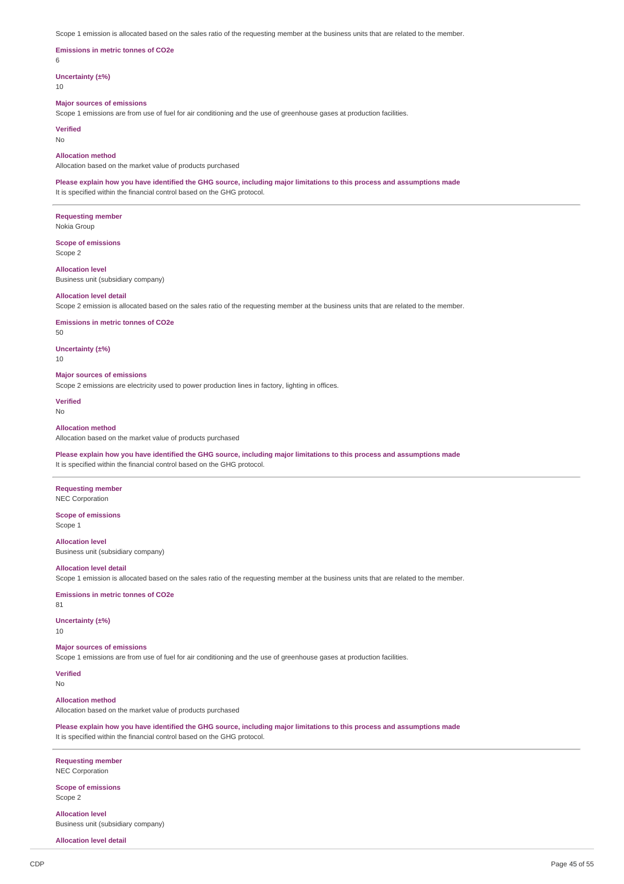Scope 1 emission is allocated based on the sales ratio of the requesting member at the business units that are related to the member.

**Emissions in metric tonnes of CO2e**

6

**Uncertainty (±%)**

10

**Major sources of emissions**

Scope 1 emissions are from use of fuel for air conditioning and the use of greenhouse gases at production facilities.

**Verified**

No

**Allocation method**

Allocation based on the market value of products purchased

**Please explain how you have identified the GHG source, including major limitations to this process and assumptions made**

It is specified within the financial control based on the GHG protocol.

---

**Requesting member**

Nokia Group

**Scope of emissions**

Scope 2

**Allocation level**

Business unit (subsidiary company)

**Allocation level detail**

Scope 2 emission is allocated based on the sales ratio of the requesting member at the business units that are related to the member.

**Emissions in metric tonnes of CO2e**

50

**Uncertainty (±%)**

10

**Major sources of emissions**

Scope 2 emissions are electricity used to power production lines in factory, lighting in offices.

**Verified**

No

**Allocation method**

Allocation based on the market value of products purchased

**Please explain how you have identified the GHG source, including major limitations to this process and assumptions made**

It is specified within the financial control based on the GHG protocol.

---

**Requesting member**

NEC Corporation

**Scope of emissions**

Scope 1

**Allocation level**

Business unit (subsidiary company)

**Allocation level detail**

Scope 1 emission is allocated based on the sales ratio of the requesting member at the business units that are related to the member.

**Emissions in metric tonnes of CO2e**

81

**Uncertainty (±%)**

10

**Major sources of emissions**

Scope 1 emissions are from use of fuel for air conditioning and the use of greenhouse gases at production facilities.

**Verified**

No

**Allocation method**

Allocation based on the market value of products purchased

**Please explain how you have identified the GHG source, including major limitations to this process and assumptions made**

It is specified within the financial control based on the GHG protocol.

---

**Requesting member**

NEC Corporation

**Scope of emissions**

Scope 2

**Allocation level**

Business unit (subsidiary company)

**Allocation level detail**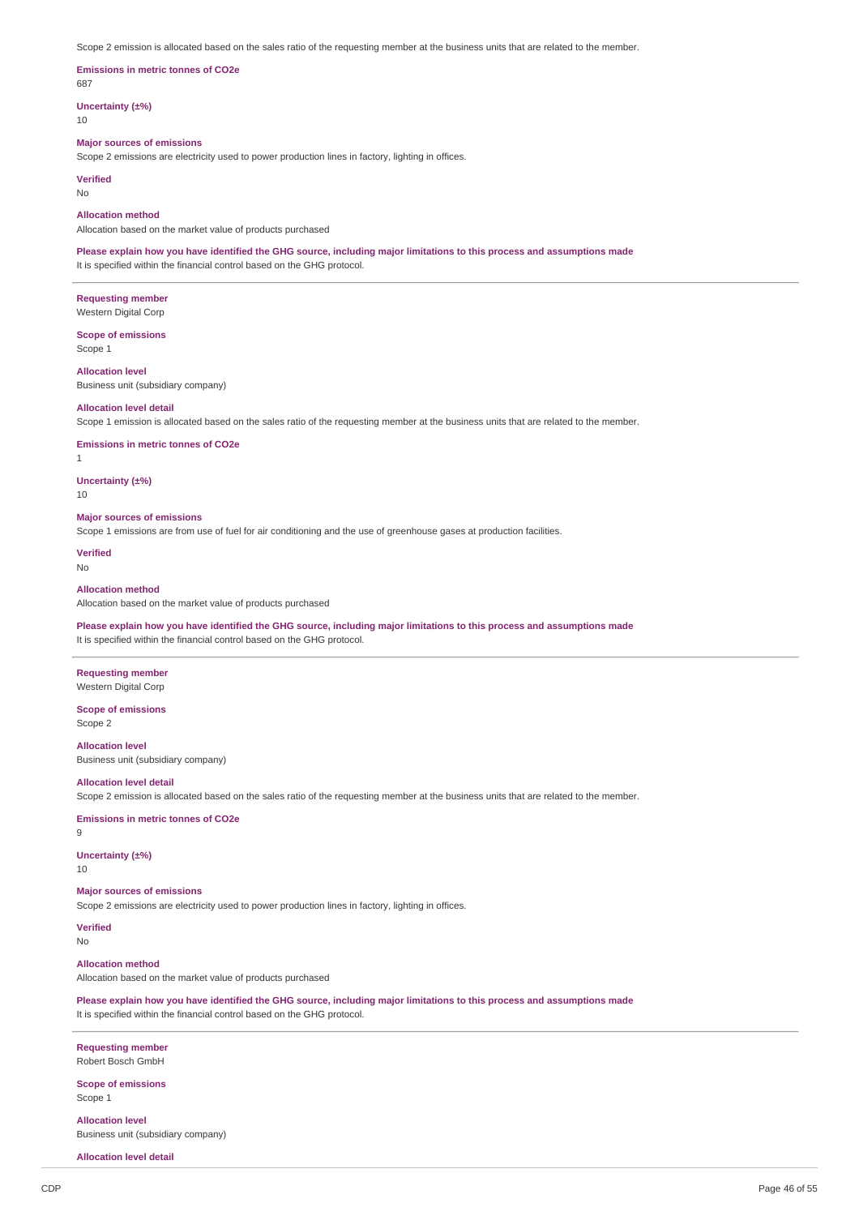Scope 2 emission is allocated based on the sales ratio of the requesting member at the business units that are related to the member.

**Emissions in metric tonnes of CO2e**
687

**Uncertainty (±%)**
10

**Major sources of emissions**
Scope 2 emissions are electricity used to power production lines in factory, lighting in offices.

**Verified**
No

**Allocation method**
Allocation based on the market value of products purchased

**Please explain how you have identified the GHG source, including major limitations to this process and assumptions made**
It is specified within the financial control based on the GHG protocol.

---

**Requesting member**
Western Digital Corp

**Scope of emissions**
Scope 1

**Allocation level**
Business unit (subsidiary company)

**Allocation level detail**
Scope 1 emission is allocated based on the sales ratio of the requesting member at the business units that are related to the member.

**Emissions in metric tonnes of CO2e**
1

**Uncertainty (±%)**
10

**Major sources of emissions**
Scope 1 emissions are from use of fuel for air conditioning and the use of greenhouse gases at production facilities.

**Verified**
No

**Allocation method**
Allocation based on the market value of products purchased

**Please explain how you have identified the GHG source, including major limitations to this process and assumptions made**
It is specified within the financial control based on the GHG protocol.

---

**Requesting member**
Western Digital Corp

**Scope of emissions**
Scope 2

**Allocation level**
Business unit (subsidiary company)

**Allocation level detail**
Scope 2 emission is allocated based on the sales ratio of the requesting member at the business units that are related to the member.

**Emissions in metric tonnes of CO2e**
9

**Uncertainty (±%)**
10

**Major sources of emissions**
Scope 2 emissions are electricity used to power production lines in factory, lighting in offices.

**Verified**
No

**Allocation method**
Allocation based on the market value of products purchased

**Please explain how you have identified the GHG source, including major limitations to this process and assumptions made**
It is specified within the financial control based on the GHG protocol.

---

**Requesting member**
Robert Bosch GmbH

**Scope of emissions**
Scope 1

**Allocation level**
Business unit (subsidiary company)

**Allocation level detail**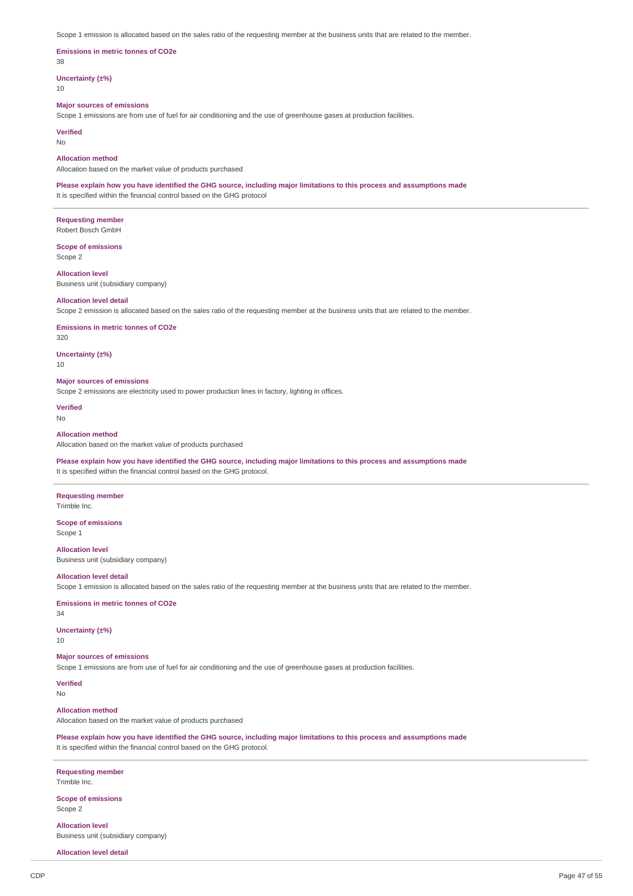Scope 1 emission is allocated based on the sales ratio of the requesting member at the business units that are related to the member.

**Emissions in metric tonnes of CO2e**
38

**Uncertainty (±%)**
10

**Major sources of emissions**
Scope 1 emissions are from use of fuel for air conditioning and the use of greenhouse gases at production facilities.

**Verified**
No

**Allocation method**
Allocation based on the market value of products purchased

**Please explain how you have identified the GHG source, including major limitations to this process and assumptions made**
It is specified within the financial control based on the GHG protocol

---

**Requesting member**
Robert Bosch GmbH

**Scope of emissions**
Scope 2

**Allocation level**
Business unit (subsidiary company)

**Allocation level detail**
Scope 2 emission is allocated based on the sales ratio of the requesting member at the business units that are related to the member.

**Emissions in metric tonnes of CO2e**
320

**Uncertainty (±%)**
10

**Major sources of emissions**
Scope 2 emissions are electricity used to power production lines in factory, lighting in offices.

**Verified**
No

**Allocation method**
Allocation based on the market value of products purchased

**Please explain how you have identified the GHG source, including major limitations to this process and assumptions made**
It is specified within the financial control based on the GHG protocol.

---

**Requesting member**
Trimble Inc.

**Scope of emissions**
Scope 1

**Allocation level**
Business unit (subsidiary company)

**Allocation level detail**
Scope 1 emission is allocated based on the sales ratio of the requesting member at the business units that are related to the member.

**Emissions in metric tonnes of CO2e**
34

**Uncertainty (±%)**
10

**Major sources of emissions**
Scope 1 emissions are from use of fuel for air conditioning and the use of greenhouse gases at production facilities.

**Verified**
No

**Allocation method**
Allocation based on the market value of products purchased

**Please explain how you have identified the GHG source, including major limitations to this process and assumptions made**
It is specified within the financial control based on the GHG protocol.

---

**Requesting member**
Trimble Inc.

**Scope of emissions**
Scope 2

**Allocation level**
Business unit (subsidiary company)

**Allocation level detail**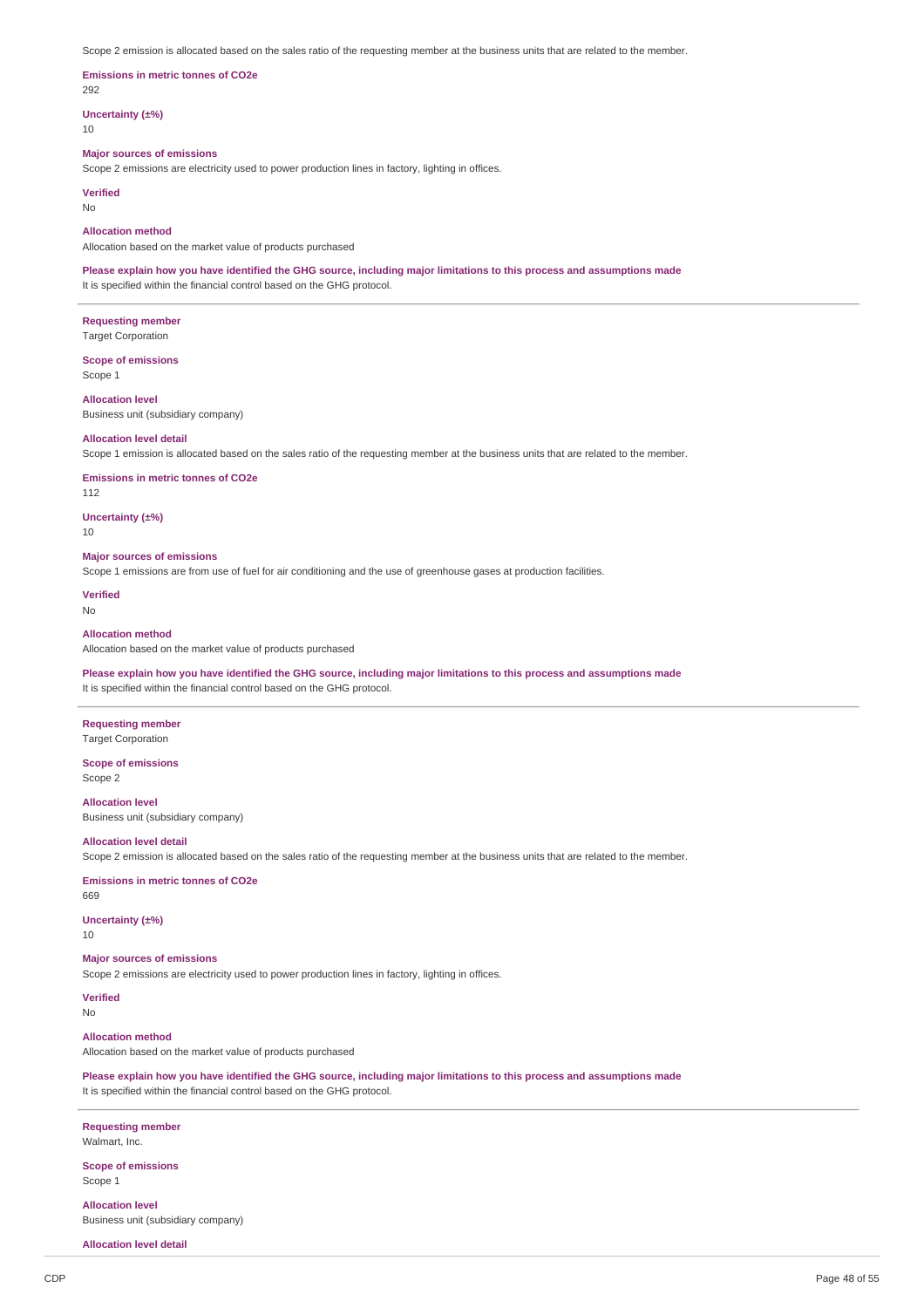Scope 2 emission is allocated based on the sales ratio of the requesting member at the business units that are related to the member.

**Emissions in metric tonnes of CO2e**
292

**Uncertainty (±%)**
10

**Major sources of emissions**
Scope 2 emissions are electricity used to power production lines in factory, lighting in offices.

**Verified**
No

**Allocation method**
Allocation based on the market value of products purchased

**Please explain how you have identified the GHG source, including major limitations to this process and assumptions made**
It is specified within the financial control based on the GHG protocol.

---

**Requesting member**
Target Corporation

**Scope of emissions**
Scope 1

**Allocation level**
Business unit (subsidiary company)

**Allocation level detail**
Scope 1 emission is allocated based on the sales ratio of the requesting member at the business units that are related to the member.

**Emissions in metric tonnes of CO2e**
112

**Uncertainty (±%)**
10

**Major sources of emissions**
Scope 1 emissions are from use of fuel for air conditioning and the use of greenhouse gases at production facilities.

**Verified**
No

**Allocation method**
Allocation based on the market value of products purchased

**Please explain how you have identified the GHG source, including major limitations to this process and assumptions made**
It is specified within the financial control based on the GHG protocol.

---

**Requesting member**
Target Corporation

**Scope of emissions**
Scope 2

**Allocation level**
Business unit (subsidiary company)

**Allocation level detail**
Scope 2 emission is allocated based on the sales ratio of the requesting member at the business units that are related to the member.

**Emissions in metric tonnes of CO2e**
669

**Uncertainty (±%)**
10

**Major sources of emissions**
Scope 2 emissions are electricity used to power production lines in factory, lighting in offices.

**Verified**
No

**Allocation method**
Allocation based on the market value of products purchased

**Please explain how you have identified the GHG source, including major limitations to this process and assumptions made**
It is specified within the financial control based on the GHG protocol.

---

**Requesting member**
Walmart, Inc.

**Scope of emissions**
Scope 1

**Allocation level**
Business unit (subsidiary company)

**Allocation level detail**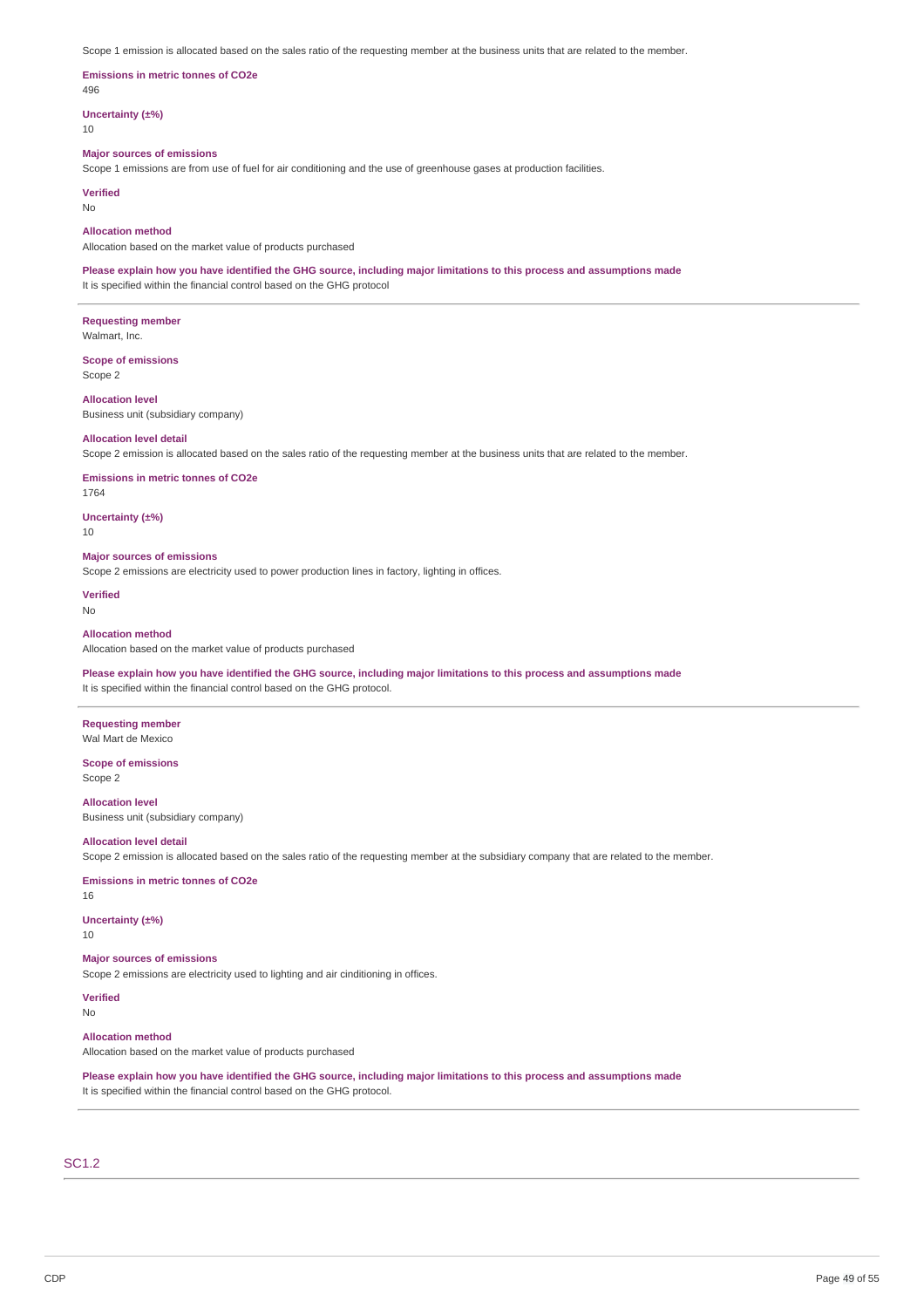Scope 1 emission is allocated based on the sales ratio of the requesting member at the business units that are related to the member.

**Emissions in metric tonnes of CO2e**
496

**Uncertainty (±%)**
10

**Major sources of emissions**
Scope 1 emissions are from use of fuel for air conditioning and the use of greenhouse gases at production facilities.

**Verified**
No

**Allocation method**
Allocation based on the market value of products purchased

**Please explain how you have identified the GHG source, including major limitations to this process and assumptions made**
It is specified within the financial control based on the GHG protocol

---

**Requesting member**
Walmart, Inc.

**Scope of emissions**
Scope 2

**Allocation level**
Business unit (subsidiary company)

**Allocation level detail**
Scope 2 emission is allocated based on the sales ratio of the requesting member at the business units that are related to the member.

**Emissions in metric tonnes of CO2e**
1764

**Uncertainty (±%)**
10

**Major sources of emissions**
Scope 2 emissions are electricity used to power production lines in factory, lighting in offices.

**Verified**
No

**Allocation method**
Allocation based on the market value of products purchased

**Please explain how you have identified the GHG source, including major limitations to this process and assumptions made**
It is specified within the financial control based on the GHG protocol.

---

**Requesting member**
Wal Mart de Mexico

**Scope of emissions**
Scope 2

**Allocation level**
Business unit (subsidiary company)

**Allocation level detail**
Scope 2 emission is allocated based on the sales ratio of the requesting member at the subsidiary company that are related to the member.

**Emissions in metric tonnes of CO2e**
16

**Uncertainty (±%)**
10

**Major sources of emissions**
Scope 2 emissions are electricity used to lighting and air cinditioning in offices.

**Verified**
No

**Allocation method**
Allocation based on the market value of products purchased

**Please explain how you have identified the GHG source, including major limitations to this process and assumptions made**
It is specified within the financial control based on the GHG protocol.

---

## SC1.2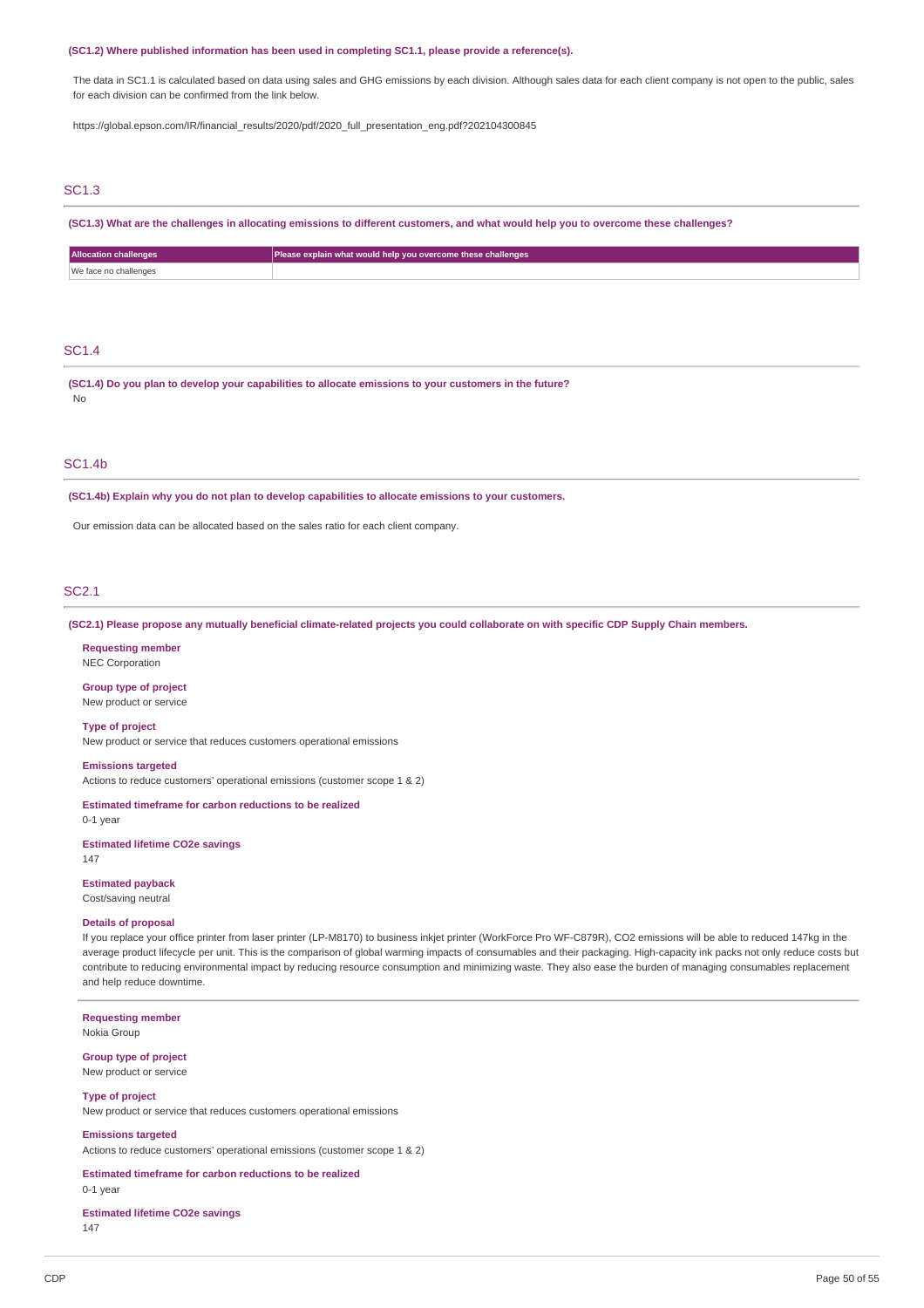**(SC1.2) Where published information has been used in completing SC1.1, please provide a reference(s).**

The data in SC1.1 is calculated based on data using sales and GHG emissions by each division. Although sales data for each client company is not open to the public, sales for each division can be confirmed from the link below.

https://global.epson.com/IR/financial_results/2020/pdf/2020_full_presentation_eng.pdf?202104300845

## SC1.3

**(SC1.3) What are the challenges in allocating emissions to different customers, and what would help you to overcome these challenges?**

| Allocation challenges | Please explain what would help you overcome these challenges |
|---|---|
| We face no challenges | |

## SC1.4

**(SC1.4) Do you plan to develop your capabilities to allocate emissions to your customers in the future?**

No

## SC1.4b

**(SC1.4b) Explain why you do not plan to develop capabilities to allocate emissions to your customers.**

Our emission data can be allocated based on the sales ratio for each client company.

## SC2.1

**(SC2.1) Please propose any mutually beneficial climate-related projects you could collaborate on with specific CDP Supply Chain members.**

**Requesting member**
NEC Corporation

**Group type of project**
New product or service

**Type of project**
New product or service that reduces customers operational emissions

**Emissions targeted**
Actions to reduce customers' operational emissions (customer scope 1 & 2)

**Estimated timeframe for carbon reductions to be realized**
0-1 year

**Estimated lifetime CO2e savings**
147

**Estimated payback**
Cost/saving neutral

**Details of proposal**
If you replace your office printer from laser printer (LP-M8170) to business inkjet printer (WorkForce Pro WF-C879R), CO2 emissions will be able to reduced 147kg in the average product lifecycle per unit. This is the comparison of global warming impacts of consumables and their packaging. High-capacity ink packs not only reduce costs but contribute to reducing environmental impact by reducing resource consumption and minimizing waste. They also ease the burden of managing consumables replacement and help reduce downtime.

---

**Requesting member**
Nokia Group

**Group type of project**
New product or service

**Type of project**
New product or service that reduces customers operational emissions

**Emissions targeted**
Actions to reduce customers' operational emissions (customer scope 1 & 2)

**Estimated timeframe for carbon reductions to be realized**
0-1 year

**Estimated lifetime CO2e savings**
147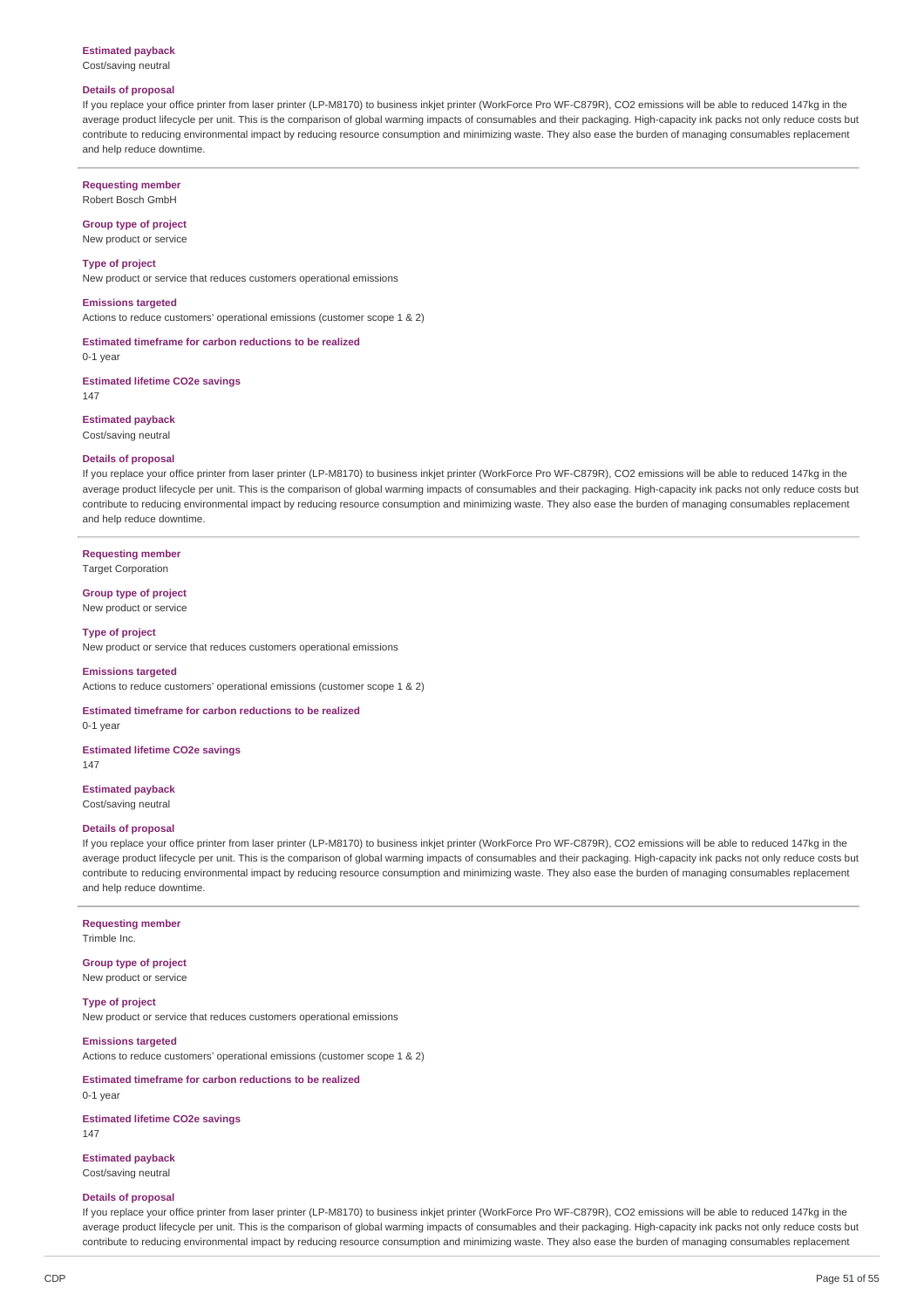**Estimated payback**
Cost/saving neutral

**Details of proposal**
If you replace your office printer from laser printer (LP-M8170) to business inkjet printer (WorkForce Pro WF-C879R), CO2 emissions will be able to reduced 147kg in the average product lifecycle per unit. This is the comparison of global warming impacts of consumables and their packaging. High-capacity ink packs not only reduce costs but contribute to reducing environmental impact by reducing resource consumption and minimizing waste. They also ease the burden of managing consumables replacement and help reduce downtime.

---

**Requesting member**
Robert Bosch GmbH

**Group type of project**
New product or service

**Type of project**
New product or service that reduces customers operational emissions

**Emissions targeted**
Actions to reduce customers' operational emissions (customer scope 1 & 2)

**Estimated timeframe for carbon reductions to be realized**
0-1 year

**Estimated lifetime CO2e savings**
147

**Estimated payback**
Cost/saving neutral

**Details of proposal**
If you replace your office printer from laser printer (LP-M8170) to business inkjet printer (WorkForce Pro WF-C879R), CO2 emissions will be able to reduced 147kg in the average product lifecycle per unit. This is the comparison of global warming impacts of consumables and their packaging. High-capacity ink packs not only reduce costs but contribute to reducing environmental impact by reducing resource consumption and minimizing waste. They also ease the burden of managing consumables replacement and help reduce downtime.

---

**Requesting member**
Target Corporation

**Group type of project**
New product or service

**Type of project**
New product or service that reduces customers operational emissions

**Emissions targeted**
Actions to reduce customers' operational emissions (customer scope 1 & 2)

**Estimated timeframe for carbon reductions to be realized**
0-1 year

**Estimated lifetime CO2e savings**
147

**Estimated payback**
Cost/saving neutral

**Details of proposal**
If you replace your office printer from laser printer (LP-M8170) to business inkjet printer (WorkForce Pro WF-C879R), CO2 emissions will be able to reduced 147kg in the average product lifecycle per unit. This is the comparison of global warming impacts of consumables and their packaging. High-capacity ink packs not only reduce costs but contribute to reducing environmental impact by reducing resource consumption and minimizing waste. They also ease the burden of managing consumables replacement and help reduce downtime.

---

**Requesting member**
Trimble Inc.

**Group type of project**
New product or service

**Type of project**
New product or service that reduces customers operational emissions

**Emissions targeted**
Actions to reduce customers' operational emissions (customer scope 1 & 2)

**Estimated timeframe for carbon reductions to be realized**
0-1 year

**Estimated lifetime CO2e savings**
147

**Estimated payback**
Cost/saving neutral

**Details of proposal**
If you replace your office printer from laser printer (LP-M8170) to business inkjet printer (WorkForce Pro WF-C879R), CO2 emissions will be able to reduced 147kg in the average product lifecycle per unit. This is the comparison of global warming impacts of consumables and their packaging. High-capacity ink packs not only reduce costs but contribute to reducing environmental impact by reducing resource consumption and minimizing waste. They also ease the burden of managing consumables replacement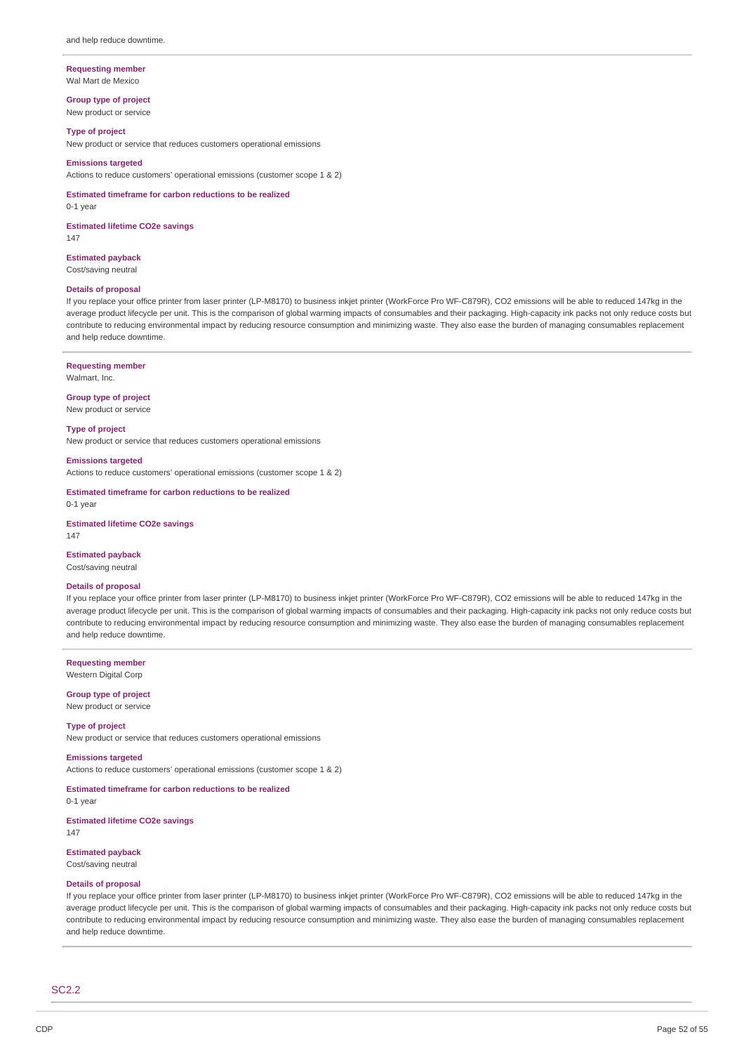and help reduce downtime.

**Requesting member**
Wal Mart de Mexico

**Group type of project**
New product or service

**Type of project**
New product or service that reduces customers operational emissions

**Emissions targeted**
Actions to reduce customers' operational emissions (customer scope 1 & 2)

**Estimated timeframe for carbon reductions to be realized**
0-1 year

**Estimated lifetime CO2e savings**
147

**Estimated payback**
Cost/saving neutral

**Details of proposal**
If you replace your office printer from laser printer (LP-M8170) to business inkjet printer (WorkForce Pro WF-C879R), CO2 emissions will be able to reduced 147kg in the average product lifecycle per unit. This is the comparison of global warming impacts of consumables and their packaging. High-capacity ink packs not only reduce costs but contribute to reducing environmental impact by reducing resource consumption and minimizing waste. They also ease the burden of managing consumables replacement and help reduce downtime.

**Requesting member**
Walmart, Inc.

**Group type of project**
New product or service

**Type of project**
New product or service that reduces customers operational emissions

**Emissions targeted**
Actions to reduce customers' operational emissions (customer scope 1 & 2)

**Estimated timeframe for carbon reductions to be realized**
0-1 year

**Estimated lifetime CO2e savings**
147

**Estimated payback**
Cost/saving neutral

**Details of proposal**
If you replace your office printer from laser printer (LP-M8170) to business inkjet printer (WorkForce Pro WF-C879R), CO2 emissions will be able to reduced 147kg in the average product lifecycle per unit. This is the comparison of global warming impacts of consumables and their packaging. High-capacity ink packs not only reduce costs but contribute to reducing environmental impact by reducing resource consumption and minimizing waste. They also ease the burden of managing consumables replacement and help reduce downtime.

**Requesting member**
Western Digital Corp

**Group type of project**
New product or service

**Type of project**
New product or service that reduces customers operational emissions

**Emissions targeted**
Actions to reduce customers' operational emissions (customer scope 1 & 2)

**Estimated timeframe for carbon reductions to be realized**
0-1 year

**Estimated lifetime CO2e savings**
147

**Estimated payback**
Cost/saving neutral

**Details of proposal**
If you replace your office printer from laser printer (LP-M8170) to business inkjet printer (WorkForce Pro WF-C879R), CO2 emissions will be able to reduced 147kg in the average product lifecycle per unit. This is the comparison of global warming impacts of consumables and their packaging. High-capacity ink packs not only reduce costs but contribute to reducing environmental impact by reducing resource consumption and minimizing waste. They also ease the burden of managing consumables replacement and help reduce downtime.

## SC2.2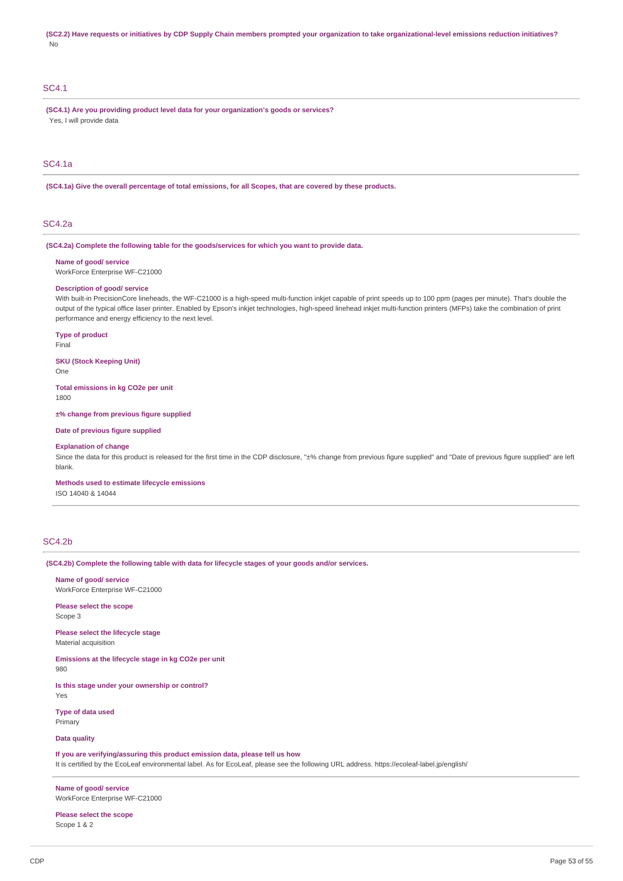**(SC2.2) Have requests or initiatives by CDP Supply Chain members prompted your organization to take organizational-level emissions reduction initiatives?**

No

## SC4.1

**(SC4.1) Are you providing product level data for your organization's goods or services?**

Yes, I will provide data

## SC4.1a

**(SC4.1a) Give the overall percentage of total emissions, for all Scopes, that are covered by these products.**

## SC4.2a

**(SC4.2a) Complete the following table for the goods/services for which you want to provide data.**

**Name of good/ service**

WorkForce Enterprise WF-C21000

**Description of good/ service**

With built-in PrecisionCore lineheads, the WF-C21000 is a high-speed multi-function inkjet capable of print speeds up to 100 ppm (pages per minute). That's double the output of the typical office laser printer. Enabled by Epson's inkjet technologies, high-speed linehead inkjet multi-function printers (MFPs) take the combination of print performance and energy efficiency to the next level.

**Type of product**

Final

**SKU (Stock Keeping Unit)**

One

**Total emissions in kg CO2e per unit**

1800

**±% change from previous figure supplied**

**Date of previous figure supplied**

**Explanation of change**

Since the data for this product is released for the first time in the CDP disclosure, "±% change from previous figure supplied" and "Date of previous figure supplied" are left blank.

**Methods used to estimate lifecycle emissions**

ISO 14040 & 14044

## SC4.2b

**(SC4.2b) Complete the following table with data for lifecycle stages of your goods and/or services.**

**Name of good/ service**

WorkForce Enterprise WF-C21000

**Please select the scope**

Scope 3

**Please select the lifecycle stage**

Material acquisition

**Emissions at the lifecycle stage in kg CO2e per unit**

980

**Is this stage under your ownership or control?**

Yes

**Type of data used**

Primary

**Data quality**

**If you are verifying/assuring this product emission data, please tell us how**

It is certified by the EcoLeaf environmental label. As for EcoLeaf, please see the following URL address. https://ecoleaf-label.jp/english/

**Name of good/ service**

WorkForce Enterprise WF-C21000

**Please select the scope**

Scope 1 & 2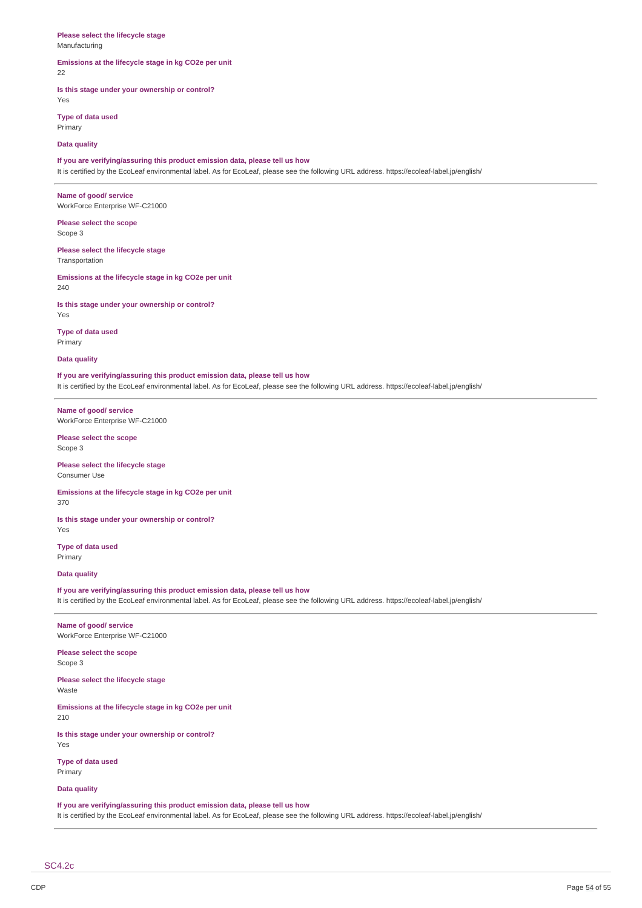**Please select the lifecycle stage**
Manufacturing

**Emissions at the lifecycle stage in kg CO2e per unit**
22

**Is this stage under your ownership or control?**
Yes

**Type of data used**
Primary

**Data quality**

**If you are verifying/assuring this product emission data, please tell us how**
It is certified by the EcoLeaf environmental label. As for EcoLeaf, please see the following URL address. https://ecoleaf-label.jp/english/

---

**Name of good/ service**
WorkForce Enterprise WF-C21000

**Please select the scope**
Scope 3

**Please select the lifecycle stage**
Transportation

**Emissions at the lifecycle stage in kg CO2e per unit**
240

**Is this stage under your ownership or control?**
Yes

**Type of data used**
Primary

**Data quality**

**If you are verifying/assuring this product emission data, please tell us how**
It is certified by the EcoLeaf environmental label. As for EcoLeaf, please see the following URL address. https://ecoleaf-label.jp/english/

---

**Name of good/ service**
WorkForce Enterprise WF-C21000

**Please select the scope**
Scope 3

**Please select the lifecycle stage**
Consumer Use

**Emissions at the lifecycle stage in kg CO2e per unit**
370

**Is this stage under your ownership or control?**
Yes

**Type of data used**
Primary

**Data quality**

**If you are verifying/assuring this product emission data, please tell us how**
It is certified by the EcoLeaf environmental label. As for EcoLeaf, please see the following URL address. https://ecoleaf-label.jp/english/

---

**Name of good/ service**
WorkForce Enterprise WF-C21000

**Please select the scope**
Scope 3

**Please select the lifecycle stage**
Waste

**Emissions at the lifecycle stage in kg CO2e per unit**
210

**Is this stage under your ownership or control?**
Yes

**Type of data used**
Primary

**Data quality**

**If you are verifying/assuring this product emission data, please tell us how**
It is certified by the EcoLeaf environmental label. As for EcoLeaf, please see the following URL address. https://ecoleaf-label.jp/english/

---

## SC4.2c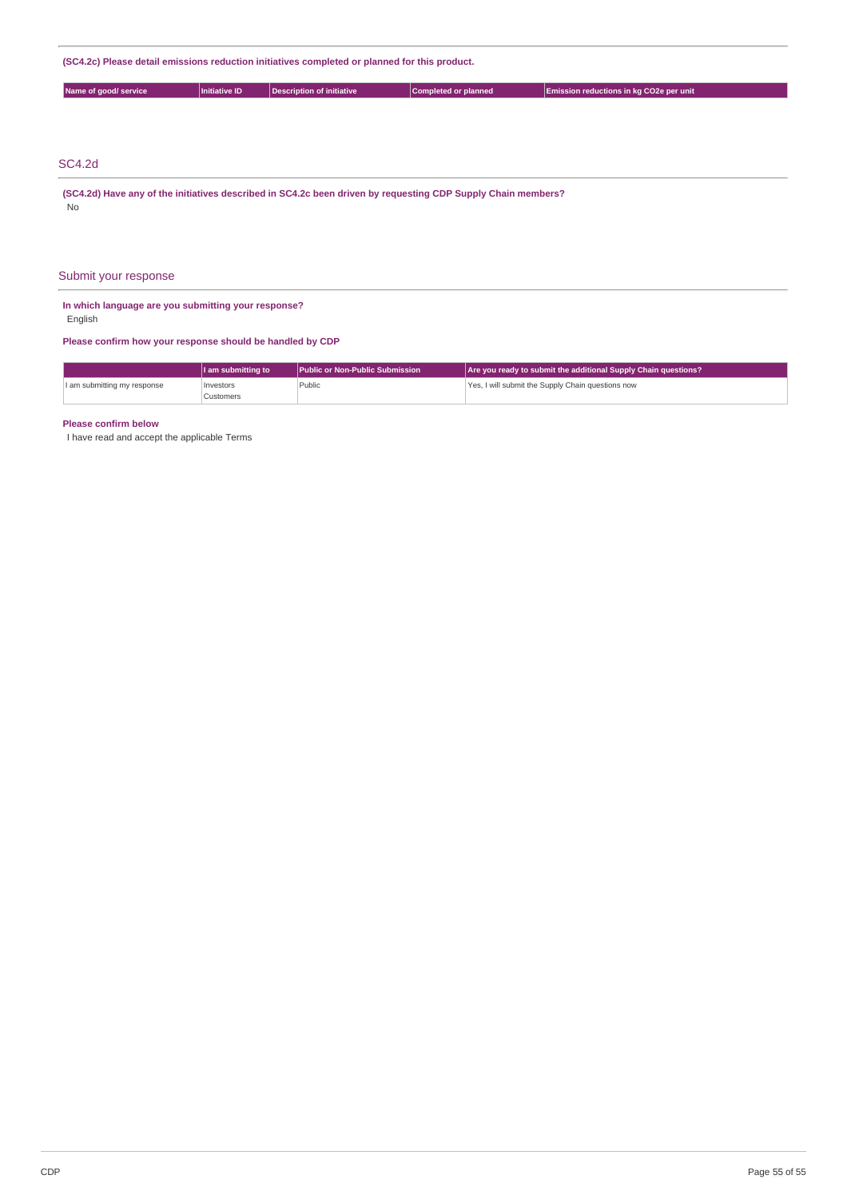**(SC4.2c) Please detail emissions reduction initiatives completed or planned for this product.**

| Name of good/ service | Initiative ID | Description of initiative | Completed or planned | Emission reductions in kg CO2e per unit |
|---|---|---|---|---|

## SC4.2d

**(SC4.2d) Have any of the initiatives described in SC4.2c been driven by requesting CDP Supply Chain members?**

No

## Submit your response

**In which language are you submitting your response?**

English

**Please confirm how your response should be handled by CDP**

| | I am submitting to | Public or Non-Public Submission | Are you ready to submit the additional Supply Chain questions? |
|---|---|---|---|
| I am submitting my response | Investors<br>Customers | Public | Yes, I will submit the Supply Chain questions now |

**Please confirm below**

I have read and accept the applicable Terms